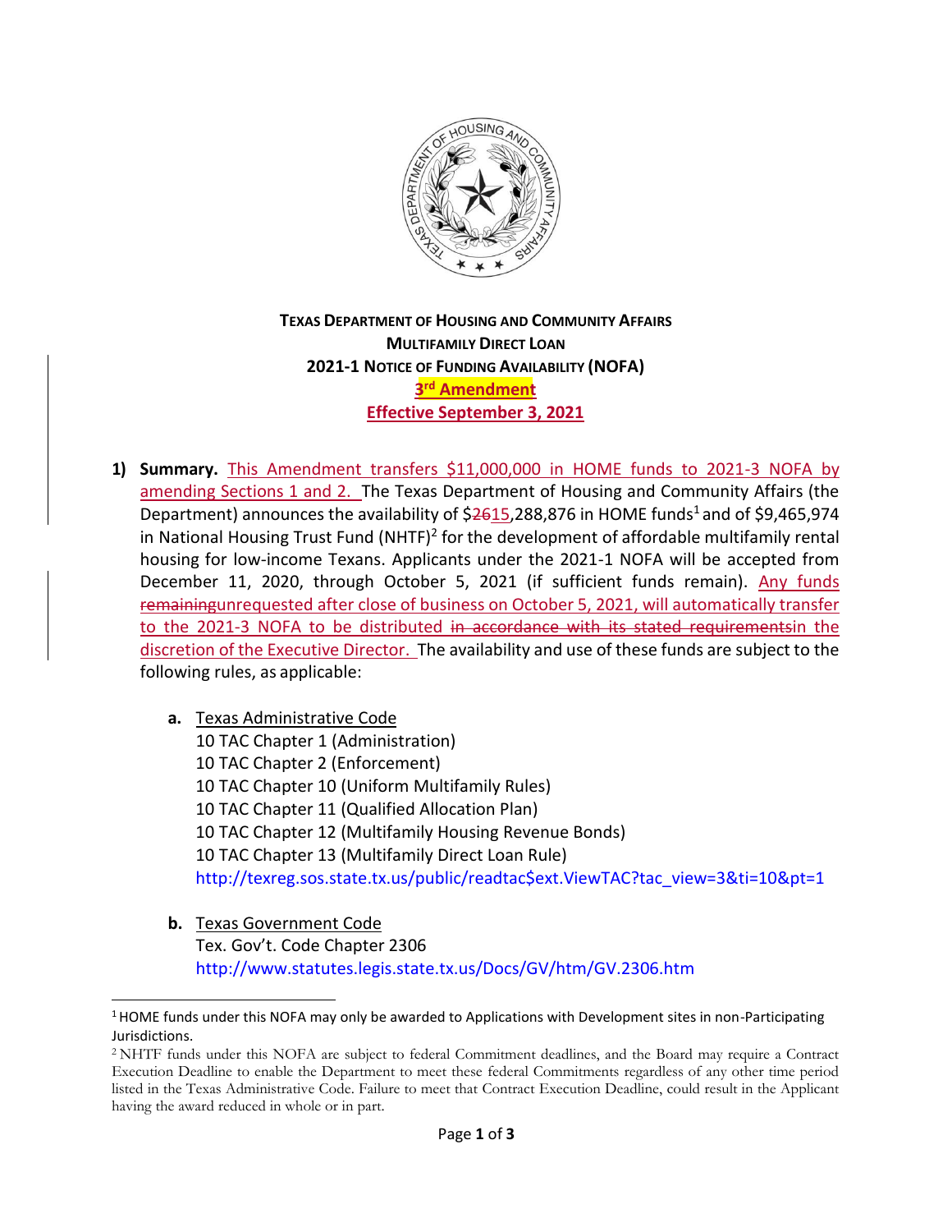**TEXAS DEPARTMENT OF HOUSING AND COMMUNITY AFFAIRS**
**MULTIFAMILY DIRECT LOAN**
**2021-1 NOTICE OF FUNDING AVAILABILITY (NOFA)**
**3rd Amendment**
**Effective September 3, 2021**

1) **Summary.** This Amendment transfers $11,000,000 in HOME funds to 2021-3 NOFA by amending Sections 1 and 2. The Texas Department of Housing and Community Affairs (the Department) announces the availability of $~~26~~15,288,876 in HOME funds[1] and of $9,465,974 in National Housing Trust Fund (NHTF)[2] for the development of affordable multifamily rental housing for low-income Texans. Applicants under the 2021-1 NOFA will be accepted from December 11, 2020, through October 5, 2021 (if sufficient funds remain). Any funds ~~remaining~~unrequested after close of business on October 5, 2021, will automatically transfer to the 2021-3 NOFA to be distributed ~~in accordance with its stated requirements~~in the discretion of the Executive Director. The availability and use of these funds are subject to the following rules, as applicable:

   a. Texas Administrative Code
      10 TAC Chapter 1 (Administration)
      10 TAC Chapter 2 (Enforcement)
      10 TAC Chapter 10 (Uniform Multifamily Rules)
      10 TAC Chapter 11 (Qualified Allocation Plan)
      10 TAC Chapter 12 (Multifamily Housing Revenue Bonds)
      10 TAC Chapter 13 (Multifamily Direct Loan Rule)
      http://texreg.sos.state.tx.us/public/readtac$ext.ViewTAC?tac_view=3&ti=10&pt=1

   b. Texas Government Code
      Tex. Gov't. Code Chapter 2306
      http://www.statutes.legis.state.tx.us/Docs/GV/htm/GV.2306.htm

[1] HOME funds under this NOFA may only be awarded to Applications with Development sites in non-Participating Jurisdictions.

[2] NHTF funds under this NOFA are subject to federal Commitment deadlines, and the Board may require a Contract Execution Deadline to enable the Department to meet these federal Commitments regardless of any other time period listed in the Texas Administrative Code. Failure to meet that Contract Execution Deadline, could result in the Applicant having the award reduced in whole or in part.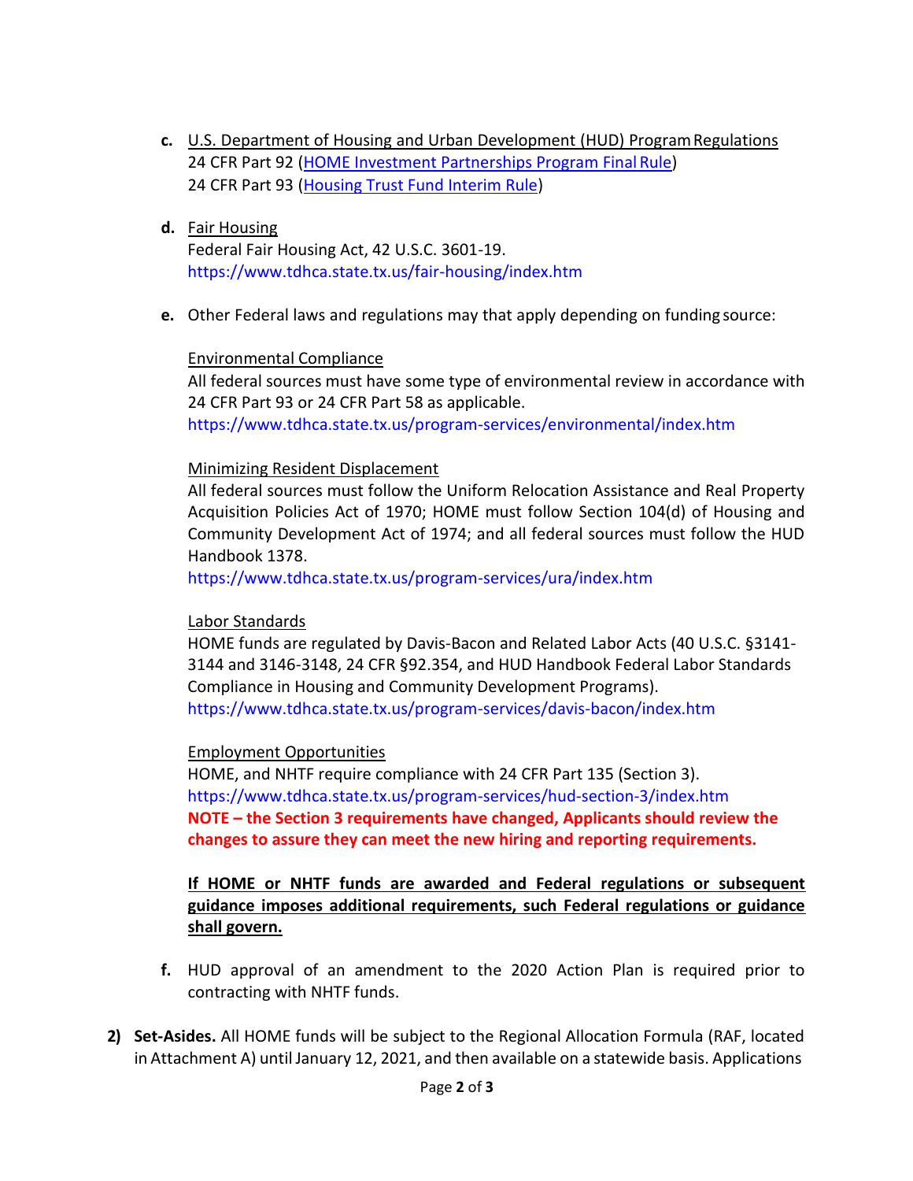c. <u>U.S. Department of Housing and Urban Development (HUD) Program Regulations</u>
24 CFR Part 92 ([HOME Investment Partnerships Program Final Rule](#))
24 CFR Part 93 ([Housing Trust Fund Interim Rule](#))

d. <u>Fair Housing</u>
Federal Fair Housing Act, 42 U.S.C. 3601-19.
https://www.tdhca.state.tx.us/fair-housing/index.htm

e. Other Federal laws and regulations may that apply depending on funding source:

<u>Environmental Compliance</u>
All federal sources must have some type of environmental review in accordance with 24 CFR Part 93 or 24 CFR Part 58 as applicable.
https://www.tdhca.state.tx.us/program-services/environmental/index.htm

<u>Minimizing Resident Displacement</u>
All federal sources must follow the Uniform Relocation Assistance and Real Property Acquisition Policies Act of 1970; HOME must follow Section 104(d) of Housing and Community Development Act of 1974; and all federal sources must follow the HUD Handbook 1378.
https://www.tdhca.state.tx.us/program-services/ura/index.htm

<u>Labor Standards</u>
HOME funds are regulated by Davis-Bacon and Related Labor Acts (40 U.S.C. §3141-3144 and 3146-3148, 24 CFR §92.354, and HUD Handbook Federal Labor Standards Compliance in Housing and Community Development Programs).
https://www.tdhca.state.tx.us/program-services/davis-bacon/index.htm

<u>Employment Opportunities</u>
HOME, and NHTF require compliance with 24 CFR Part 135 (Section 3).
https://www.tdhca.state.tx.us/program-services/hud-section-3/index.htm
**NOTE – the Section 3 requirements have changed, Applicants should review the changes to assure they can meet the new hiring and reporting requirements.**

<u>**If HOME or NHTF funds are awarded and Federal regulations or subsequent guidance imposes additional requirements, such Federal regulations or guidance shall govern.**</u>

f. HUD approval of an amendment to the 2020 Action Plan is required prior to contracting with NHTF funds.

2) **Set-Asides.** All HOME funds will be subject to the Regional Allocation Formula (RAF, located in Attachment A) until January 12, 2021, and then available on a statewide basis. Applications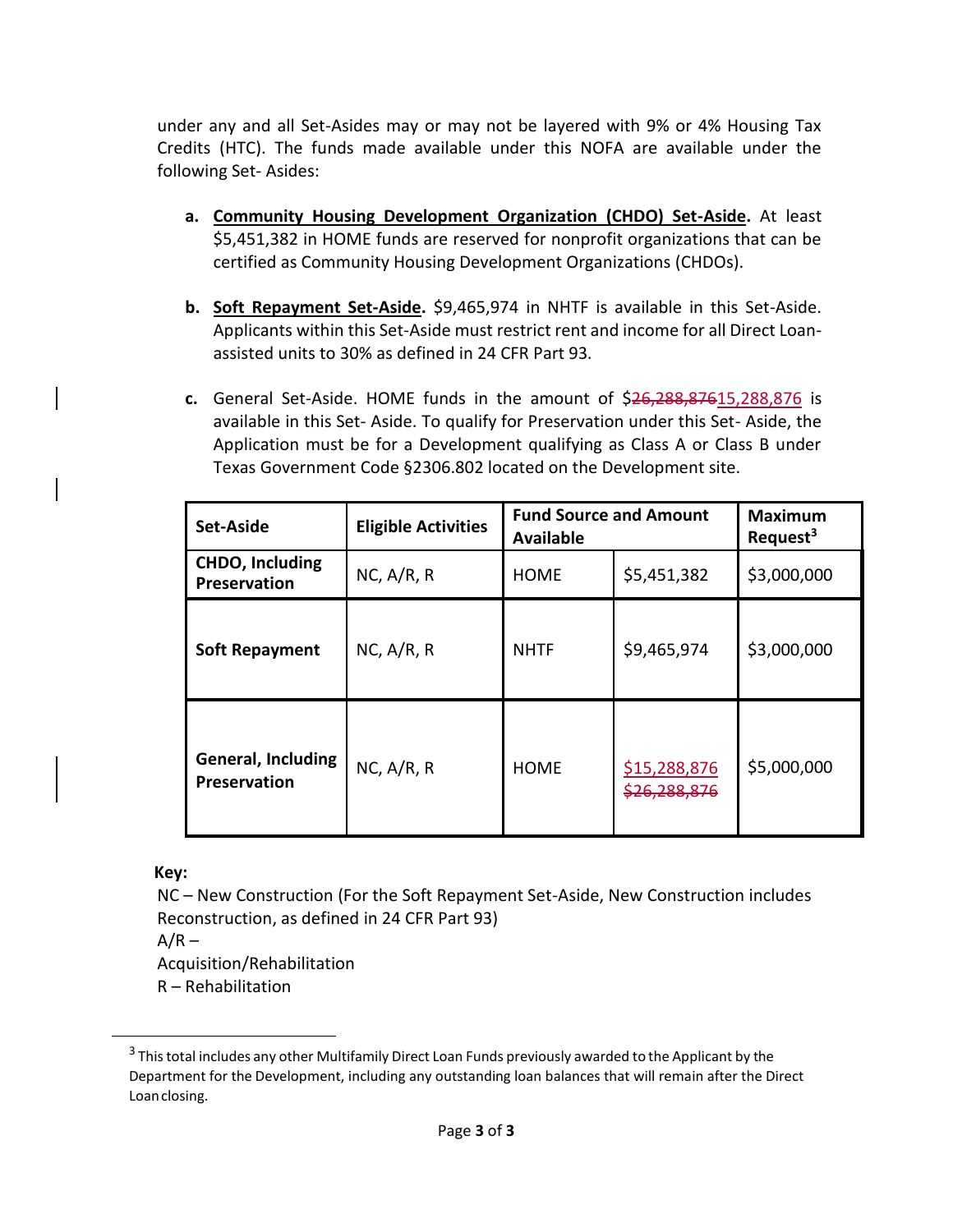under any and all Set-Asides may or may not be layered with 9% or 4% Housing Tax Credits (HTC). The funds made available under this NOFA are available under the following Set- Asides:

a. **Community Housing Development Organization (CHDO) Set-Aside.** At least $5,451,382 in HOME funds are reserved for nonprofit organizations that can be certified as Community Housing Development Organizations (CHDOs).

b. **Soft Repayment Set-Aside.** $9,465,974 in NHTF is available in this Set-Aside. Applicants within this Set-Aside must restrict rent and income for all Direct Loan-assisted units to 30% as defined in 24 CFR Part 93.

c. General Set-Aside. HOME funds in the amount of $~~26,288,876~~15,288,876 is available in this Set- Aside. To qualify for Preservation under this Set- Aside, the Application must be for a Development qualifying as Class A or Class B under Texas Government Code §2306.802 located on the Development site.

| Set-Aside | Eligible Activities | Fund Source and Amount Available | | Maximum Request[3] |
|---|---|---|---|---|
| **CHDO, Including Preservation** | NC, A/R, R | HOME | $5,451,382 | $3,000,000 |
| **Soft Repayment** | NC, A/R, R | NHTF | $9,465,974 | $3,000,000 |
| **General, Including Preservation** | NC, A/R, R | HOME | $15,288,876 ~~$26,288,876~~ | $5,000,000 |

**Key:**

NC – New Construction (For the Soft Repayment Set-Aside, New Construction includes Reconstruction, as defined in 24 CFR Part 93)

A/R – Acquisition/Rehabilitation

R – Rehabilitation

[3] This total includes any other Multifamily Direct Loan Funds previously awarded to the Applicant by the Department for the Development, including any outstanding loan balances that will remain after the Direct Loan closing.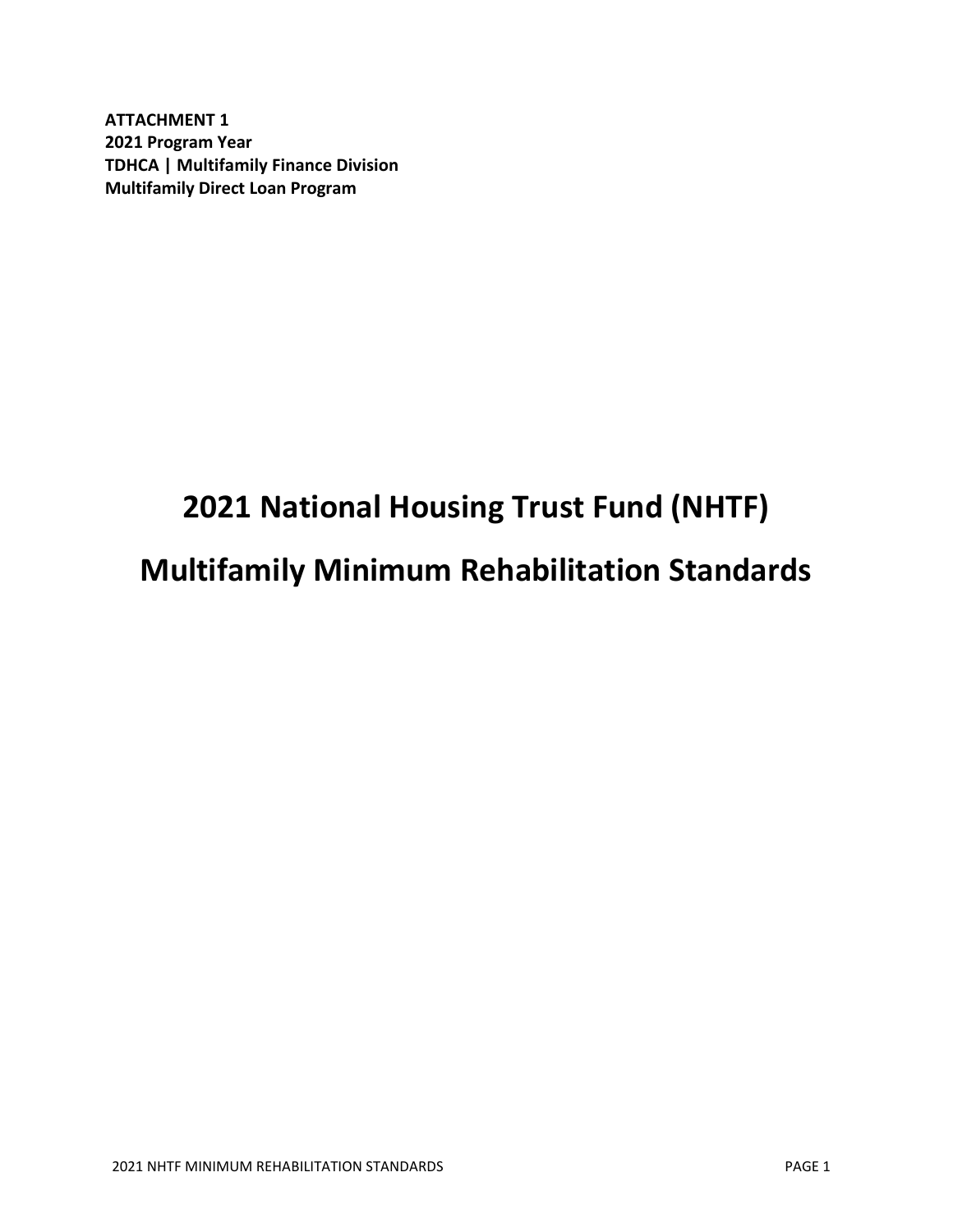**ATTACHMENT 1**
**2021 Program Year**
**TDHCA | Multifamily Finance Division**
**Multifamily Direct Loan Program**

# 2021 National Housing Trust Fund (NHTF)

# Multifamily Minimum Rehabilitation Standards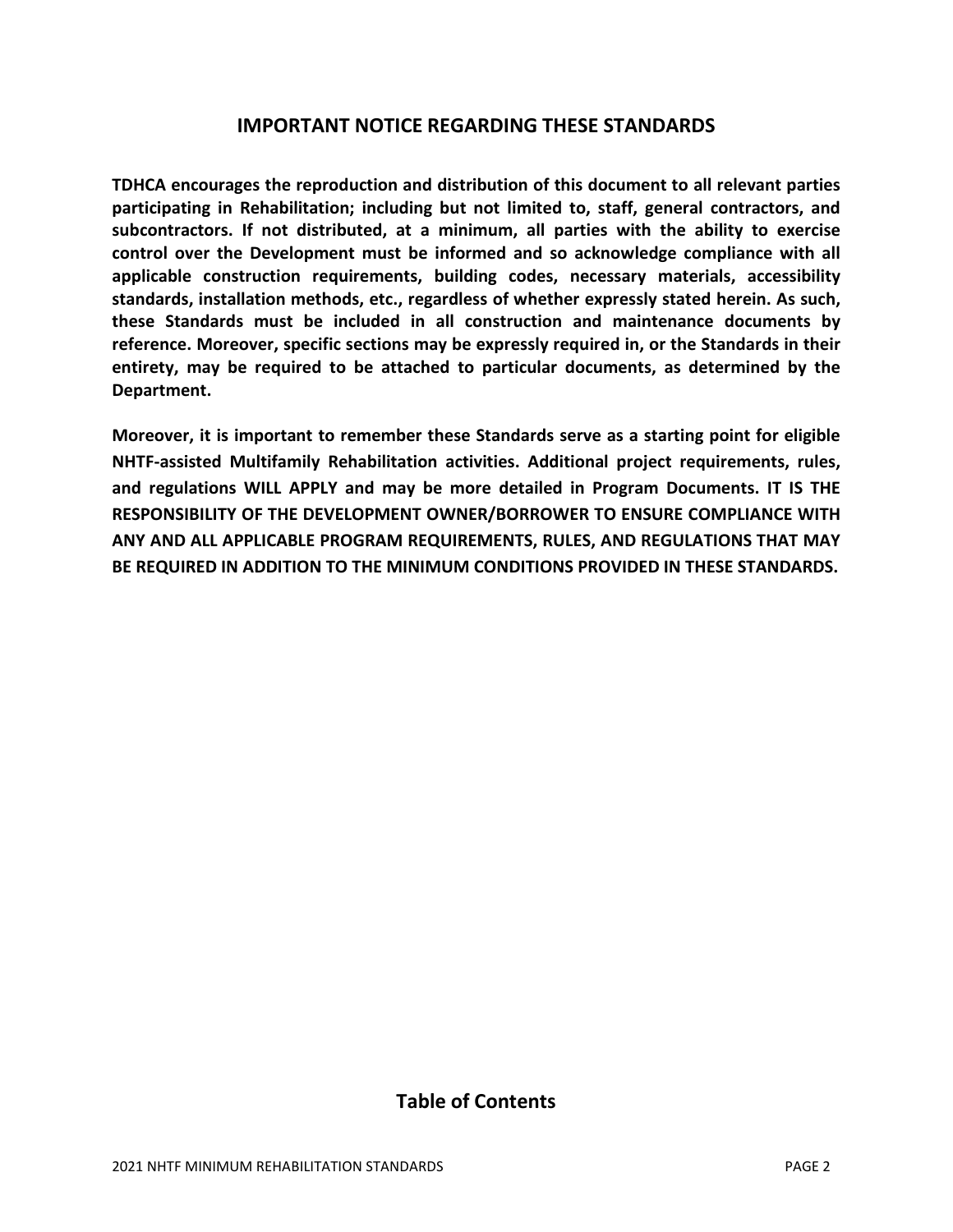## IMPORTANT NOTICE REGARDING THESE STANDARDS

**TDHCA encourages the reproduction and distribution of this document to all relevant parties participating in Rehabilitation; including but not limited to, staff, general contractors, and subcontractors. If not distributed, at a minimum, all parties with the ability to exercise control over the Development must be informed and so acknowledge compliance with all applicable construction requirements, building codes, necessary materials, accessibility standards, installation methods, etc., regardless of whether expressly stated herein. As such, these Standards must be included in all construction and maintenance documents by reference. Moreover, specific sections may be expressly required in, or the Standards in their entirety, may be required to be attached to particular documents, as determined by the Department.**

**Moreover, it is important to remember these Standards serve as a starting point for eligible NHTF-assisted Multifamily Rehabilitation activities. Additional project requirements, rules, and regulations WILL APPLY and may be more detailed in Program Documents. IT IS THE RESPONSIBILITY OF THE DEVELOPMENT OWNER/BORROWER TO ENSURE COMPLIANCE WITH ANY AND ALL APPLICABLE PROGRAM REQUIREMENTS, RULES, AND REGULATIONS THAT MAY BE REQUIRED IN ADDITION TO THE MINIMUM CONDITIONS PROVIDED IN THESE STANDARDS.**

## Table of Contents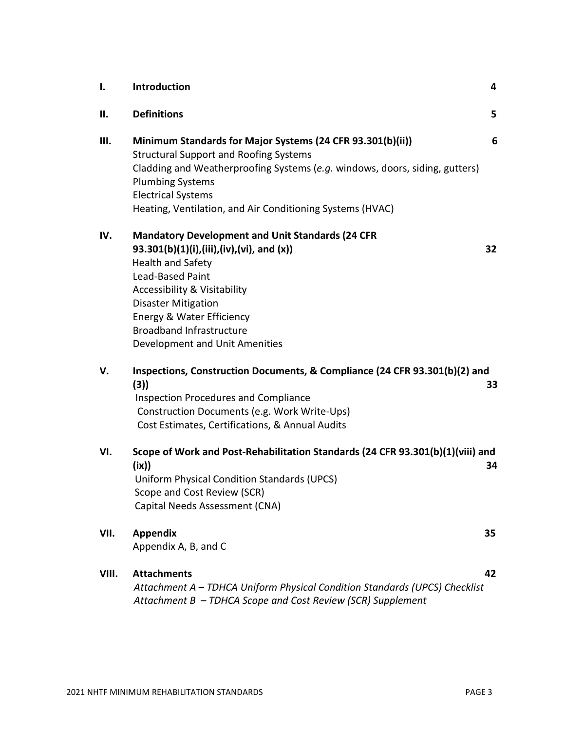| | | |
|---|---|---|
| **I.** | **Introduction** | **4** |
| **II.** | **Definitions** | **5** |
| **III.** | **Minimum Standards for Major Systems (24 CFR 93.301(b)(ii))**<br>Structural Support and Roofing Systems<br>Cladding and Weatherproofing Systems (*e.g.* windows, doors, siding, gutters)<br>Plumbing Systems<br>Electrical Systems<br>Heating, Ventilation, and Air Conditioning Systems (HVAC) | **6** |
| **IV.** | **Mandatory Development and Unit Standards (24 CFR 93.301(b)(1)(i),(iii),(iv),(vi), and (x))**<br>Health and Safety<br>Lead-Based Paint<br>Accessibility & Visitability<br>Disaster Mitigation<br>Energy & Water Efficiency<br>Broadband Infrastructure<br>Development and Unit Amenities | **32** |
| **V.** | **Inspections, Construction Documents, & Compliance (24 CFR 93.301(b)(2) and (3))**<br>Inspection Procedures and Compliance<br>Construction Documents (e.g. Work Write-Ups)<br>Cost Estimates, Certifications, & Annual Audits | **33** |
| **VI.** | **Scope of Work and Post-Rehabilitation Standards (24 CFR 93.301(b)(1)(viii) and (ix))**<br>Uniform Physical Condition Standards (UPCS)<br>Scope and Cost Review (SCR)<br>Capital Needs Assessment (CNA) | **34** |
| **VII.** | **Appendix**<br>Appendix A, B, and C | **35** |
| **VIII.** | **Attachments**<br>*Attachment A – TDHCA Uniform Physical Condition Standards (UPCS) Checklist*<br>*Attachment B – TDHCA Scope and Cost Review (SCR) Supplement* | **42** |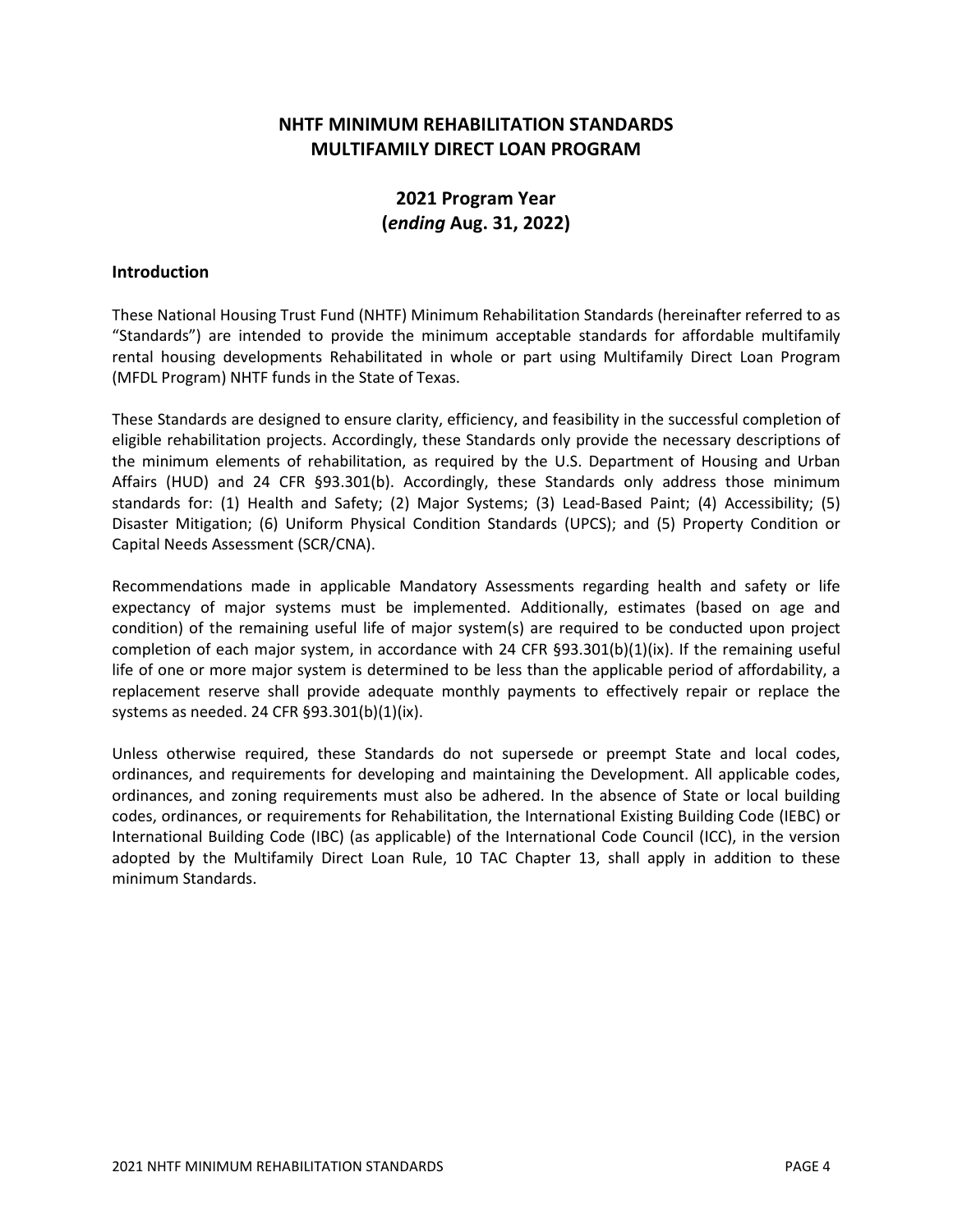# NHTF MINIMUM REHABILITATION STANDARDS
# MULTIFAMILY DIRECT LOAN PROGRAM

## 2021 Program Year
## (*ending* Aug. 31, 2022)

### Introduction

These National Housing Trust Fund (NHTF) Minimum Rehabilitation Standards (hereinafter referred to as "Standards") are intended to provide the minimum acceptable standards for affordable multifamily rental housing developments Rehabilitated in whole or part using Multifamily Direct Loan Program (MFDL Program) NHTF funds in the State of Texas.

These Standards are designed to ensure clarity, efficiency, and feasibility in the successful completion of eligible rehabilitation projects. Accordingly, these Standards only provide the necessary descriptions of the minimum elements of rehabilitation, as required by the U.S. Department of Housing and Urban Affairs (HUD) and 24 CFR §93.301(b). Accordingly, these Standards only address those minimum standards for: (1) Health and Safety; (2) Major Systems; (3) Lead-Based Paint; (4) Accessibility; (5) Disaster Mitigation; (6) Uniform Physical Condition Standards (UPCS); and (5) Property Condition or Capital Needs Assessment (SCR/CNA).

Recommendations made in applicable Mandatory Assessments regarding health and safety or life expectancy of major systems must be implemented. Additionally, estimates (based on age and condition) of the remaining useful life of major system(s) are required to be conducted upon project completion of each major system, in accordance with 24 CFR §93.301(b)(1)(ix). If the remaining useful life of one or more major system is determined to be less than the applicable period of affordability, a replacement reserve shall provide adequate monthly payments to effectively repair or replace the systems as needed. 24 CFR §93.301(b)(1)(ix).

Unless otherwise required, these Standards do not supersede or preempt State and local codes, ordinances, and requirements for developing and maintaining the Development. All applicable codes, ordinances, and zoning requirements must also be adhered. In the absence of State or local building codes, ordinances, or requirements for Rehabilitation, the International Existing Building Code (IEBC) or International Building Code (IBC) (as applicable) of the International Code Council (ICC), in the version adopted by the Multifamily Direct Loan Rule, 10 TAC Chapter 13, shall apply in addition to these minimum Standards.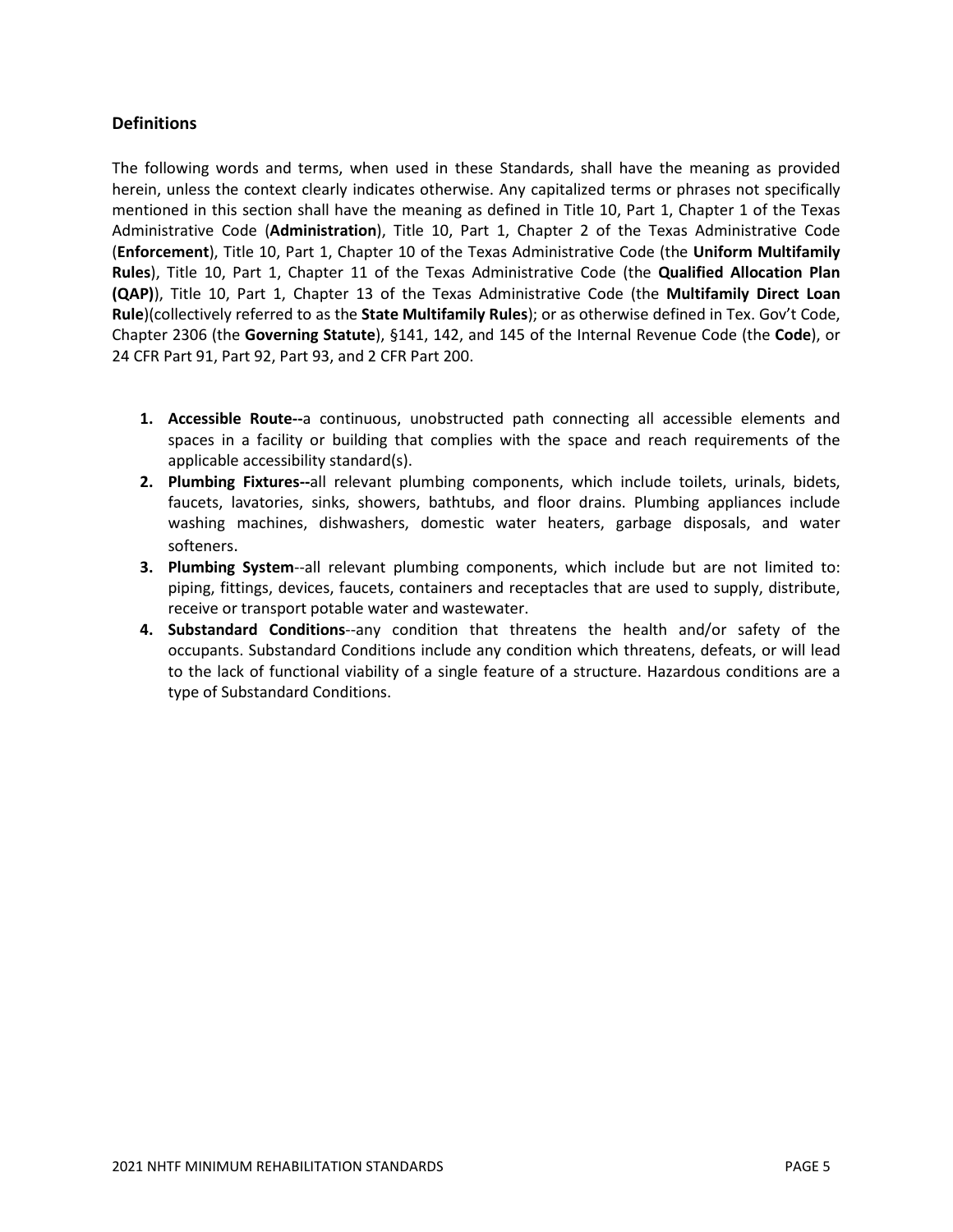## Definitions

The following words and terms, when used in these Standards, shall have the meaning as provided herein, unless the context clearly indicates otherwise. Any capitalized terms or phrases not specifically mentioned in this section shall have the meaning as defined in Title 10, Part 1, Chapter 1 of the Texas Administrative Code (**Administration**), Title 10, Part 1, Chapter 2 of the Texas Administrative Code (**Enforcement**), Title 10, Part 1, Chapter 10 of the Texas Administrative Code (the **Uniform Multifamily Rules**), Title 10, Part 1, Chapter 11 of the Texas Administrative Code (the **Qualified Allocation Plan (QAP)**), Title 10, Part 1, Chapter 13 of the Texas Administrative Code (the **Multifamily Direct Loan Rule**)(collectively referred to as the **State Multifamily Rules**); or as otherwise defined in Tex. Gov't Code, Chapter 2306 (the **Governing Statute**), §141, 142, and 145 of the Internal Revenue Code (the **Code**), or 24 CFR Part 91, Part 92, Part 93, and 2 CFR Part 200.

1. **Accessible Route--**a continuous, unobstructed path connecting all accessible elements and spaces in a facility or building that complies with the space and reach requirements of the applicable accessibility standard(s).
2. **Plumbing Fixtures--**all relevant plumbing components, which include toilets, urinals, bidets, faucets, lavatories, sinks, showers, bathtubs, and floor drains. Plumbing appliances include washing machines, dishwashers, domestic water heaters, garbage disposals, and water softeners.
3. **Plumbing System**--all relevant plumbing components, which include but are not limited to: piping, fittings, devices, faucets, containers and receptacles that are used to supply, distribute, receive or transport potable water and wastewater.
4. **Substandard Conditions**--any condition that threatens the health and/or safety of the occupants. Substandard Conditions include any condition which threatens, defeats, or will lead to the lack of functional viability of a single feature of a structure. Hazardous conditions are a type of Substandard Conditions.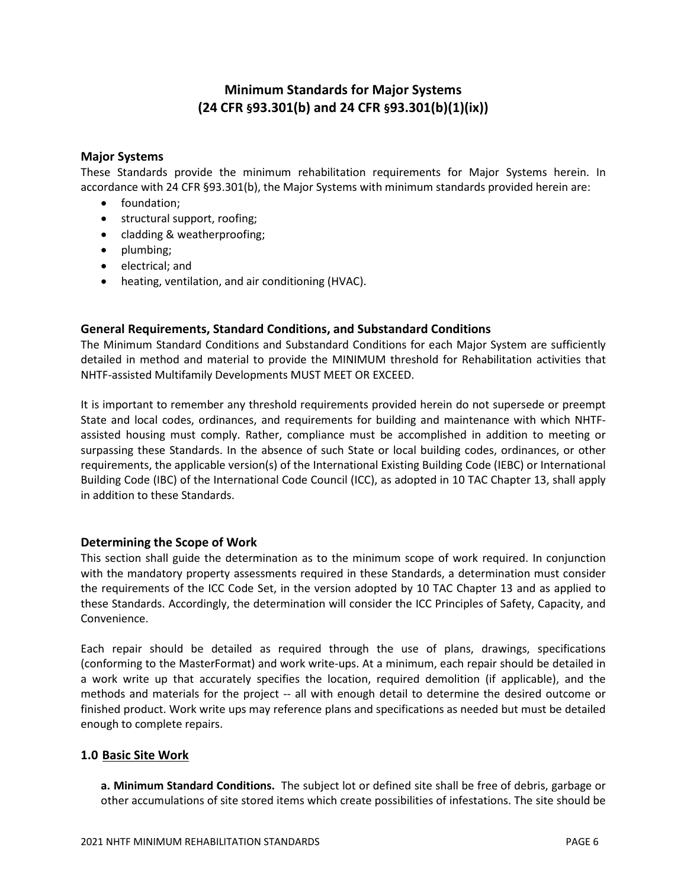## Minimum Standards for Major Systems (24 CFR §93.301(b) and 24 CFR §93.301(b)(1)(ix))

### Major Systems

These Standards provide the minimum rehabilitation requirements for Major Systems herein. In accordance with 24 CFR §93.301(b), the Major Systems with minimum standards provided herein are:

- foundation;
- structural support, roofing;
- cladding & weatherproofing;
- plumbing;
- electrical; and
- heating, ventilation, and air conditioning (HVAC).

### General Requirements, Standard Conditions, and Substandard Conditions

The Minimum Standard Conditions and Substandard Conditions for each Major System are sufficiently detailed in method and material to provide the MINIMUM threshold for Rehabilitation activities that NHTF-assisted Multifamily Developments MUST MEET OR EXCEED.

It is important to remember any threshold requirements provided herein do not supersede or preempt State and local codes, ordinances, and requirements for building and maintenance with which NHTF-assisted housing must comply. Rather, compliance must be accomplished in addition to meeting or surpassing these Standards. In the absence of such State or local building codes, ordinances, or other requirements, the applicable version(s) of the International Existing Building Code (IEBC) or International Building Code (IBC) of the International Code Council (ICC), as adopted in 10 TAC Chapter 13, shall apply in addition to these Standards.

### Determining the Scope of Work

This section shall guide the determination as to the minimum scope of work required. In conjunction with the mandatory property assessments required in these Standards, a determination must consider the requirements of the ICC Code Set, in the version adopted by 10 TAC Chapter 13 and as applied to these Standards. Accordingly, the determination will consider the ICC Principles of Safety, Capacity, and Convenience.

Each repair should be detailed as required through the use of plans, drawings, specifications (conforming to the MasterFormat) and work write-ups. At a minimum, each repair should be detailed in a work write up that accurately specifies the location, required demolition (if applicable), and the methods and materials for the project -- all with enough detail to determine the desired outcome or finished product. Work write ups may reference plans and specifications as needed but must be detailed enough to complete repairs.

### 1.0 Basic Site Work

**a. Minimum Standard Conditions.** The subject lot or defined site shall be free of debris, garbage or other accumulations of site stored items which create possibilities of infestations. The site should be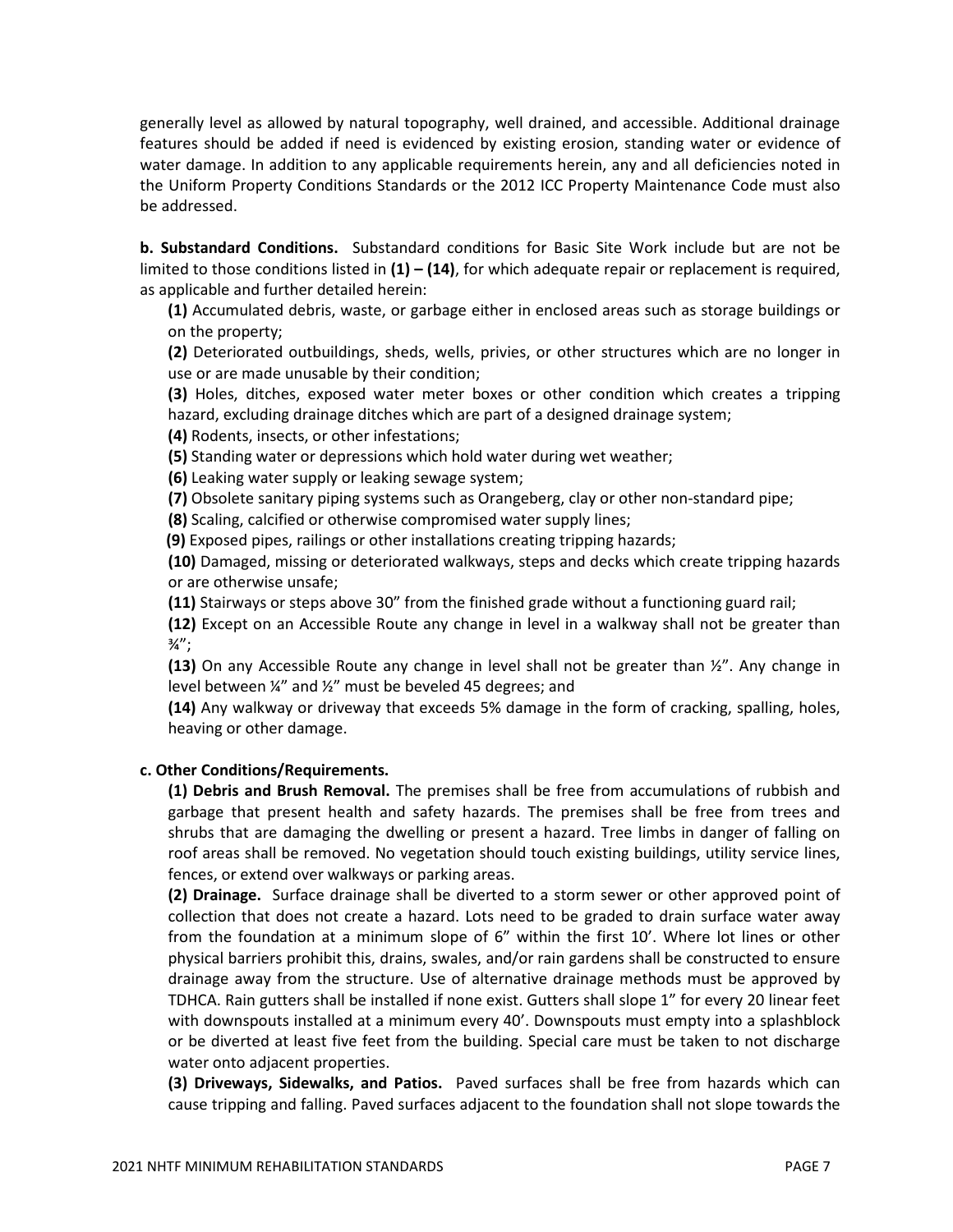generally level as allowed by natural topography, well drained, and accessible. Additional drainage features should be added if need is evidenced by existing erosion, standing water or evidence of water damage. In addition to any applicable requirements herein, any and all deficiencies noted in the Uniform Property Conditions Standards or the 2012 ICC Property Maintenance Code must also be addressed.

**b. Substandard Conditions.** Substandard conditions for Basic Site Work include but are not be limited to those conditions listed in **(1) – (14)**, for which adequate repair or replacement is required, as applicable and further detailed herein:

**(1)** Accumulated debris, waste, or garbage either in enclosed areas such as storage buildings or on the property;

**(2)** Deteriorated outbuildings, sheds, wells, privies, or other structures which are no longer in use or are made unusable by their condition;

**(3)** Holes, ditches, exposed water meter boxes or other condition which creates a tripping hazard, excluding drainage ditches which are part of a designed drainage system;

**(4)** Rodents, insects, or other infestations;

**(5)** Standing water or depressions which hold water during wet weather;

**(6)** Leaking water supply or leaking sewage system;

**(7)** Obsolete sanitary piping systems such as Orangeberg, clay or other non-standard pipe;

**(8)** Scaling, calcified or otherwise compromised water supply lines;

**(9)** Exposed pipes, railings or other installations creating tripping hazards;

**(10)** Damaged, missing or deteriorated walkways, steps and decks which create tripping hazards or are otherwise unsafe;

**(11)** Stairways or steps above 30" from the finished grade without a functioning guard rail;

**(12)** Except on an Accessible Route any change in level in a walkway shall not be greater than ¾";

**(13)** On any Accessible Route any change in level shall not be greater than ½". Any change in level between ¼" and ½" must be beveled 45 degrees; and

**(14)** Any walkway or driveway that exceeds 5% damage in the form of cracking, spalling, holes, heaving or other damage.

**c. Other Conditions/Requirements.**

**(1) Debris and Brush Removal.** The premises shall be free from accumulations of rubbish and garbage that present health and safety hazards. The premises shall be free from trees and shrubs that are damaging the dwelling or present a hazard. Tree limbs in danger of falling on roof areas shall be removed. No vegetation should touch existing buildings, utility service lines, fences, or extend over walkways or parking areas.

**(2) Drainage.** Surface drainage shall be diverted to a storm sewer or other approved point of collection that does not create a hazard. Lots need to be graded to drain surface water away from the foundation at a minimum slope of 6" within the first 10'. Where lot lines or other physical barriers prohibit this, drains, swales, and/or rain gardens shall be constructed to ensure drainage away from the structure. Use of alternative drainage methods must be approved by TDHCA. Rain gutters shall be installed if none exist. Gutters shall slope 1" for every 20 linear feet with downspouts installed at a minimum every 40'. Downspouts must empty into a splashblock or be diverted at least five feet from the building. Special care must be taken to not discharge water onto adjacent properties.

**(3) Driveways, Sidewalks, and Patios.** Paved surfaces shall be free from hazards which can cause tripping and falling. Paved surfaces adjacent to the foundation shall not slope towards the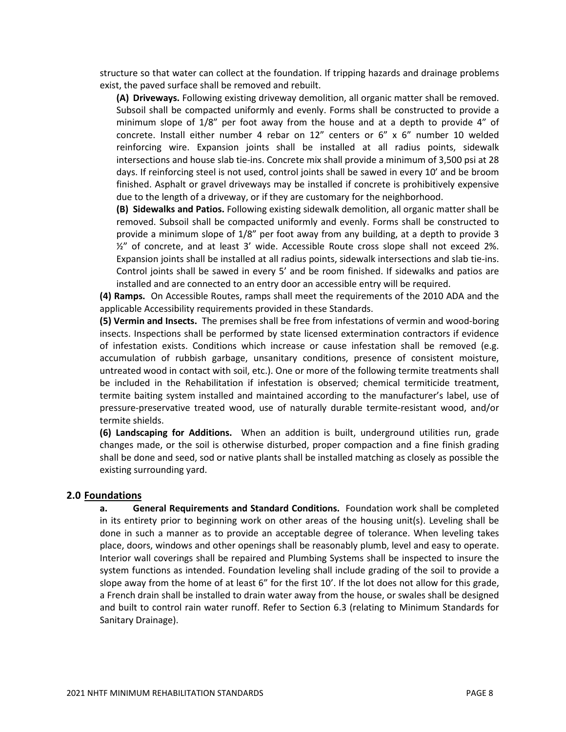structure so that water can collect at the foundation. If tripping hazards and drainage problems exist, the paved surface shall be removed and rebuilt.

**(A) Driveways.** Following existing driveway demolition, all organic matter shall be removed. Subsoil shall be compacted uniformly and evenly. Forms shall be constructed to provide a minimum slope of 1/8" per foot away from the house and at a depth to provide 4" of concrete. Install either number 4 rebar on 12" centers or 6" x 6" number 10 welded reinforcing wire. Expansion joints shall be installed at all radius points, sidewalk intersections and house slab tie-ins. Concrete mix shall provide a minimum of 3,500 psi at 28 days. If reinforcing steel is not used, control joints shall be sawed in every 10' and be broom finished. Asphalt or gravel driveways may be installed if concrete is prohibitively expensive due to the length of a driveway, or if they are customary for the neighborhood.

**(B) Sidewalks and Patios.** Following existing sidewalk demolition, all organic matter shall be removed. Subsoil shall be compacted uniformly and evenly. Forms shall be constructed to provide a minimum slope of 1/8" per foot away from any building, at a depth to provide 3 ½" of concrete, and at least 3' wide. Accessible Route cross slope shall not exceed 2%. Expansion joints shall be installed at all radius points, sidewalk intersections and slab tie-ins. Control joints shall be sawed in every 5' and be room finished. If sidewalks and patios are installed and are connected to an entry door an accessible entry will be required.

**(4) Ramps.** On Accessible Routes, ramps shall meet the requirements of the 2010 ADA and the applicable Accessibility requirements provided in these Standards.

**(5) Vermin and Insects.** The premises shall be free from infestations of vermin and wood-boring insects. Inspections shall be performed by state licensed extermination contractors if evidence of infestation exists. Conditions which increase or cause infestation shall be removed (e.g. accumulation of rubbish garbage, unsanitary conditions, presence of consistent moisture, untreated wood in contact with soil, etc.). One or more of the following termite treatments shall be included in the Rehabilitation if infestation is observed; chemical termiticide treatment, termite baiting system installed and maintained according to the manufacturer's label, use of pressure-preservative treated wood, use of naturally durable termite-resistant wood, and/or termite shields.

**(6) Landscaping for Additions.** When an addition is built, underground utilities run, grade changes made, or the soil is otherwise disturbed, proper compaction and a fine finish grading shall be done and seed, sod or native plants shall be installed matching as closely as possible the existing surrounding yard.

## 2.0 Foundations

**a. General Requirements and Standard Conditions.** Foundation work shall be completed in its entirety prior to beginning work on other areas of the housing unit(s). Leveling shall be done in such a manner as to provide an acceptable degree of tolerance. When leveling takes place, doors, windows and other openings shall be reasonably plumb, level and easy to operate. Interior wall coverings shall be repaired and Plumbing Systems shall be inspected to insure the system functions as intended. Foundation leveling shall include grading of the soil to provide a slope away from the home of at least 6" for the first 10'. If the lot does not allow for this grade, a French drain shall be installed to drain water away from the house, or swales shall be designed and built to control rain water runoff. Refer to Section 6.3 (relating to Minimum Standards for Sanitary Drainage).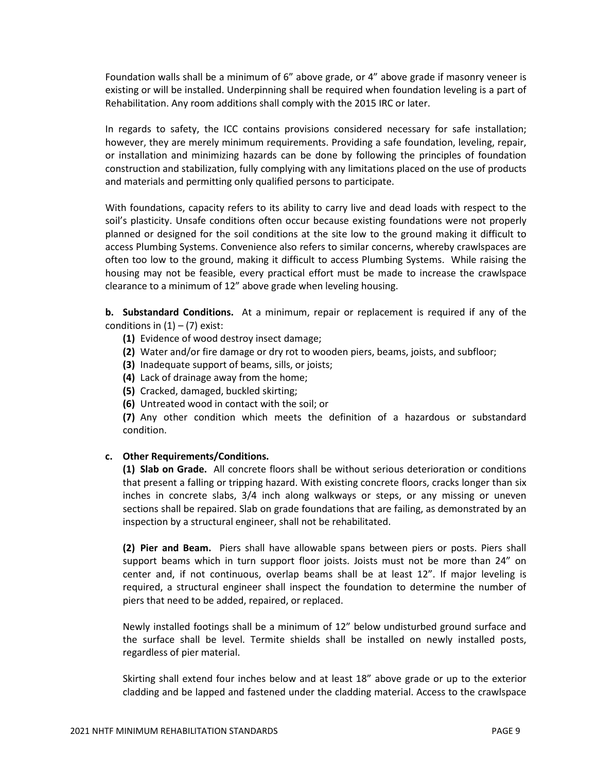Foundation walls shall be a minimum of 6" above grade, or 4" above grade if masonry veneer is existing or will be installed. Underpinning shall be required when foundation leveling is a part of Rehabilitation. Any room additions shall comply with the 2015 IRC or later.

In regards to safety, the ICC contains provisions considered necessary for safe installation; however, they are merely minimum requirements. Providing a safe foundation, leveling, repair, or installation and minimizing hazards can be done by following the principles of foundation construction and stabilization, fully complying with any limitations placed on the use of products and materials and permitting only qualified persons to participate.

With foundations, capacity refers to its ability to carry live and dead loads with respect to the soil's plasticity. Unsafe conditions often occur because existing foundations were not properly planned or designed for the soil conditions at the site low to the ground making it difficult to access Plumbing Systems. Convenience also refers to similar concerns, whereby crawlspaces are often too low to the ground, making it difficult to access Plumbing Systems. While raising the housing may not be feasible, every practical effort must be made to increase the crawlspace clearance to a minimum of 12" above grade when leveling housing.

**b. Substandard Conditions.** At a minimum, repair or replacement is required if any of the conditions in (1) – (7) exist:

- **(1)** Evidence of wood destroy insect damage;
- **(2)** Water and/or fire damage or dry rot to wooden piers, beams, joists, and subfloor;
- **(3)** Inadequate support of beams, sills, or joists;
- **(4)** Lack of drainage away from the home;
- **(5)** Cracked, damaged, buckled skirting;
- **(6)** Untreated wood in contact with the soil; or
- **(7)** Any other condition which meets the definition of a hazardous or substandard condition.

**c. Other Requirements/Conditions.**

**(1) Slab on Grade.** All concrete floors shall be without serious deterioration or conditions that present a falling or tripping hazard. With existing concrete floors, cracks longer than six inches in concrete slabs, 3/4 inch along walkways or steps, or any missing or uneven sections shall be repaired. Slab on grade foundations that are failing, as demonstrated by an inspection by a structural engineer, shall not be rehabilitated.

**(2) Pier and Beam.** Piers shall have allowable spans between piers or posts. Piers shall support beams which in turn support floor joists. Joists must not be more than 24" on center and, if not continuous, overlap beams shall be at least 12". If major leveling is required, a structural engineer shall inspect the foundation to determine the number of piers that need to be added, repaired, or replaced.

Newly installed footings shall be a minimum of 12" below undisturbed ground surface and the surface shall be level. Termite shields shall be installed on newly installed posts, regardless of pier material.

Skirting shall extend four inches below and at least 18" above grade or up to the exterior cladding and be lapped and fastened under the cladding material. Access to the crawlspace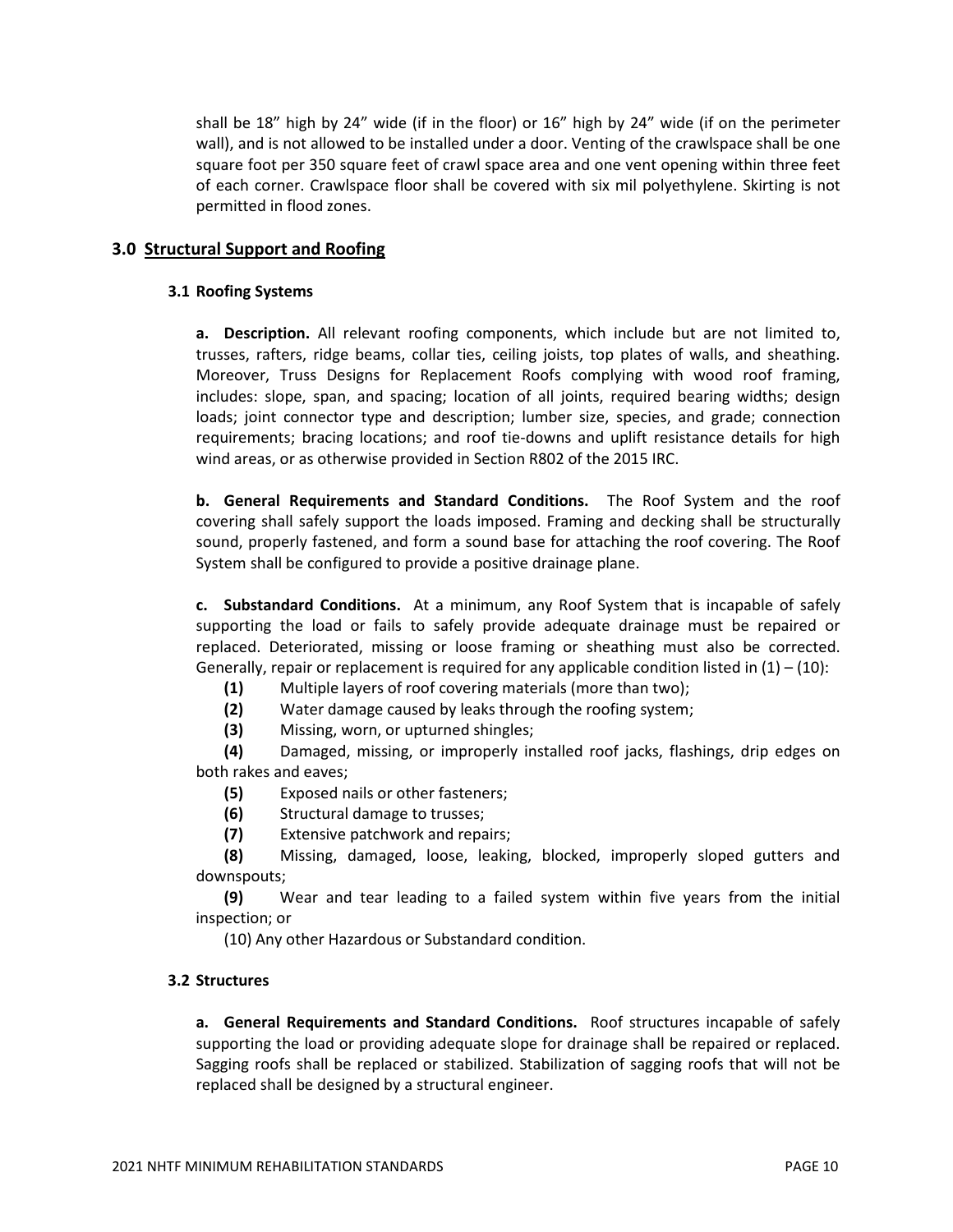shall be 18” high by 24” wide (if in the floor) or 16” high by 24” wide (if on the perimeter wall), and is not allowed to be installed under a door. Venting of the crawlspace shall be one square foot per 350 square feet of crawl space area and one vent opening within three feet of each corner. Crawlspace floor shall be covered with six mil polyethylene. Skirting is not permitted in flood zones.

## 3.0 Structural Support and Roofing

### 3.1 Roofing Systems

**a. Description.** All relevant roofing components, which include but are not limited to, trusses, rafters, ridge beams, collar ties, ceiling joists, top plates of walls, and sheathing. Moreover, Truss Designs for Replacement Roofs complying with wood roof framing, includes: slope, span, and spacing; location of all joints, required bearing widths; design loads; joint connector type and description; lumber size, species, and grade; connection requirements; bracing locations; and roof tie-downs and uplift resistance details for high wind areas, or as otherwise provided in Section R802 of the 2015 IRC.

**b. General Requirements and Standard Conditions.** The Roof System and the roof covering shall safely support the loads imposed. Framing and decking shall be structurally sound, properly fastened, and form a sound base for attaching the roof covering. The Roof System shall be configured to provide a positive drainage plane.

**c. Substandard Conditions.** At a minimum, any Roof System that is incapable of safely supporting the load or fails to safely provide adequate drainage must be repaired or replaced. Deteriorated, missing or loose framing or sheathing must also be corrected. Generally, repair or replacement is required for any applicable condition listed in (1) – (10):

**(1)** Multiple layers of roof covering materials (more than two);

**(2)** Water damage caused by leaks through the roofing system;

**(3)** Missing, worn, or upturned shingles;

**(4)** Damaged, missing, or improperly installed roof jacks, flashings, drip edges on both rakes and eaves;

**(5)** Exposed nails or other fasteners;

**(6)** Structural damage to trusses;

**(7)** Extensive patchwork and repairs;

**(8)** Missing, damaged, loose, leaking, blocked, improperly sloped gutters and downspouts;

**(9)** Wear and tear leading to a failed system within five years from the initial inspection; or

(10) Any other Hazardous or Substandard condition.

### 3.2 Structures

**a. General Requirements and Standard Conditions.** Roof structures incapable of safely supporting the load or providing adequate slope for drainage shall be repaired or replaced. Sagging roofs shall be replaced or stabilized. Stabilization of sagging roofs that will not be replaced shall be designed by a structural engineer.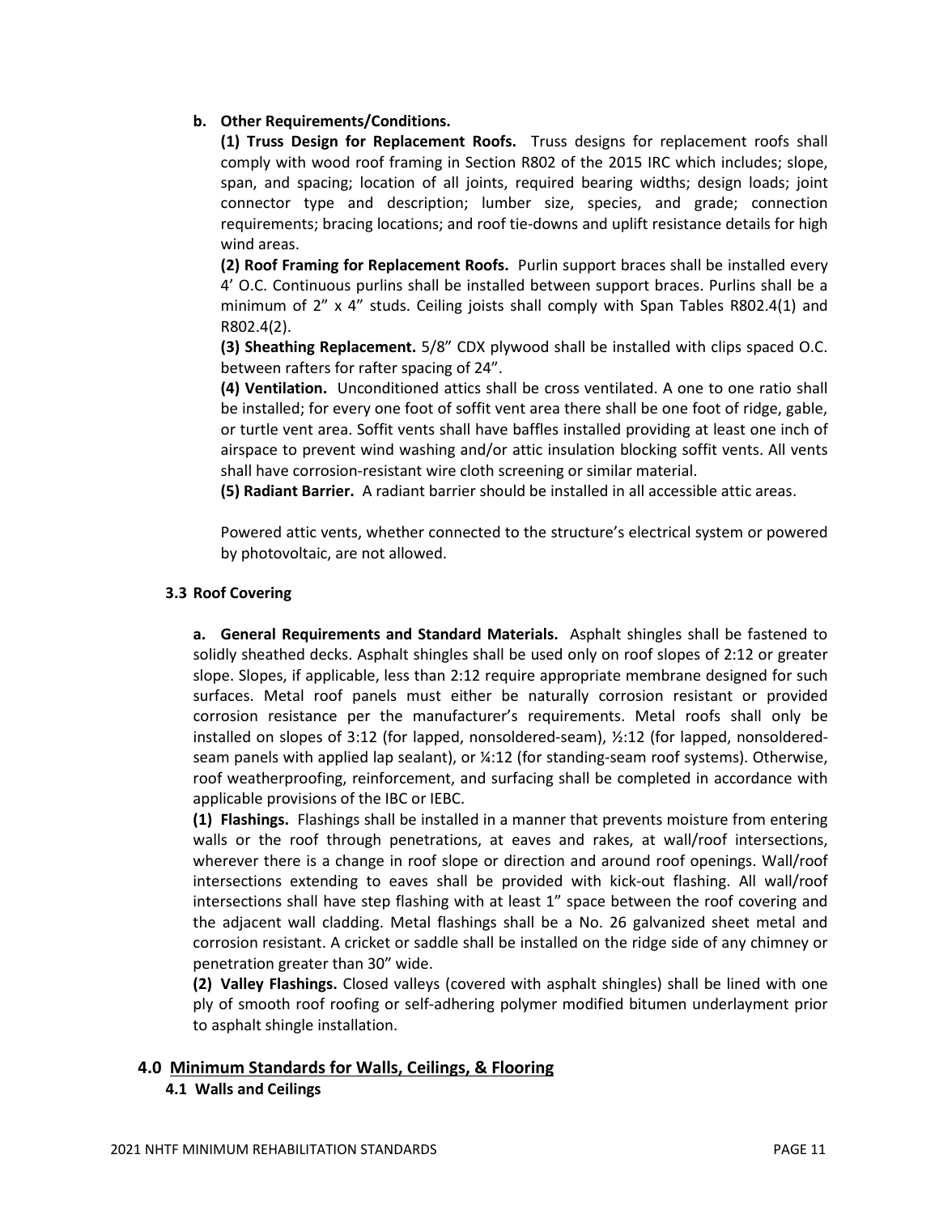**b. Other Requirements/Conditions.**

**(1) Truss Design for Replacement Roofs.** Truss designs for replacement roofs shall comply with wood roof framing in Section R802 of the 2015 IRC which includes; slope, span, and spacing; location of all joints, required bearing widths; design loads; joint connector type and description; lumber size, species, and grade; connection requirements; bracing locations; and roof tie-downs and uplift resistance details for high wind areas.

**(2) Roof Framing for Replacement Roofs.** Purlin support braces shall be installed every 4' O.C. Continuous purlins shall be installed between support braces. Purlins shall be a minimum of 2" x 4" studs. Ceiling joists shall comply with Span Tables R802.4(1) and R802.4(2).

**(3) Sheathing Replacement.** 5/8" CDX plywood shall be installed with clips spaced O.C. between rafters for rafter spacing of 24".

**(4) Ventilation.** Unconditioned attics shall be cross ventilated. A one to one ratio shall be installed; for every one foot of soffit vent area there shall be one foot of ridge, gable, or turtle vent area. Soffit vents shall have baffles installed providing at least one inch of airspace to prevent wind washing and/or attic insulation blocking soffit vents. All vents shall have corrosion-resistant wire cloth screening or similar material.

**(5) Radiant Barrier.** A radiant barrier should be installed in all accessible attic areas.

Powered attic vents, whether connected to the structure's electrical system or powered by photovoltaic, are not allowed.

### 3.3 Roof Covering

**a. General Requirements and Standard Materials.** Asphalt shingles shall be fastened to solidly sheathed decks. Asphalt shingles shall be used only on roof slopes of 2:12 or greater slope. Slopes, if applicable, less than 2:12 require appropriate membrane designed for such surfaces. Metal roof panels must either be naturally corrosion resistant or provided corrosion resistance per the manufacturer's requirements. Metal roofs shall only be installed on slopes of 3:12 (for lapped, nonsoldered-seam), ½:12 (for lapped, nonsoldered-seam panels with applied lap sealant), or ¼:12 (for standing-seam roof systems). Otherwise, roof weatherproofing, reinforcement, and surfacing shall be completed in accordance with applicable provisions of the IBC or IEBC.

**(1) Flashings.** Flashings shall be installed in a manner that prevents moisture from entering walls or the roof through penetrations, at eaves and rakes, at wall/roof intersections, wherever there is a change in roof slope or direction and around roof openings. Wall/roof intersections extending to eaves shall be provided with kick-out flashing. All wall/roof intersections shall have step flashing with at least 1" space between the roof covering and the adjacent wall cladding. Metal flashings shall be a No. 26 galvanized sheet metal and corrosion resistant. A cricket or saddle shall be installed on the ridge side of any chimney or penetration greater than 30" wide.

**(2) Valley Flashings.** Closed valleys (covered with asphalt shingles) shall be lined with one ply of smooth roof roofing or self-adhering polymer modified bitumen underlayment prior to asphalt shingle installation.

## 4.0 Minimum Standards for Walls, Ceilings, & Flooring

### 4.1 Walls and Ceilings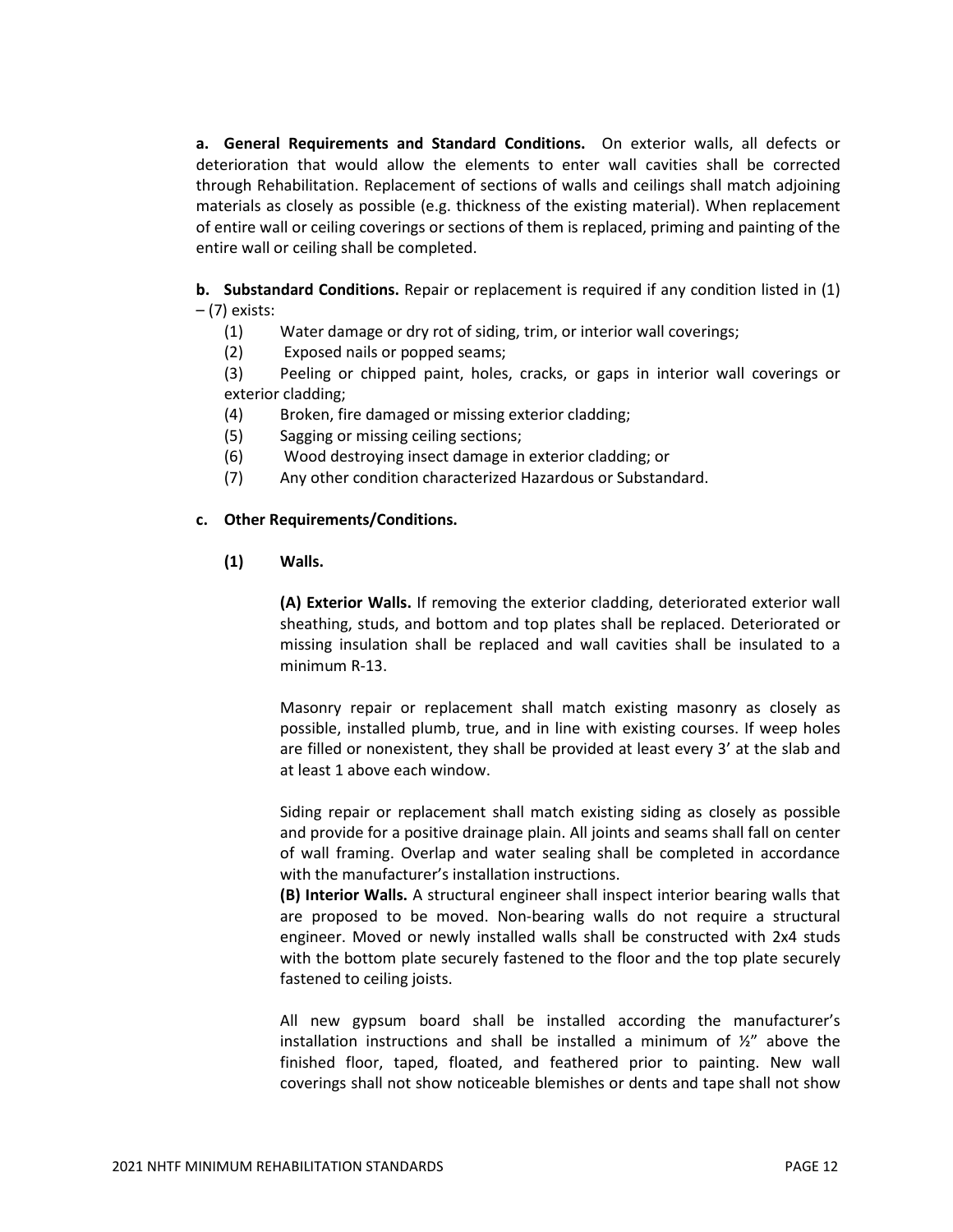**a. General Requirements and Standard Conditions.** On exterior walls, all defects or deterioration that would allow the elements to enter wall cavities shall be corrected through Rehabilitation. Replacement of sections of walls and ceilings shall match adjoining materials as closely as possible (e.g. thickness of the existing material). When replacement of entire wall or ceiling coverings or sections of them is replaced, priming and painting of the entire wall or ceiling shall be completed.

**b. Substandard Conditions.** Repair or replacement is required if any condition listed in (1) – (7) exists:

(1) Water damage or dry rot of siding, trim, or interior wall coverings;

(2) Exposed nails or popped seams;

(3) Peeling or chipped paint, holes, cracks, or gaps in interior wall coverings or exterior cladding;

(4) Broken, fire damaged or missing exterior cladding;

(5) Sagging or missing ceiling sections;

(6) Wood destroying insect damage in exterior cladding; or

(7) Any other condition characterized Hazardous or Substandard.

**c. Other Requirements/Conditions.**

**(1) Walls.**

**(A) Exterior Walls.** If removing the exterior cladding, deteriorated exterior wall sheathing, studs, and bottom and top plates shall be replaced. Deteriorated or missing insulation shall be replaced and wall cavities shall be insulated to a minimum R-13.

Masonry repair or replacement shall match existing masonry as closely as possible, installed plumb, true, and in line with existing courses. If weep holes are filled or nonexistent, they shall be provided at least every 3' at the slab and at least 1 above each window.

Siding repair or replacement shall match existing siding as closely as possible and provide for a positive drainage plain. All joints and seams shall fall on center of wall framing. Overlap and water sealing shall be completed in accordance with the manufacturer's installation instructions.

**(B) Interior Walls.** A structural engineer shall inspect interior bearing walls that are proposed to be moved. Non-bearing walls do not require a structural engineer. Moved or newly installed walls shall be constructed with 2x4 studs with the bottom plate securely fastened to the floor and the top plate securely fastened to ceiling joists.

All new gypsum board shall be installed according the manufacturer's installation instructions and shall be installed a minimum of ½" above the finished floor, taped, floated, and feathered prior to painting. New wall coverings shall not show noticeable blemishes or dents and tape shall not show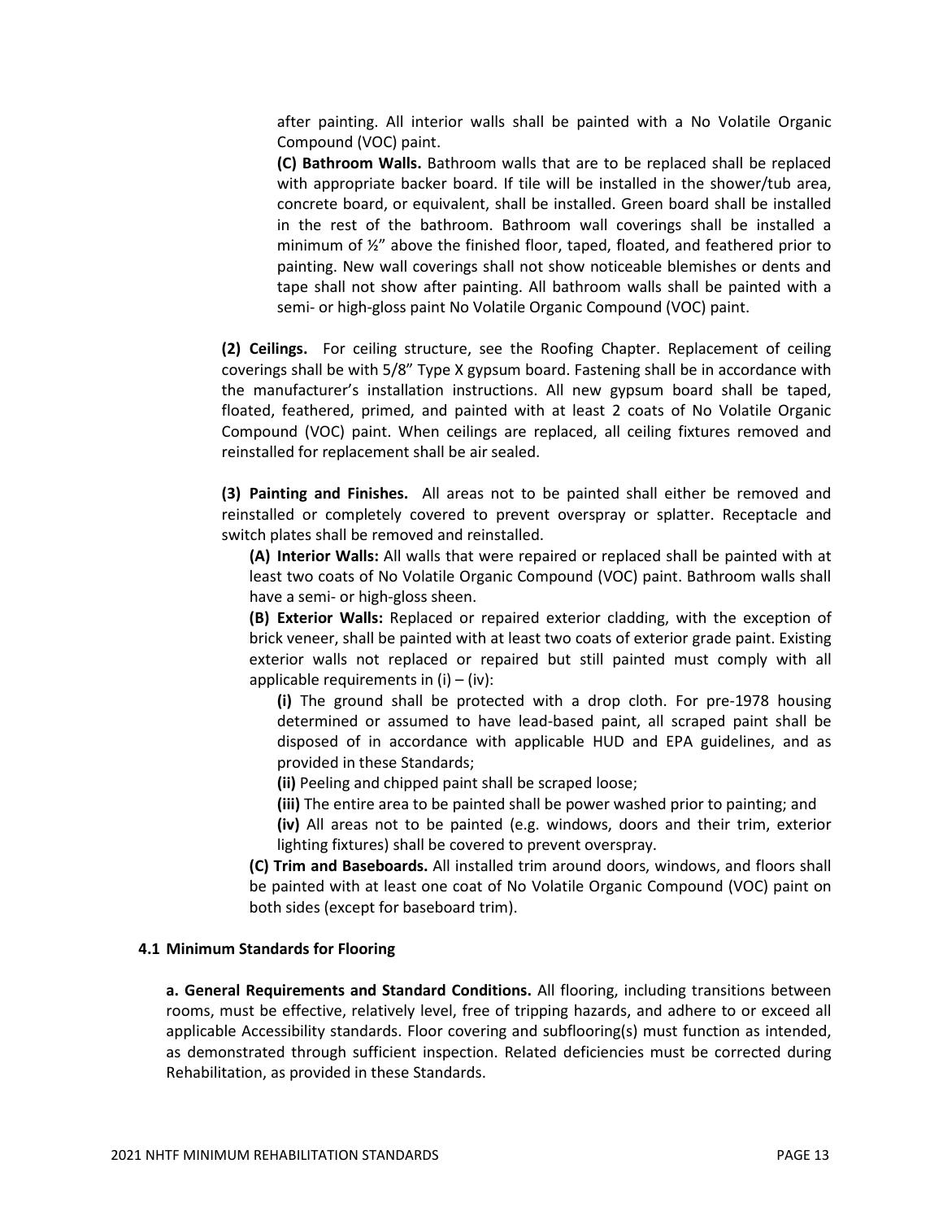after painting. All interior walls shall be painted with a No Volatile Organic Compound (VOC) paint.

**(C) Bathroom Walls.** Bathroom walls that are to be replaced shall be replaced with appropriate backer board. If tile will be installed in the shower/tub area, concrete board, or equivalent, shall be installed. Green board shall be installed in the rest of the bathroom. Bathroom wall coverings shall be installed a minimum of ½" above the finished floor, taped, floated, and feathered prior to painting. New wall coverings shall not show noticeable blemishes or dents and tape shall not show after painting. All bathroom walls shall be painted with a semi- or high-gloss paint No Volatile Organic Compound (VOC) paint.

**(2) Ceilings.** For ceiling structure, see the Roofing Chapter. Replacement of ceiling coverings shall be with 5/8" Type X gypsum board. Fastening shall be in accordance with the manufacturer's installation instructions. All new gypsum board shall be taped, floated, feathered, primed, and painted with at least 2 coats of No Volatile Organic Compound (VOC) paint. When ceilings are replaced, all ceiling fixtures removed and reinstalled for replacement shall be air sealed.

**(3) Painting and Finishes.** All areas not to be painted shall either be removed and reinstalled or completely covered to prevent overspray or splatter. Receptacle and switch plates shall be removed and reinstalled.

**(A) Interior Walls:** All walls that were repaired or replaced shall be painted with at least two coats of No Volatile Organic Compound (VOC) paint. Bathroom walls shall have a semi- or high-gloss sheen.

**(B) Exterior Walls:** Replaced or repaired exterior cladding, with the exception of brick veneer, shall be painted with at least two coats of exterior grade paint. Existing exterior walls not replaced or repaired but still painted must comply with all applicable requirements in (i) – (iv):

**(i)** The ground shall be protected with a drop cloth. For pre-1978 housing determined or assumed to have lead-based paint, all scraped paint shall be disposed of in accordance with applicable HUD and EPA guidelines, and as provided in these Standards;

**(ii)** Peeling and chipped paint shall be scraped loose;

**(iii)** The entire area to be painted shall be power washed prior to painting; and

**(iv)** All areas not to be painted (e.g. windows, doors and their trim, exterior lighting fixtures) shall be covered to prevent overspray.

**(C) Trim and Baseboards.** All installed trim around doors, windows, and floors shall be painted with at least one coat of No Volatile Organic Compound (VOC) paint on both sides (except for baseboard trim).

### 4.1 Minimum Standards for Flooring

**a. General Requirements and Standard Conditions.** All flooring, including transitions between rooms, must be effective, relatively level, free of tripping hazards, and adhere to or exceed all applicable Accessibility standards. Floor covering and subflooring(s) must function as intended, as demonstrated through sufficient inspection. Related deficiencies must be corrected during Rehabilitation, as provided in these Standards.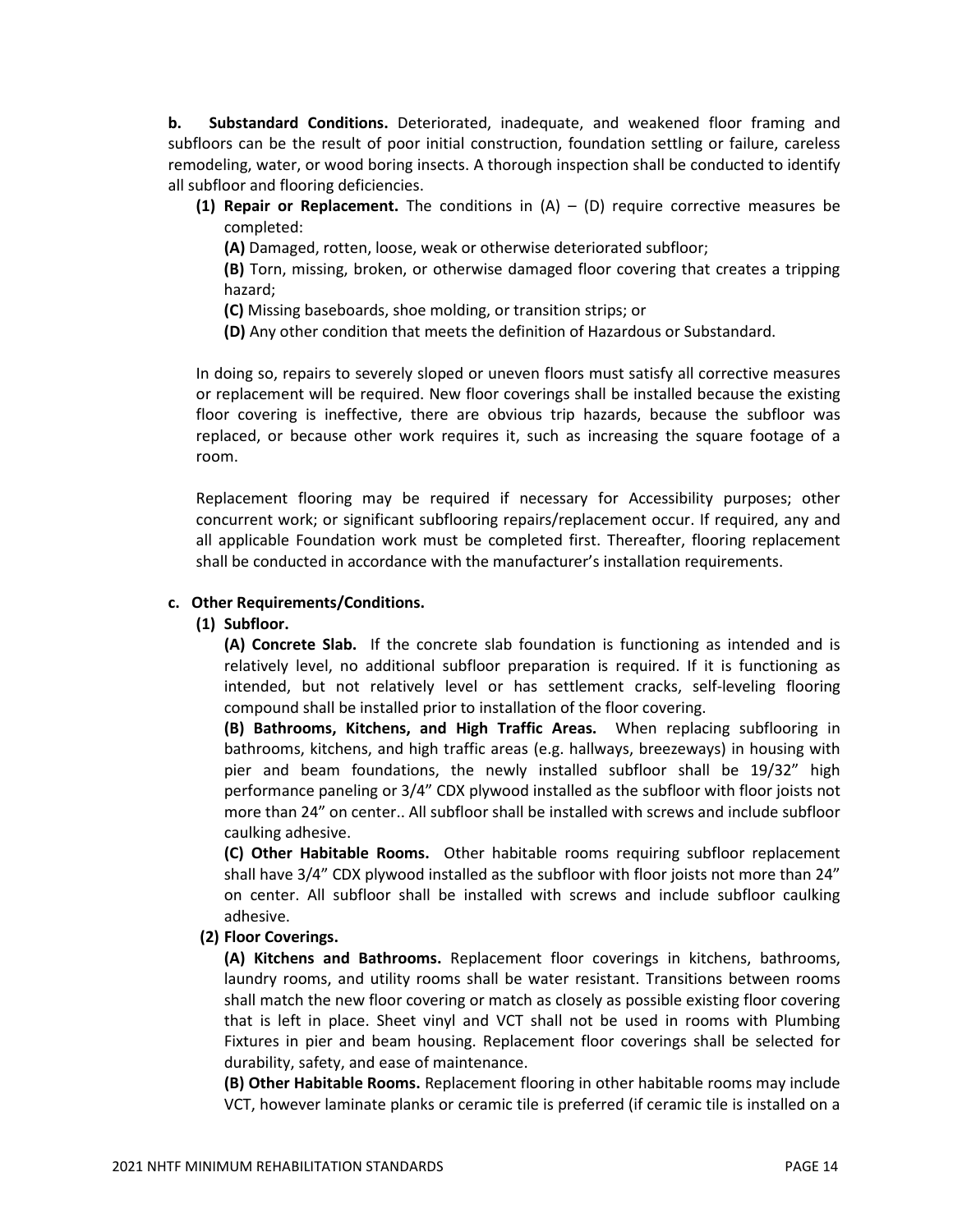**b. Substandard Conditions.** Deteriorated, inadequate, and weakened floor framing and subfloors can be the result of poor initial construction, foundation settling or failure, careless remodeling, water, or wood boring insects. A thorough inspection shall be conducted to identify all subfloor and flooring deficiencies.

**(1) Repair or Replacement.** The conditions in (A) – (D) require corrective measures be completed:

**(A)** Damaged, rotten, loose, weak or otherwise deteriorated subfloor;

**(B)** Torn, missing, broken, or otherwise damaged floor covering that creates a tripping hazard;

**(C)** Missing baseboards, shoe molding, or transition strips; or

**(D)** Any other condition that meets the definition of Hazardous or Substandard.

In doing so, repairs to severely sloped or uneven floors must satisfy all corrective measures or replacement will be required. New floor coverings shall be installed because the existing floor covering is ineffective, there are obvious trip hazards, because the subfloor was replaced, or because other work requires it, such as increasing the square footage of a room.

Replacement flooring may be required if necessary for Accessibility purposes; other concurrent work; or significant subflooring repairs/replacement occur. If required, any and all applicable Foundation work must be completed first. Thereafter, flooring replacement shall be conducted in accordance with the manufacturer's installation requirements.

**c. Other Requirements/Conditions.**

**(1) Subfloor.**

**(A) Concrete Slab.** If the concrete slab foundation is functioning as intended and is relatively level, no additional subfloor preparation is required. If it is functioning as intended, but not relatively level or has settlement cracks, self-leveling flooring compound shall be installed prior to installation of the floor covering.

**(B) Bathrooms, Kitchens, and High Traffic Areas.** When replacing subflooring in bathrooms, kitchens, and high traffic areas (e.g. hallways, breezeways) in housing with pier and beam foundations, the newly installed subfloor shall be 19/32" high performance paneling or 3/4" CDX plywood installed as the subfloor with floor joists not more than 24" on center.. All subfloor shall be installed with screws and include subfloor caulking adhesive.

**(C) Other Habitable Rooms.** Other habitable rooms requiring subfloor replacement shall have 3/4" CDX plywood installed as the subfloor with floor joists not more than 24" on center. All subfloor shall be installed with screws and include subfloor caulking adhesive.

**(2) Floor Coverings.**

**(A) Kitchens and Bathrooms.** Replacement floor coverings in kitchens, bathrooms, laundry rooms, and utility rooms shall be water resistant. Transitions between rooms shall match the new floor covering or match as closely as possible existing floor covering that is left in place. Sheet vinyl and VCT shall not be used in rooms with Plumbing Fixtures in pier and beam housing. Replacement floor coverings shall be selected for durability, safety, and ease of maintenance.

**(B) Other Habitable Rooms.** Replacement flooring in other habitable rooms may include VCT, however laminate planks or ceramic tile is preferred (if ceramic tile is installed on a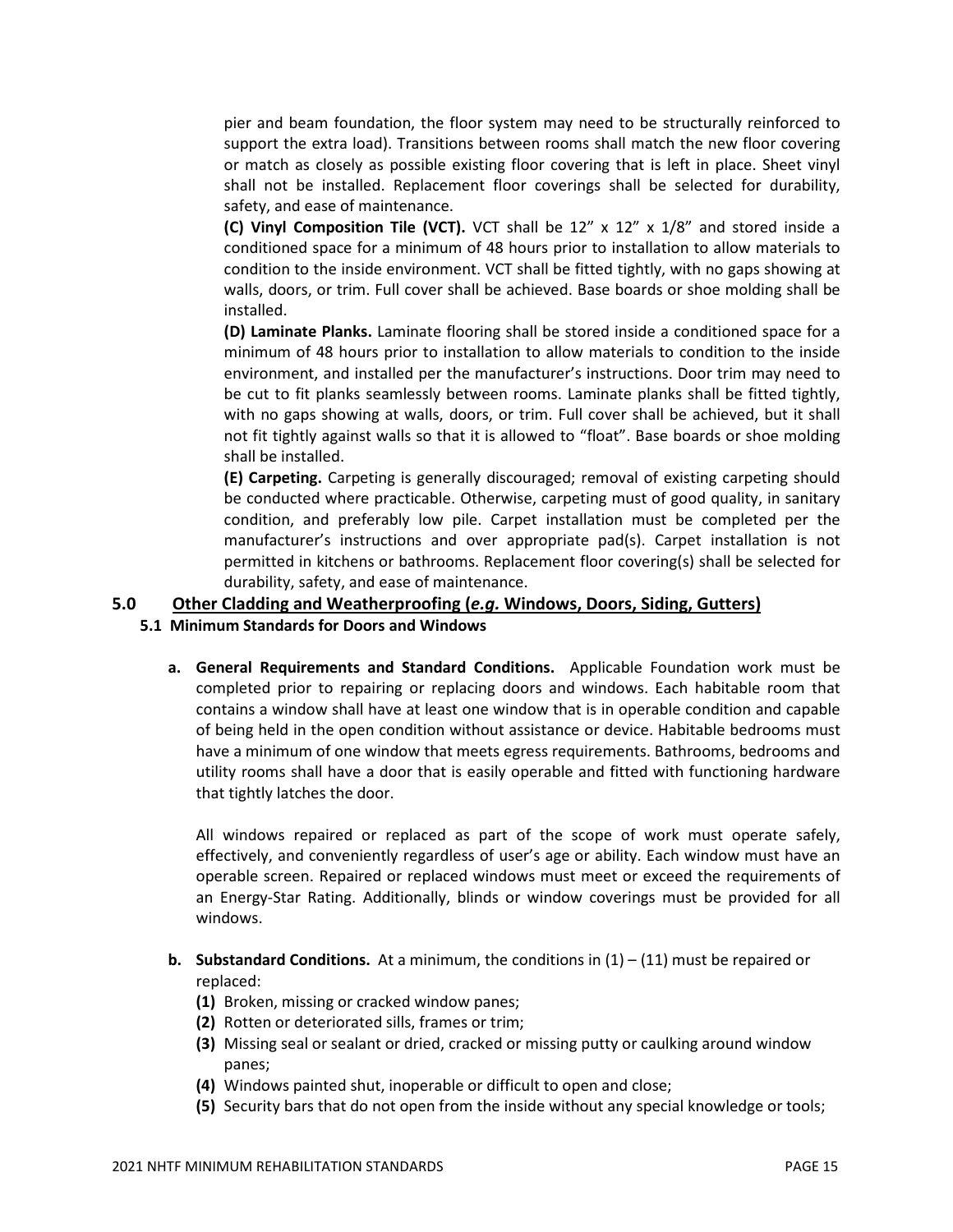pier and beam foundation, the floor system may need to be structurally reinforced to support the extra load). Transitions between rooms shall match the new floor covering or match as closely as possible existing floor covering that is left in place. Sheet vinyl shall not be installed. Replacement floor coverings shall be selected for durability, safety, and ease of maintenance.

**(C) Vinyl Composition Tile (VCT).** VCT shall be 12" x 12" x 1/8" and stored inside a conditioned space for a minimum of 48 hours prior to installation to allow materials to condition to the inside environment. VCT shall be fitted tightly, with no gaps showing at walls, doors, or trim. Full cover shall be achieved. Base boards or shoe molding shall be installed.

**(D) Laminate Planks.** Laminate flooring shall be stored inside a conditioned space for a minimum of 48 hours prior to installation to allow materials to condition to the inside environment, and installed per the manufacturer's instructions. Door trim may need to be cut to fit planks seamlessly between rooms. Laminate planks shall be fitted tightly, with no gaps showing at walls, doors, or trim. Full cover shall be achieved, but it shall not fit tightly against walls so that it is allowed to "float". Base boards or shoe molding shall be installed.

**(E) Carpeting.** Carpeting is generally discouraged; removal of existing carpeting should be conducted where practicable. Otherwise, carpeting must of good quality, in sanitary condition, and preferably low pile. Carpet installation must be completed per the manufacturer's instructions and over appropriate pad(s). Carpet installation is not permitted in kitchens or bathrooms. Replacement floor covering(s) shall be selected for durability, safety, and ease of maintenance.

## 5.0 Other Cladding and Weatherproofing (*e.g.* Windows, Doors, Siding, Gutters)

### 5.1 Minimum Standards for Doors and Windows

**a. General Requirements and Standard Conditions.** Applicable Foundation work must be completed prior to repairing or replacing doors and windows. Each habitable room that contains a window shall have at least one window that is in operable condition and capable of being held in the open condition without assistance or device. Habitable bedrooms must have a minimum of one window that meets egress requirements. Bathrooms, bedrooms and utility rooms shall have a door that is easily operable and fitted with functioning hardware that tightly latches the door.

All windows repaired or replaced as part of the scope of work must operate safely, effectively, and conveniently regardless of user's age or ability. Each window must have an operable screen. Repaired or replaced windows must meet or exceed the requirements of an Energy-Star Rating. Additionally, blinds or window coverings must be provided for all windows.

**b. Substandard Conditions.** At a minimum, the conditions in (1) – (11) must be repaired or replaced:

- **(1)** Broken, missing or cracked window panes;
- **(2)** Rotten or deteriorated sills, frames or trim;
- **(3)** Missing seal or sealant or dried, cracked or missing putty or caulking around window panes;
- **(4)** Windows painted shut, inoperable or difficult to open and close;
- **(5)** Security bars that do not open from the inside without any special knowledge or tools;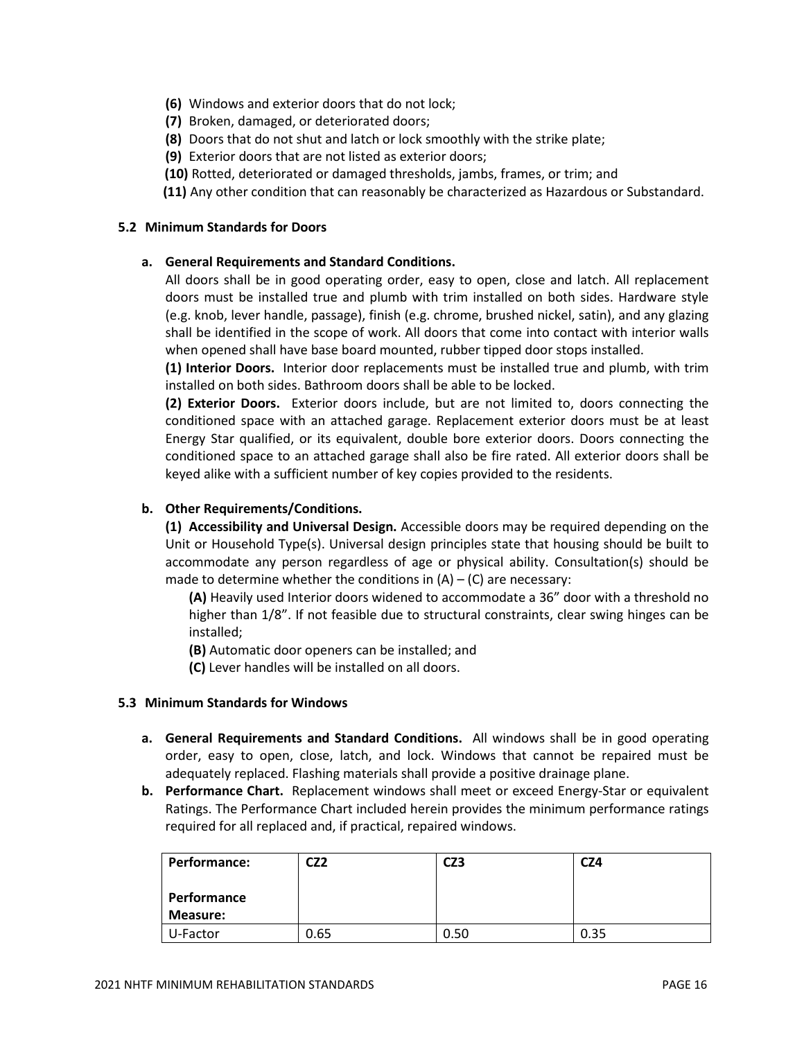**(6)** Windows and exterior doors that do not lock;

**(7)** Broken, damaged, or deteriorated doors;

**(8)** Doors that do not shut and latch or lock smoothly with the strike plate;

**(9)** Exterior doors that are not listed as exterior doors;

**(10)** Rotted, deteriorated or damaged thresholds, jambs, frames, or trim; and

**(11)** Any other condition that can reasonably be characterized as Hazardous or Substandard.

## 5.2 Minimum Standards for Doors

**a. General Requirements and Standard Conditions.**

All doors shall be in good operating order, easy to open, close and latch. All replacement doors must be installed true and plumb with trim installed on both sides. Hardware style (e.g. knob, lever handle, passage), finish (e.g. chrome, brushed nickel, satin), and any glazing shall be identified in the scope of work. All doors that come into contact with interior walls when opened shall have base board mounted, rubber tipped door stops installed.

**(1) Interior Doors.** Interior door replacements must be installed true and plumb, with trim installed on both sides. Bathroom doors shall be able to be locked.

**(2) Exterior Doors.** Exterior doors include, but are not limited to, doors connecting the conditioned space with an attached garage. Replacement exterior doors must be at least Energy Star qualified, or its equivalent, double bore exterior doors. Doors connecting the conditioned space to an attached garage shall also be fire rated. All exterior doors shall be keyed alike with a sufficient number of key copies provided to the residents.

**b. Other Requirements/Conditions.**

**(1) Accessibility and Universal Design.** Accessible doors may be required depending on the Unit or Household Type(s). Universal design principles state that housing should be built to accommodate any person regardless of age or physical ability. Consultation(s) should be made to determine whether the conditions in (A) – (C) are necessary:

**(A)** Heavily used Interior doors widened to accommodate a 36” door with a threshold no higher than 1/8”. If not feasible due to structural constraints, clear swing hinges can be installed;

**(B)** Automatic door openers can be installed; and

**(C)** Lever handles will be installed on all doors.

## 5.3 Minimum Standards for Windows

**a. General Requirements and Standard Conditions.** All windows shall be in good operating order, easy to open, close, latch, and lock. Windows that cannot be repaired must be adequately replaced. Flashing materials shall provide a positive drainage plane.

**b. Performance Chart.** Replacement windows shall meet or exceed Energy-Star or equivalent Ratings. The Performance Chart included herein provides the minimum performance ratings required for all replaced and, if practical, repaired windows.

| Performance:<br><br>Performance Measure: | CZ2 | CZ3 | CZ4 |
|---|---|---|---|
| U-Factor | 0.65 | 0.50 | 0.35 |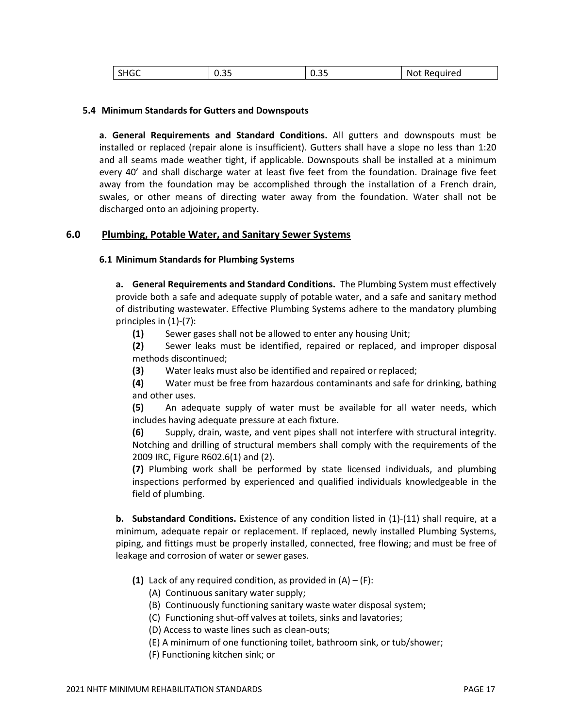| SHGC | 0.35 | 0.35 | Not Required |
|---|---|---|---|

### 5.4 Minimum Standards for Gutters and Downspouts

**a. General Requirements and Standard Conditions.** All gutters and downspouts must be installed or replaced (repair alone is insufficient). Gutters shall have a slope no less than 1:20 and all seams made weather tight, if applicable. Downspouts shall be installed at a minimum every 40' and shall discharge water at least five feet from the foundation. Drainage five feet away from the foundation may be accomplished through the installation of a French drain, swales, or other means of directing water away from the foundation. Water shall not be discharged onto an adjoining property.

## 6.0 Plumbing, Potable Water, and Sanitary Sewer Systems

### 6.1 Minimum Standards for Plumbing Systems

**a. General Requirements and Standard Conditions.** The Plumbing System must effectively provide both a safe and adequate supply of potable water, and a safe and sanitary method of distributing wastewater. Effective Plumbing Systems adhere to the mandatory plumbing principles in (1)-(7):

**(1)** Sewer gases shall not be allowed to enter any housing Unit;

**(2)** Sewer leaks must be identified, repaired or replaced, and improper disposal methods discontinued;

**(3)** Water leaks must also be identified and repaired or replaced;

**(4)** Water must be free from hazardous contaminants and safe for drinking, bathing and other uses.

**(5)** An adequate supply of water must be available for all water needs, which includes having adequate pressure at each fixture.

**(6)** Supply, drain, waste, and vent pipes shall not interfere with structural integrity. Notching and drilling of structural members shall comply with the requirements of the 2009 IRC, Figure R602.6(1) and (2).

**(7)** Plumbing work shall be performed by state licensed individuals, and plumbing inspections performed by experienced and qualified individuals knowledgeable in the field of plumbing.

**b. Substandard Conditions.** Existence of any condition listed in (1)-(11) shall require, at a minimum, adequate repair or replacement. If replaced, newly installed Plumbing Systems, piping, and fittings must be properly installed, connected, free flowing; and must be free of leakage and corrosion of water or sewer gases.

**(1)** Lack of any required condition, as provided in (A) – (F):

(A) Continuous sanitary water supply;

(B) Continuously functioning sanitary waste water disposal system;

(C) Functioning shut-off valves at toilets, sinks and lavatories;

(D) Access to waste lines such as clean-outs;

(E) A minimum of one functioning toilet, bathroom sink, or tub/shower;

(F) Functioning kitchen sink; or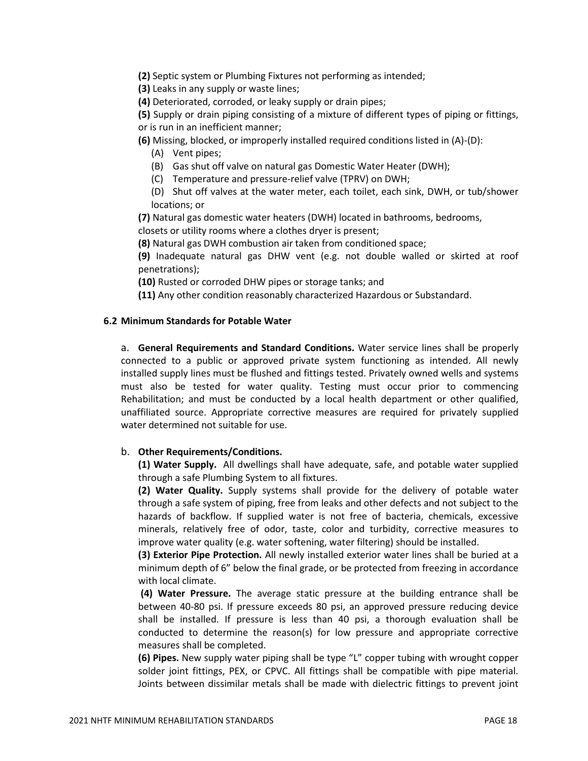**(2)** Septic system or Plumbing Fixtures not performing as intended;

**(3)** Leaks in any supply or waste lines;

**(4)** Deteriorated, corroded, or leaky supply or drain pipes;

**(5)** Supply or drain piping consisting of a mixture of different types of piping or fittings, or is run in an inefficient manner;

**(6)** Missing, blocked, or improperly installed required conditions listed in (A)-(D):

- (A) Vent pipes;
- (B) Gas shut off valve on natural gas Domestic Water Heater (DWH);
- (C) Temperature and pressure-relief valve (TPRV) on DWH;
- (D) Shut off valves at the water meter, each toilet, each sink, DWH, or tub/shower locations; or

**(7)** Natural gas domestic water heaters (DWH) located in bathrooms, bedrooms, closets or utility rooms where a clothes dryer is present;

**(8)** Natural gas DWH combustion air taken from conditioned space;

**(9)** Inadequate natural gas DHW vent (e.g. not double walled or skirted at roof penetrations);

**(10)** Rusted or corroded DHW pipes or storage tanks; and

**(11)** Any other condition reasonably characterized Hazardous or Substandard.

### 6.2 Minimum Standards for Potable Water

a. **General Requirements and Standard Conditions.** Water service lines shall be properly connected to a public or approved private system functioning as intended. All newly installed supply lines must be flushed and fittings tested. Privately owned wells and systems must also be tested for water quality. Testing must occur prior to commencing Rehabilitation; and must be conducted by a local health department or other qualified, unaffiliated source. Appropriate corrective measures are required for privately supplied water determined not suitable for use.

b. **Other Requirements/Conditions.**

**(1) Water Supply.** All dwellings shall have adequate, safe, and potable water supplied through a safe Plumbing System to all fixtures.

**(2) Water Quality.** Supply systems shall provide for the delivery of potable water through a safe system of piping, free from leaks and other defects and not subject to the hazards of backflow. If supplied water is not free of bacteria, chemicals, excessive minerals, relatively free of odor, taste, color and turbidity, corrective measures to improve water quality (e.g. water softening, water filtering) should be installed.

**(3) Exterior Pipe Protection.** All newly installed exterior water lines shall be buried at a minimum depth of 6" below the final grade, or be protected from freezing in accordance with local climate.

**(4) Water Pressure.** The average static pressure at the building entrance shall be between 40-80 psi. If pressure exceeds 80 psi, an approved pressure reducing device shall be installed. If pressure is less than 40 psi, a thorough evaluation shall be conducted to determine the reason(s) for low pressure and appropriate corrective measures shall be completed.

**(6) Pipes.** New supply water piping shall be type "L" copper tubing with wrought copper solder joint fittings, PEX, or CPVC. All fittings shall be compatible with pipe material. Joints between dissimilar metals shall be made with dielectric fittings to prevent joint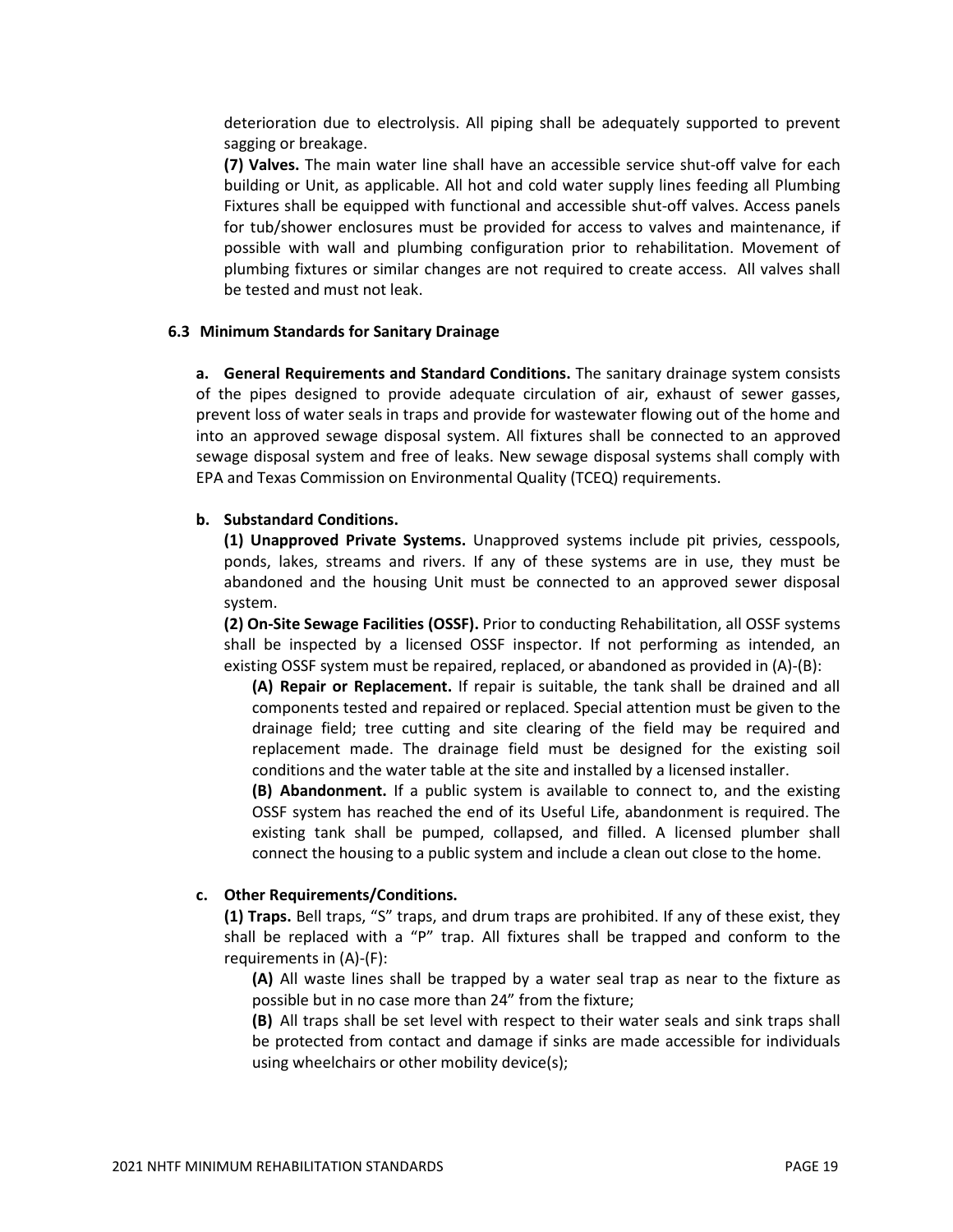deterioration due to electrolysis. All piping shall be adequately supported to prevent sagging or breakage.

**(7) Valves.** The main water line shall have an accessible service shut-off valve for each building or Unit, as applicable. All hot and cold water supply lines feeding all Plumbing Fixtures shall be equipped with functional and accessible shut-off valves. Access panels for tub/shower enclosures must be provided for access to valves and maintenance, if possible with wall and plumbing configuration prior to rehabilitation. Movement of plumbing fixtures or similar changes are not required to create access. All valves shall be tested and must not leak.

### 6.3 Minimum Standards for Sanitary Drainage

**a. General Requirements and Standard Conditions.** The sanitary drainage system consists of the pipes designed to provide adequate circulation of air, exhaust of sewer gasses, prevent loss of water seals in traps and provide for wastewater flowing out of the home and into an approved sewage disposal system. All fixtures shall be connected to an approved sewage disposal system and free of leaks. New sewage disposal systems shall comply with EPA and Texas Commission on Environmental Quality (TCEQ) requirements.

**b. Substandard Conditions.**

**(1) Unapproved Private Systems.** Unapproved systems include pit privies, cesspools, ponds, lakes, streams and rivers. If any of these systems are in use, they must be abandoned and the housing Unit must be connected to an approved sewer disposal system.

**(2) On-Site Sewage Facilities (OSSF).** Prior to conducting Rehabilitation, all OSSF systems shall be inspected by a licensed OSSF inspector. If not performing as intended, an existing OSSF system must be repaired, replaced, or abandoned as provided in (A)-(B):

**(A) Repair or Replacement.** If repair is suitable, the tank shall be drained and all components tested and repaired or replaced. Special attention must be given to the drainage field; tree cutting and site clearing of the field may be required and replacement made. The drainage field must be designed for the existing soil conditions and the water table at the site and installed by a licensed installer.

**(B) Abandonment.** If a public system is available to connect to, and the existing OSSF system has reached the end of its Useful Life, abandonment is required. The existing tank shall be pumped, collapsed, and filled. A licensed plumber shall connect the housing to a public system and include a clean out close to the home.

**c. Other Requirements/Conditions.**

**(1) Traps.** Bell traps, "S" traps, and drum traps are prohibited. If any of these exist, they shall be replaced with a "P" trap. All fixtures shall be trapped and conform to the requirements in (A)-(F):

**(A)** All waste lines shall be trapped by a water seal trap as near to the fixture as possible but in no case more than 24" from the fixture;

**(B)** All traps shall be set level with respect to their water seals and sink traps shall be protected from contact and damage if sinks are made accessible for individuals using wheelchairs or other mobility device(s);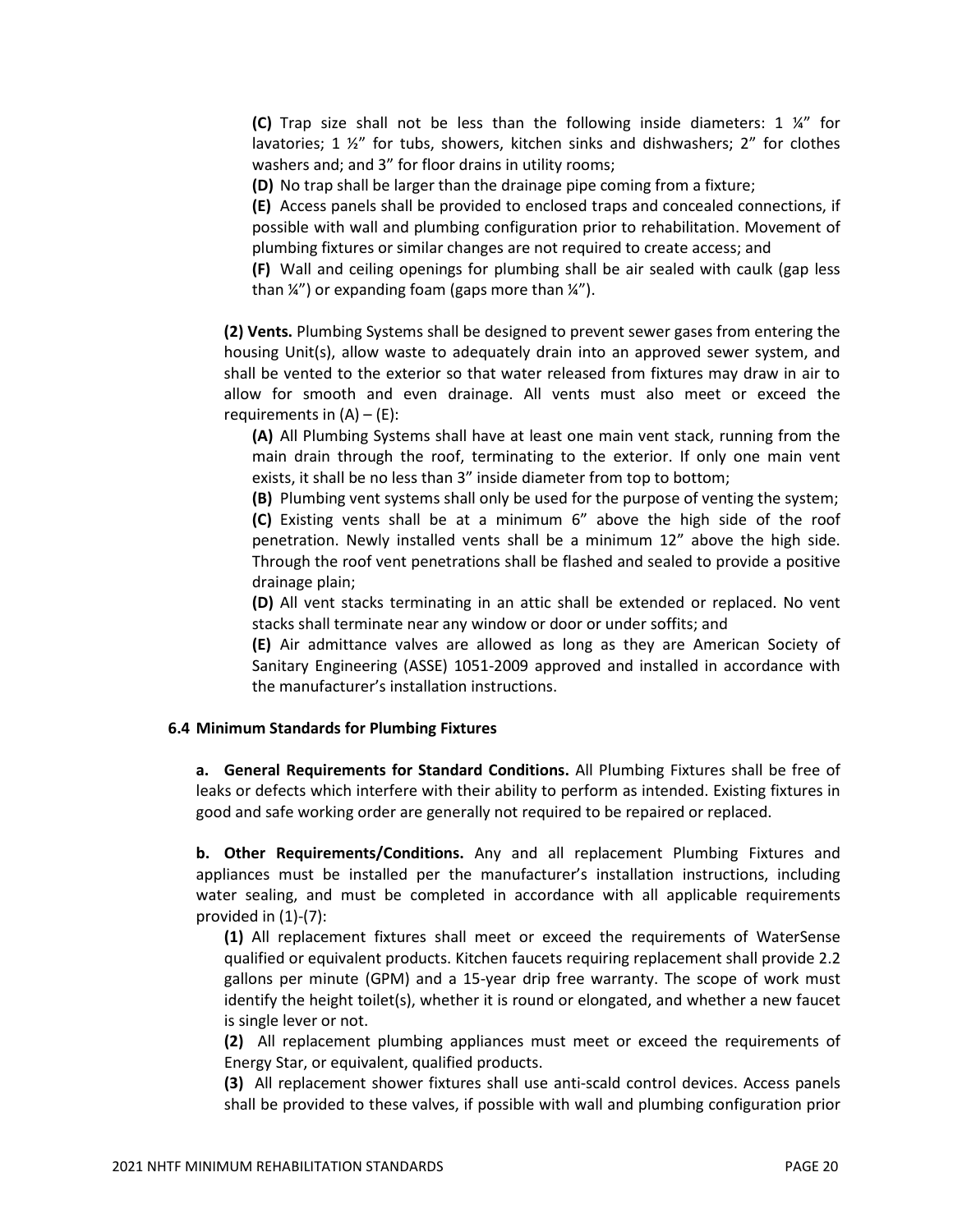**(C)** Trap size shall not be less than the following inside diameters: 1 ¼" for lavatories; 1 ½" for tubs, showers, kitchen sinks and dishwashers; 2" for clothes washers and; and 3" for floor drains in utility rooms;

**(D)** No trap shall be larger than the drainage pipe coming from a fixture;

**(E)** Access panels shall be provided to enclosed traps and concealed connections, if possible with wall and plumbing configuration prior to rehabilitation. Movement of plumbing fixtures or similar changes are not required to create access; and

**(F)** Wall and ceiling openings for plumbing shall be air sealed with caulk (gap less than ¼") or expanding foam (gaps more than ¼").

**(2) Vents.** Plumbing Systems shall be designed to prevent sewer gases from entering the housing Unit(s), allow waste to adequately drain into an approved sewer system, and shall be vented to the exterior so that water released from fixtures may draw in air to allow for smooth and even drainage. All vents must also meet or exceed the requirements in (A) – (E):

**(A)** All Plumbing Systems shall have at least one main vent stack, running from the main drain through the roof, terminating to the exterior. If only one main vent exists, it shall be no less than 3" inside diameter from top to bottom;

**(B)** Plumbing vent systems shall only be used for the purpose of venting the system;

**(C)** Existing vents shall be at a minimum 6" above the high side of the roof penetration. Newly installed vents shall be a minimum 12" above the high side. Through the roof vent penetrations shall be flashed and sealed to provide a positive drainage plain;

**(D)** All vent stacks terminating in an attic shall be extended or replaced. No vent stacks shall terminate near any window or door or under soffits; and

**(E)** Air admittance valves are allowed as long as they are American Society of Sanitary Engineering (ASSE) 1051-2009 approved and installed in accordance with the manufacturer's installation instructions.

### 6.4 Minimum Standards for Plumbing Fixtures

**a. General Requirements for Standard Conditions.** All Plumbing Fixtures shall be free of leaks or defects which interfere with their ability to perform as intended. Existing fixtures in good and safe working order are generally not required to be repaired or replaced.

**b. Other Requirements/Conditions.** Any and all replacement Plumbing Fixtures and appliances must be installed per the manufacturer's installation instructions, including water sealing, and must be completed in accordance with all applicable requirements provided in (1)-(7):

**(1)** All replacement fixtures shall meet or exceed the requirements of WaterSense qualified or equivalent products. Kitchen faucets requiring replacement shall provide 2.2 gallons per minute (GPM) and a 15-year drip free warranty. The scope of work must identify the height toilet(s), whether it is round or elongated, and whether a new faucet is single lever or not.

**(2)** All replacement plumbing appliances must meet or exceed the requirements of Energy Star, or equivalent, qualified products.

**(3)** All replacement shower fixtures shall use anti-scald control devices. Access panels shall be provided to these valves, if possible with wall and plumbing configuration prior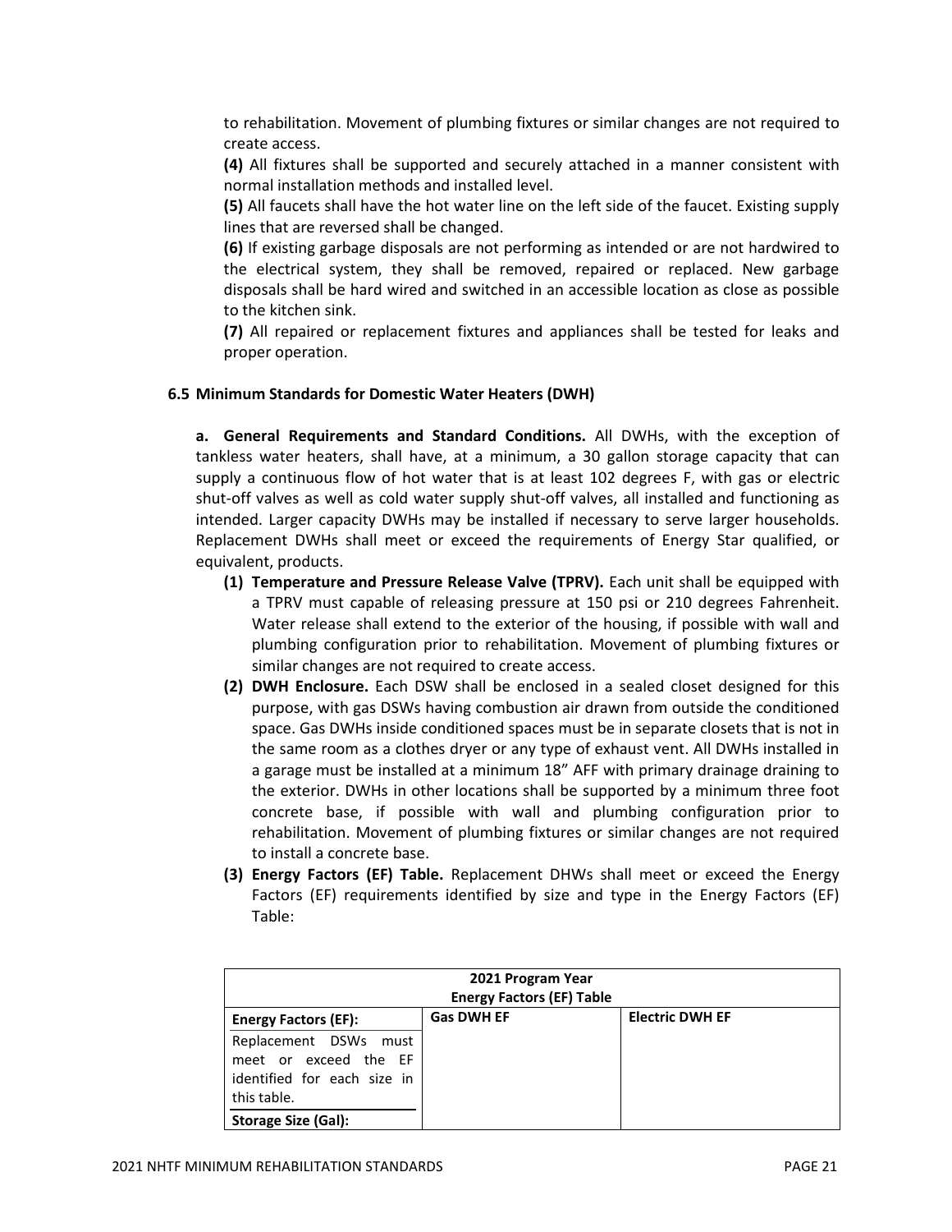to rehabilitation. Movement of plumbing fixtures or similar changes are not required to create access.

**(4)** All fixtures shall be supported and securely attached in a manner consistent with normal installation methods and installed level.

**(5)** All faucets shall have the hot water line on the left side of the faucet. Existing supply lines that are reversed shall be changed.

**(6)** If existing garbage disposals are not performing as intended or are not hardwired to the electrical system, they shall be removed, repaired or replaced. New garbage disposals shall be hard wired and switched in an accessible location as close as possible to the kitchen sink.

**(7)** All repaired or replacement fixtures and appliances shall be tested for leaks and proper operation.

### 6.5 Minimum Standards for Domestic Water Heaters (DWH)

**a. General Requirements and Standard Conditions.** All DWHs, with the exception of tankless water heaters, shall have, at a minimum, a 30 gallon storage capacity that can supply a continuous flow of hot water that is at least 102 degrees F, with gas or electric shut-off valves as well as cold water supply shut-off valves, all installed and functioning as intended. Larger capacity DWHs may be installed if necessary to serve larger households. Replacement DWHs shall meet or exceed the requirements of Energy Star qualified, or equivalent, products.

- **(1) Temperature and Pressure Release Valve (TPRV).** Each unit shall be equipped with a TPRV must capable of releasing pressure at 150 psi or 210 degrees Fahrenheit. Water release shall extend to the exterior of the housing, if possible with wall and plumbing configuration prior to rehabilitation. Movement of plumbing fixtures or similar changes are not required to create access.
- **(2) DWH Enclosure.** Each DSW shall be enclosed in a sealed closet designed for this purpose, with gas DSWs having combustion air drawn from outside the conditioned space. Gas DWHs inside conditioned spaces must be in separate closets that is not in the same room as a clothes dryer or any type of exhaust vent. All DWHs installed in a garage must be installed at a minimum 18" AFF with primary drainage draining to the exterior. DWHs in other locations shall be supported by a minimum three foot concrete base, if possible with wall and plumbing configuration prior to rehabilitation. Movement of plumbing fixtures or similar changes are not required to install a concrete base.
- **(3) Energy Factors (EF) Table.** Replacement DHWs shall meet or exceed the Energy Factors (EF) requirements identified by size and type in the Energy Factors (EF) Table:

| 2021 Program Year<br>Energy Factors (EF) Table | | |
|---|---|---|
| **Energy Factors (EF):** | **Gas DWH EF** | **Electric DWH EF** |
| Replacement DSWs must meet or exceed the EF identified for each size in this table. | | |
| **Storage Size (Gal):** | | |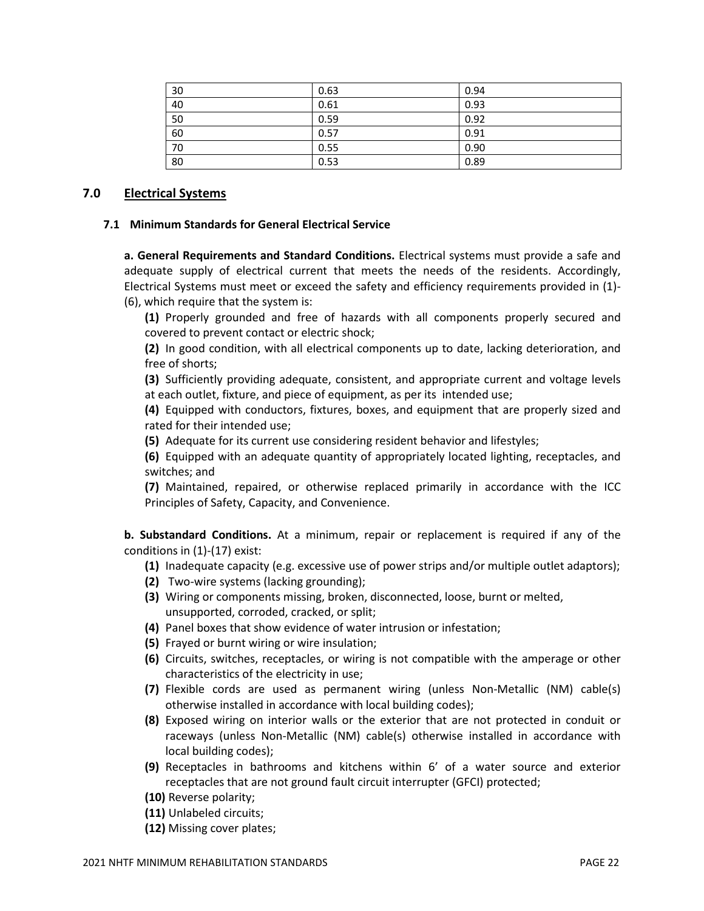| 30 | 0.63 | 0.94 |
|---|---|---|
| 40 | 0.61 | 0.93 |
| 50 | 0.59 | 0.92 |
| 60 | 0.57 | 0.91 |
| 70 | 0.55 | 0.90 |
| 80 | 0.53 | 0.89 |

## 7.0 Electrical Systems

### 7.1 Minimum Standards for General Electrical Service

**a. General Requirements and Standard Conditions.** Electrical systems must provide a safe and adequate supply of electrical current that meets the needs of the residents. Accordingly, Electrical Systems must meet or exceed the safety and efficiency requirements provided in (1)-(6), which require that the system is:

**(1)** Properly grounded and free of hazards with all components properly secured and covered to prevent contact or electric shock;

**(2)** In good condition, with all electrical components up to date, lacking deterioration, and free of shorts;

**(3)** Sufficiently providing adequate, consistent, and appropriate current and voltage levels at each outlet, fixture, and piece of equipment, as per its intended use;

**(4)** Equipped with conductors, fixtures, boxes, and equipment that are properly sized and rated for their intended use;

**(5)** Adequate for its current use considering resident behavior and lifestyles;

**(6)** Equipped with an adequate quantity of appropriately located lighting, receptacles, and switches; and

**(7)** Maintained, repaired, or otherwise replaced primarily in accordance with the ICC Principles of Safety, Capacity, and Convenience.

**b. Substandard Conditions.** At a minimum, repair or replacement is required if any of the conditions in (1)-(17) exist:

**(1)** Inadequate capacity (e.g. excessive use of power strips and/or multiple outlet adaptors);

**(2)** Two-wire systems (lacking grounding);

**(3)** Wiring or components missing, broken, disconnected, loose, burnt or melted, unsupported, corroded, cracked, or split;

**(4)** Panel boxes that show evidence of water intrusion or infestation;

**(5)** Frayed or burnt wiring or wire insulation;

**(6)** Circuits, switches, receptacles, or wiring is not compatible with the amperage or other characteristics of the electricity in use;

**(7)** Flexible cords are used as permanent wiring (unless Non-Metallic (NM) cable(s) otherwise installed in accordance with local building codes);

**(8)** Exposed wiring on interior walls or the exterior that are not protected in conduit or raceways (unless Non-Metallic (NM) cable(s) otherwise installed in accordance with local building codes);

**(9)** Receptacles in bathrooms and kitchens within 6' of a water source and exterior receptacles that are not ground fault circuit interrupter (GFCI) protected;

**(10)** Reverse polarity;

**(11)** Unlabeled circuits;

**(12)** Missing cover plates;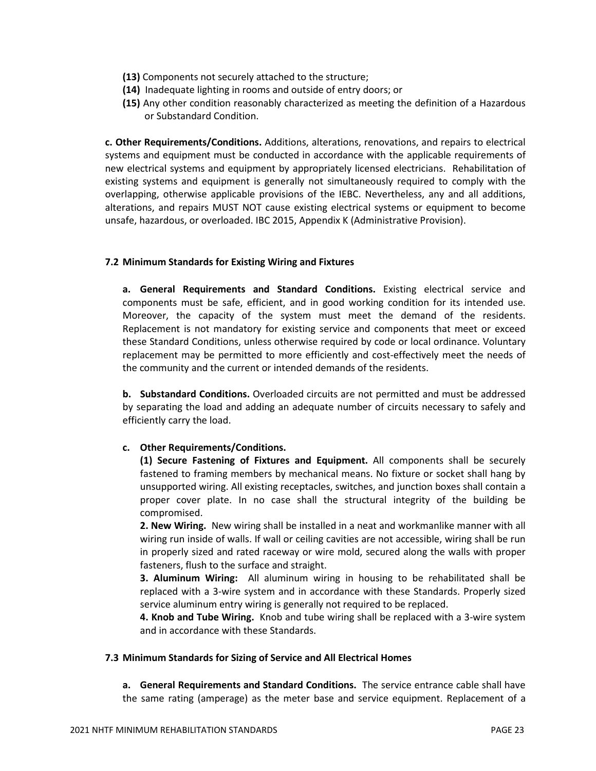**(13)** Components not securely attached to the structure;
**(14)** Inadequate lighting in rooms and outside of entry doors; or
**(15)** Any other condition reasonably characterized as meeting the definition of a Hazardous or Substandard Condition.

**c. Other Requirements/Conditions.** Additions, alterations, renovations, and repairs to electrical systems and equipment must be conducted in accordance with the applicable requirements of new electrical systems and equipment by appropriately licensed electricians. Rehabilitation of existing systems and equipment is generally not simultaneously required to comply with the overlapping, otherwise applicable provisions of the IEBC. Nevertheless, any and all additions, alterations, and repairs MUST NOT cause existing electrical systems or equipment to become unsafe, hazardous, or overloaded. IBC 2015, Appendix K (Administrative Provision).

### 7.2 Minimum Standards for Existing Wiring and Fixtures

**a. General Requirements and Standard Conditions.** Existing electrical service and components must be safe, efficient, and in good working condition for its intended use. Moreover, the capacity of the system must meet the demand of the residents. Replacement is not mandatory for existing service and components that meet or exceed these Standard Conditions, unless otherwise required by code or local ordinance. Voluntary replacement may be permitted to more efficiently and cost-effectively meet the needs of the community and the current or intended demands of the residents.

**b. Substandard Conditions.** Overloaded circuits are not permitted and must be addressed by separating the load and adding an adequate number of circuits necessary to safely and efficiently carry the load.

**c. Other Requirements/Conditions.**

**(1) Secure Fastening of Fixtures and Equipment.** All components shall be securely fastened to framing members by mechanical means. No fixture or socket shall hang by unsupported wiring. All existing receptacles, switches, and junction boxes shall contain a proper cover plate. In no case shall the structural integrity of the building be compromised.

**2. New Wiring.** New wiring shall be installed in a neat and workmanlike manner with all wiring run inside of walls. If wall or ceiling cavities are not accessible, wiring shall be run in properly sized and rated raceway or wire mold, secured along the walls with proper fasteners, flush to the surface and straight.

**3. Aluminum Wiring:** All aluminum wiring in housing to be rehabilitated shall be replaced with a 3-wire system and in accordance with these Standards. Properly sized service aluminum entry wiring is generally not required to be replaced.

**4. Knob and Tube Wiring.** Knob and tube wiring shall be replaced with a 3-wire system and in accordance with these Standards.

### 7.3 Minimum Standards for Sizing of Service and All Electrical Homes

**a. General Requirements and Standard Conditions.** The service entrance cable shall have the same rating (amperage) as the meter base and service equipment. Replacement of a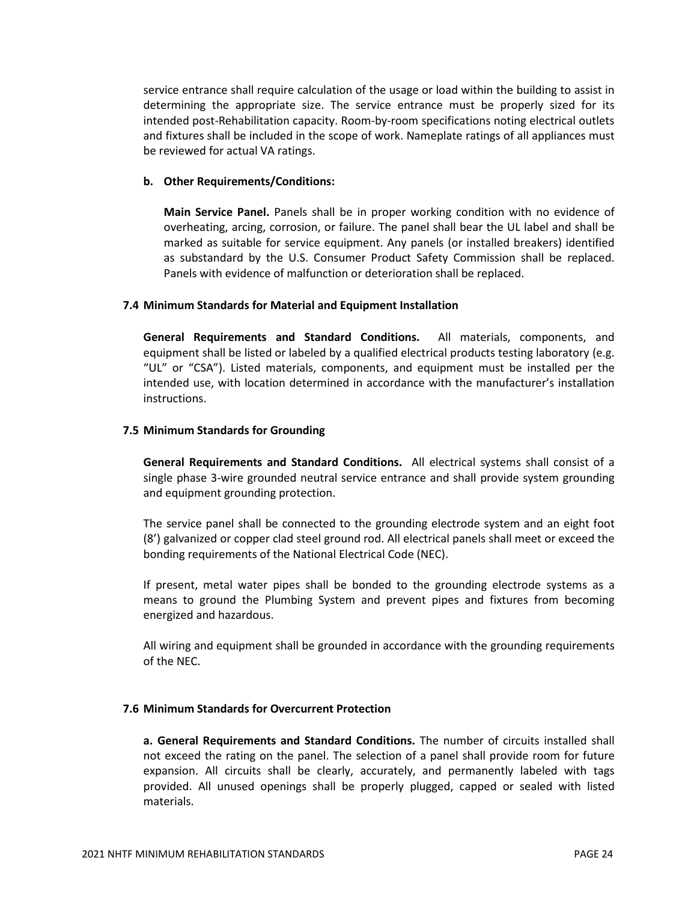service entrance shall require calculation of the usage or load within the building to assist in determining the appropriate size. The service entrance must be properly sized for its intended post-Rehabilitation capacity. Room-by-room specifications noting electrical outlets and fixtures shall be included in the scope of work. Nameplate ratings of all appliances must be reviewed for actual VA ratings.

**b. Other Requirements/Conditions:**

**Main Service Panel.** Panels shall be in proper working condition with no evidence of overheating, arcing, corrosion, or failure. The panel shall bear the UL label and shall be marked as suitable for service equipment. Any panels (or installed breakers) identified as substandard by the U.S. Consumer Product Safety Commission shall be replaced. Panels with evidence of malfunction or deterioration shall be replaced.

### 7.4 Minimum Standards for Material and Equipment Installation

**General Requirements and Standard Conditions.** All materials, components, and equipment shall be listed or labeled by a qualified electrical products testing laboratory (e.g. "UL" or "CSA"). Listed materials, components, and equipment must be installed per the intended use, with location determined in accordance with the manufacturer's installation instructions.

### 7.5 Minimum Standards for Grounding

**General Requirements and Standard Conditions.** All electrical systems shall consist of a single phase 3-wire grounded neutral service entrance and shall provide system grounding and equipment grounding protection.

The service panel shall be connected to the grounding electrode system and an eight foot (8') galvanized or copper clad steel ground rod. All electrical panels shall meet or exceed the bonding requirements of the National Electrical Code (NEC).

If present, metal water pipes shall be bonded to the grounding electrode systems as a means to ground the Plumbing System and prevent pipes and fixtures from becoming energized and hazardous.

All wiring and equipment shall be grounded in accordance with the grounding requirements of the NEC.

### 7.6 Minimum Standards for Overcurrent Protection

**a. General Requirements and Standard Conditions.** The number of circuits installed shall not exceed the rating on the panel. The selection of a panel shall provide room for future expansion. All circuits shall be clearly, accurately, and permanently labeled with tags provided. All unused openings shall be properly plugged, capped or sealed with listed materials.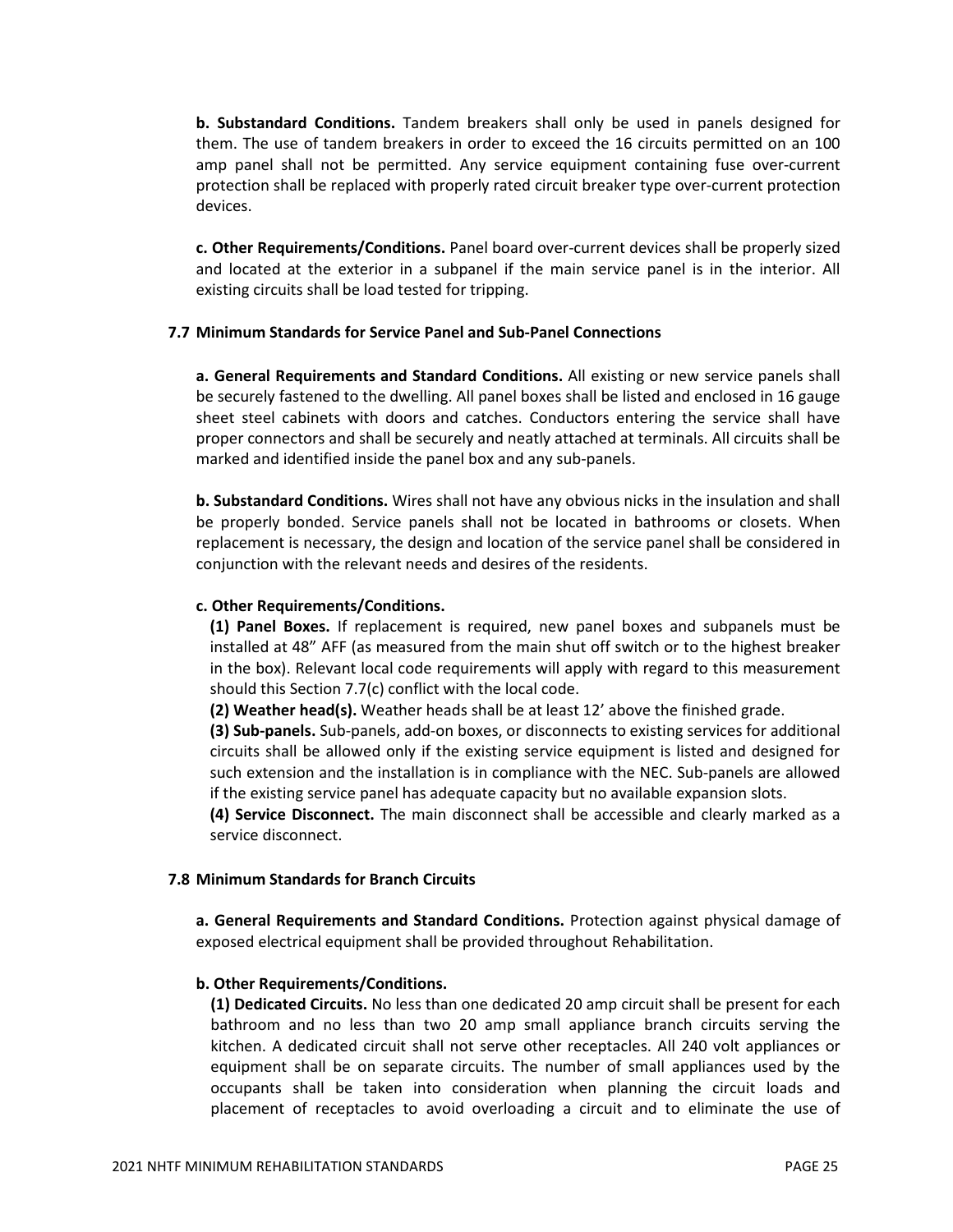**b. Substandard Conditions.** Tandem breakers shall only be used in panels designed for them. The use of tandem breakers in order to exceed the 16 circuits permitted on an 100 amp panel shall not be permitted. Any service equipment containing fuse over-current protection shall be replaced with properly rated circuit breaker type over-current protection devices.

**c. Other Requirements/Conditions.** Panel board over-current devices shall be properly sized and located at the exterior in a subpanel if the main service panel is in the interior. All existing circuits shall be load tested for tripping.

### 7.7 Minimum Standards for Service Panel and Sub-Panel Connections

**a. General Requirements and Standard Conditions.** All existing or new service panels shall be securely fastened to the dwelling. All panel boxes shall be listed and enclosed in 16 gauge sheet steel cabinets with doors and catches. Conductors entering the service shall have proper connectors and shall be securely and neatly attached at terminals. All circuits shall be marked and identified inside the panel box and any sub-panels.

**b. Substandard Conditions.** Wires shall not have any obvious nicks in the insulation and shall be properly bonded. Service panels shall not be located in bathrooms or closets. When replacement is necessary, the design and location of the service panel shall be considered in conjunction with the relevant needs and desires of the residents.

**c. Other Requirements/Conditions.**

**(1) Panel Boxes.** If replacement is required, new panel boxes and subpanels must be installed at 48" AFF (as measured from the main shut off switch or to the highest breaker in the box). Relevant local code requirements will apply with regard to this measurement should this Section 7.7(c) conflict with the local code.

**(2) Weather head(s).** Weather heads shall be at least 12' above the finished grade.

**(3) Sub-panels.** Sub-panels, add-on boxes, or disconnects to existing services for additional circuits shall be allowed only if the existing service equipment is listed and designed for such extension and the installation is in compliance with the NEC. Sub-panels are allowed if the existing service panel has adequate capacity but no available expansion slots.

**(4) Service Disconnect.** The main disconnect shall be accessible and clearly marked as a service disconnect.

### 7.8 Minimum Standards for Branch Circuits

**a. General Requirements and Standard Conditions.** Protection against physical damage of exposed electrical equipment shall be provided throughout Rehabilitation.

**b. Other Requirements/Conditions.**

**(1) Dedicated Circuits.** No less than one dedicated 20 amp circuit shall be present for each bathroom and no less than two 20 amp small appliance branch circuits serving the kitchen. A dedicated circuit shall not serve other receptacles. All 240 volt appliances or equipment shall be on separate circuits. The number of small appliances used by the occupants shall be taken into consideration when planning the circuit loads and placement of receptacles to avoid overloading a circuit and to eliminate the use of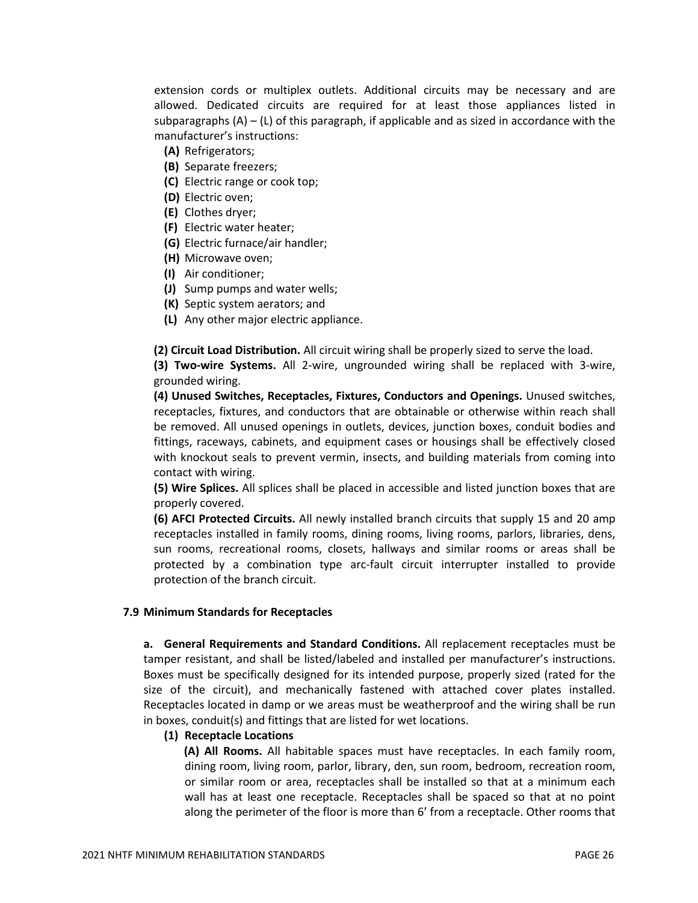extension cords or multiplex outlets. Additional circuits may be necessary and are allowed. Dedicated circuits are required for at least those appliances listed in subparagraphs (A) – (L) of this paragraph, if applicable and as sized in accordance with the manufacturer's instructions:

- **(A)** Refrigerators;
- **(B)** Separate freezers;
- **(C)** Electric range or cook top;
- **(D)** Electric oven;
- **(E)** Clothes dryer;
- **(F)** Electric water heater;
- **(G)** Electric furnace/air handler;
- **(H)** Microwave oven;
- **(I)** Air conditioner;
- **(J)** Sump pumps and water wells;
- **(K)** Septic system aerators; and
- **(L)** Any other major electric appliance.

**(2) Circuit Load Distribution.** All circuit wiring shall be properly sized to serve the load.

**(3) Two-wire Systems.** All 2-wire, ungrounded wiring shall be replaced with 3-wire, grounded wiring.

**(4) Unused Switches, Receptacles, Fixtures, Conductors and Openings.** Unused switches, receptacles, fixtures, and conductors that are obtainable or otherwise within reach shall be removed. All unused openings in outlets, devices, junction boxes, conduit bodies and fittings, raceways, cabinets, and equipment cases or housings shall be effectively closed with knockout seals to prevent vermin, insects, and building materials from coming into contact with wiring.

**(5) Wire Splices.** All splices shall be placed in accessible and listed junction boxes that are properly covered.

**(6) AFCI Protected Circuits.** All newly installed branch circuits that supply 15 and 20 amp receptacles installed in family rooms, dining rooms, living rooms, parlors, libraries, dens, sun rooms, recreational rooms, closets, hallways and similar rooms or areas shall be protected by a combination type arc-fault circuit interrupter installed to provide protection of the branch circuit.

### 7.9 Minimum Standards for Receptacles

**a. General Requirements and Standard Conditions.** All replacement receptacles must be tamper resistant, and shall be listed/labeled and installed per manufacturer's instructions. Boxes must be specifically designed for its intended purpose, properly sized (rated for the size of the circuit), and mechanically fastened with attached cover plates installed. Receptacles located in damp or we areas must be weatherproof and the wiring shall be run in boxes, conduit(s) and fittings that are listed for wet locations.

**(1) Receptacle Locations**

**(A) All Rooms.** All habitable spaces must have receptacles. In each family room, dining room, living room, parlor, library, den, sun room, bedroom, recreation room, or similar room or area, receptacles shall be installed so that at a minimum each wall has at least one receptacle. Receptacles shall be spaced so that at no point along the perimeter of the floor is more than 6' from a receptacle. Other rooms that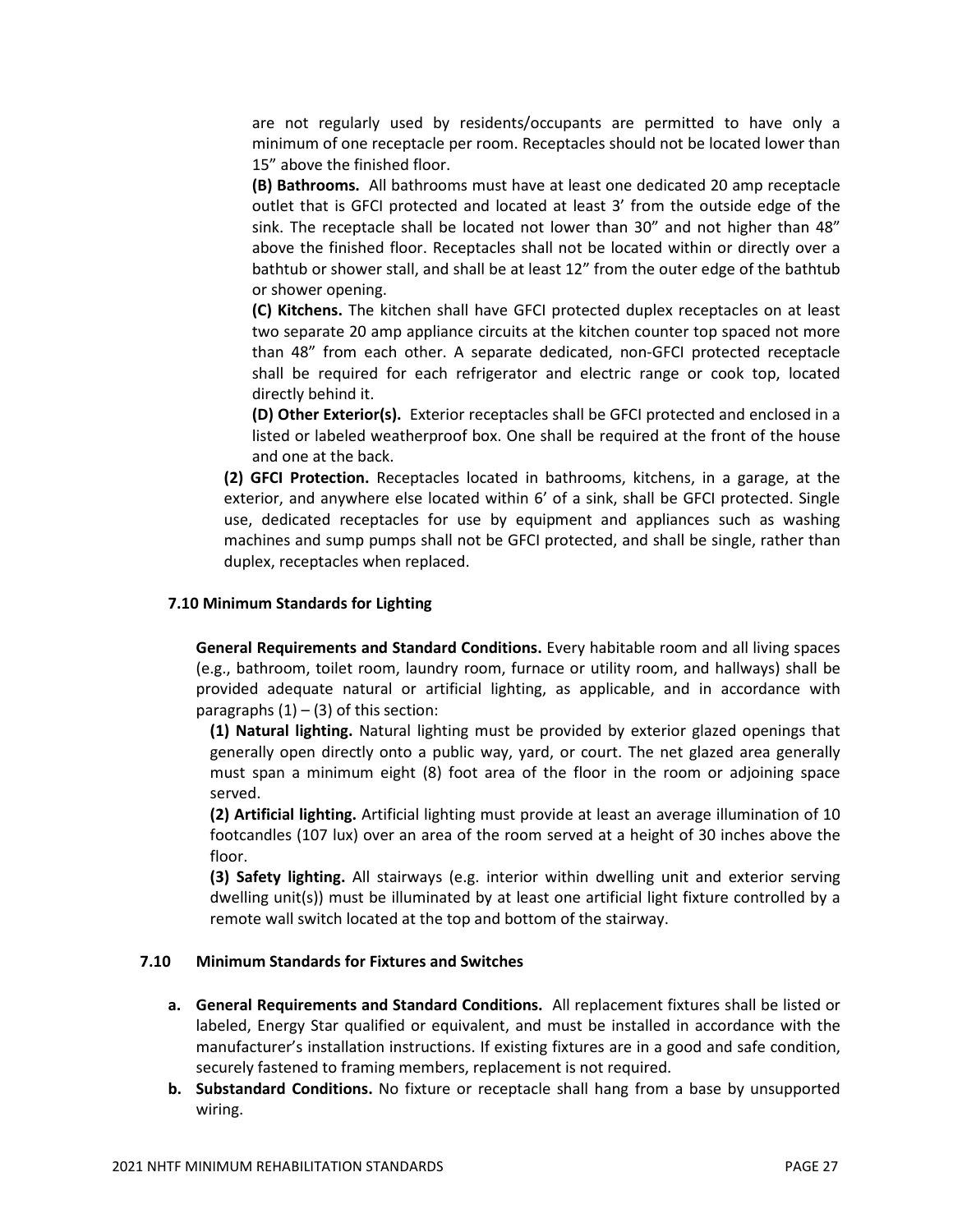are not regularly used by residents/occupants are permitted to have only a minimum of one receptacle per room. Receptacles should not be located lower than 15" above the finished floor.

**(B) Bathrooms.** All bathrooms must have at least one dedicated 20 amp receptacle outlet that is GFCI protected and located at least 3' from the outside edge of the sink. The receptacle shall be located not lower than 30" and not higher than 48" above the finished floor. Receptacles shall not be located within or directly over a bathtub or shower stall, and shall be at least 12" from the outer edge of the bathtub or shower opening.

**(C) Kitchens.** The kitchen shall have GFCI protected duplex receptacles on at least two separate 20 amp appliance circuits at the kitchen counter top spaced not more than 48" from each other. A separate dedicated, non-GFCI protected receptacle shall be required for each refrigerator and electric range or cook top, located directly behind it.

**(D) Other Exterior(s).** Exterior receptacles shall be GFCI protected and enclosed in a listed or labeled weatherproof box. One shall be required at the front of the house and one at the back.

**(2) GFCI Protection.** Receptacles located in bathrooms, kitchens, in a garage, at the exterior, and anywhere else located within 6' of a sink, shall be GFCI protected. Single use, dedicated receptacles for use by equipment and appliances such as washing machines and sump pumps shall not be GFCI protected, and shall be single, rather than duplex, receptacles when replaced.

### 7.10 Minimum Standards for Lighting

**General Requirements and Standard Conditions.** Every habitable room and all living spaces (e.g., bathroom, toilet room, laundry room, furnace or utility room, and hallways) shall be provided adequate natural or artificial lighting, as applicable, and in accordance with paragraphs (1) – (3) of this section:

**(1) Natural lighting.** Natural lighting must be provided by exterior glazed openings that generally open directly onto a public way, yard, or court. The net glazed area generally must span a minimum eight (8) foot area of the floor in the room or adjoining space served.

**(2) Artificial lighting.** Artificial lighting must provide at least an average illumination of 10 footcandles (107 lux) over an area of the room served at a height of 30 inches above the floor.

**(3) Safety lighting.** All stairways (e.g. interior within dwelling unit and exterior serving dwelling unit(s)) must be illuminated by at least one artificial light fixture controlled by a remote wall switch located at the top and bottom of the stairway.

### 7.10 Minimum Standards for Fixtures and Switches

a. **General Requirements and Standard Conditions.** All replacement fixtures shall be listed or labeled, Energy Star qualified or equivalent, and must be installed in accordance with the manufacturer's installation instructions. If existing fixtures are in a good and safe condition, securely fastened to framing members, replacement is not required.

b. **Substandard Conditions.** No fixture or receptacle shall hang from a base by unsupported wiring.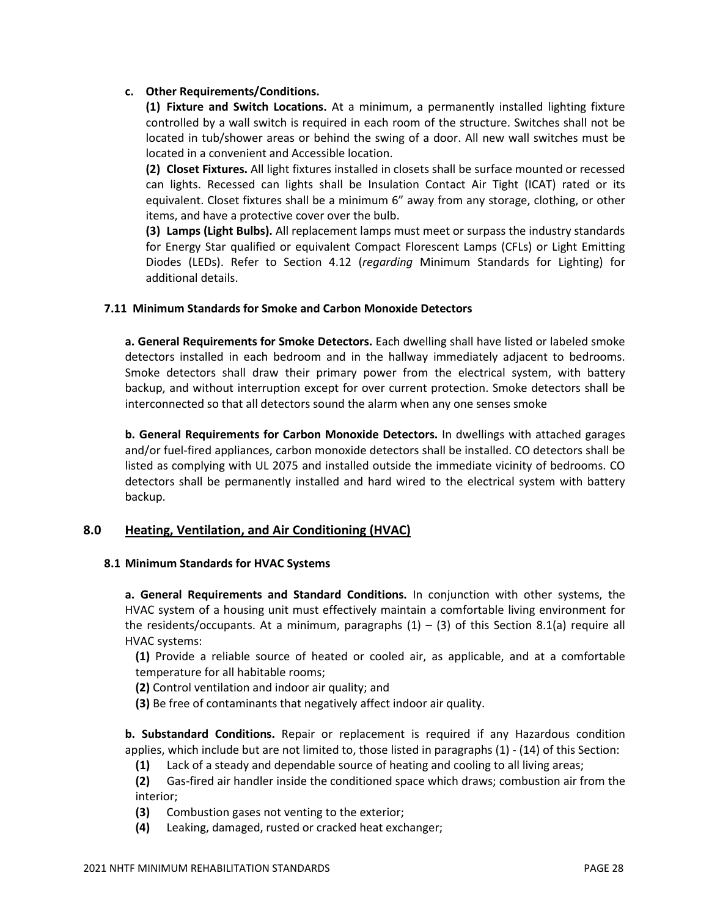**c. Other Requirements/Conditions.**

**(1) Fixture and Switch Locations.** At a minimum, a permanently installed lighting fixture controlled by a wall switch is required in each room of the structure. Switches shall not be located in tub/shower areas or behind the swing of a door. All new wall switches must be located in a convenient and Accessible location.

**(2) Closet Fixtures.** All light fixtures installed in closets shall be surface mounted or recessed can lights. Recessed can lights shall be Insulation Contact Air Tight (ICAT) rated or its equivalent. Closet fixtures shall be a minimum 6" away from any storage, clothing, or other items, and have a protective cover over the bulb.

**(3) Lamps (Light Bulbs).** All replacement lamps must meet or surpass the industry standards for Energy Star qualified or equivalent Compact Florescent Lamps (CFLs) or Light Emitting Diodes (LEDs). Refer to Section 4.12 (*regarding* Minimum Standards for Lighting) for additional details.

### 7.11 Minimum Standards for Smoke and Carbon Monoxide Detectors

**a. General Requirements for Smoke Detectors.** Each dwelling shall have listed or labeled smoke detectors installed in each bedroom and in the hallway immediately adjacent to bedrooms. Smoke detectors shall draw their primary power from the electrical system, with battery backup, and without interruption except for over current protection. Smoke detectors shall be interconnected so that all detectors sound the alarm when any one senses smoke

**b. General Requirements for Carbon Monoxide Detectors.** In dwellings with attached garages and/or fuel-fired appliances, carbon monoxide detectors shall be installed. CO detectors shall be listed as complying with UL 2075 and installed outside the immediate vicinity of bedrooms. CO detectors shall be permanently installed and hard wired to the electrical system with battery backup.

## 8.0 Heating, Ventilation, and Air Conditioning (HVAC)

### 8.1 Minimum Standards for HVAC Systems

**a. General Requirements and Standard Conditions.** In conjunction with other systems, the HVAC system of a housing unit must effectively maintain a comfortable living environment for the residents/occupants. At a minimum, paragraphs (1) – (3) of this Section 8.1(a) require all HVAC systems:

**(1)** Provide a reliable source of heated or cooled air, as applicable, and at a comfortable temperature for all habitable rooms;

**(2)** Control ventilation and indoor air quality; and

**(3)** Be free of contaminants that negatively affect indoor air quality.

**b. Substandard Conditions.** Repair or replacement is required if any Hazardous condition applies, which include but are not limited to, those listed in paragraphs (1) - (14) of this Section:

**(1)** Lack of a steady and dependable source of heating and cooling to all living areas;

**(2)** Gas-fired air handler inside the conditioned space which draws; combustion air from the interior;

**(3)** Combustion gases not venting to the exterior;

**(4)** Leaking, damaged, rusted or cracked heat exchanger;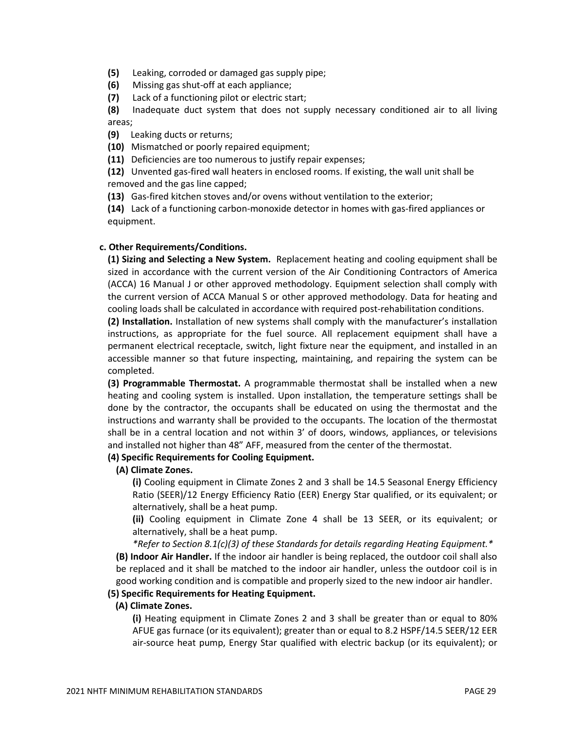**(5)** Leaking, corroded or damaged gas supply pipe;

**(6)** Missing gas shut-off at each appliance;

**(7)** Lack of a functioning pilot or electric start;

**(8)** Inadequate duct system that does not supply necessary conditioned air to all living areas;

**(9)** Leaking ducts or returns;

**(10)** Mismatched or poorly repaired equipment;

**(11)** Deficiencies are too numerous to justify repair expenses;

**(12)** Unvented gas-fired wall heaters in enclosed rooms. If existing, the wall unit shall be removed and the gas line capped;

**(13)** Gas-fired kitchen stoves and/or ovens without ventilation to the exterior;

**(14)** Lack of a functioning carbon-monoxide detector in homes with gas-fired appliances or equipment.

**c. Other Requirements/Conditions.**

**(1) Sizing and Selecting a New System.** Replacement heating and cooling equipment shall be sized in accordance with the current version of the Air Conditioning Contractors of America (ACCA) 16 Manual J or other approved methodology. Equipment selection shall comply with the current version of ACCA Manual S or other approved methodology. Data for heating and cooling loads shall be calculated in accordance with required post-rehabilitation conditions.

**(2) Installation.** Installation of new systems shall comply with the manufacturer's installation instructions, as appropriate for the fuel source. All replacement equipment shall have a permanent electrical receptacle, switch, light fixture near the equipment, and installed in an accessible manner so that future inspecting, maintaining, and repairing the system can be completed.

**(3) Programmable Thermostat.** A programmable thermostat shall be installed when a new heating and cooling system is installed. Upon installation, the temperature settings shall be done by the contractor, the occupants shall be educated on using the thermostat and the instructions and warranty shall be provided to the occupants. The location of the thermostat shall be in a central location and not within 3' of doors, windows, appliances, or televisions and installed not higher than 48" AFF, measured from the center of the thermostat.

**(4) Specific Requirements for Cooling Equipment.**

**(A) Climate Zones.**

**(i)** Cooling equipment in Climate Zones 2 and 3 shall be 14.5 Seasonal Energy Efficiency Ratio (SEER)/12 Energy Efficiency Ratio (EER) Energy Star qualified, or its equivalent; or alternatively, shall be a heat pump.

**(ii)** Cooling equipment in Climate Zone 4 shall be 13 SEER, or its equivalent; or alternatively, shall be a heat pump.

*\*Refer to Section 8.1(c)(3) of these Standards for details regarding Heating Equipment.\**

**(B) Indoor Air Handler.** If the indoor air handler is being replaced, the outdoor coil shall also be replaced and it shall be matched to the indoor air handler, unless the outdoor coil is in good working condition and is compatible and properly sized to the new indoor air handler.

**(5) Specific Requirements for Heating Equipment.**

**(A) Climate Zones.**

**(i)** Heating equipment in Climate Zones 2 and 3 shall be greater than or equal to 80% AFUE gas furnace (or its equivalent); greater than or equal to 8.2 HSPF/14.5 SEER/12 EER air-source heat pump, Energy Star qualified with electric backup (or its equivalent); or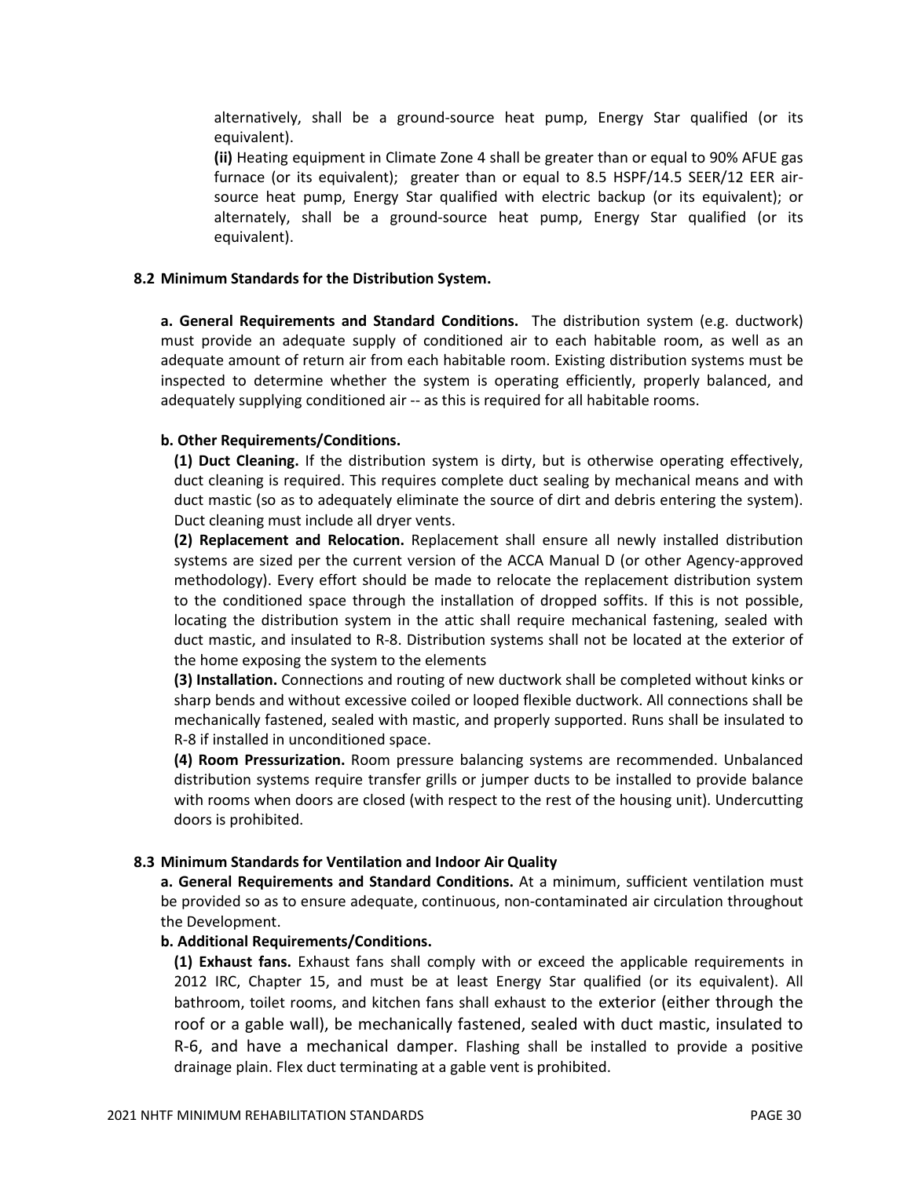alternatively, shall be a ground-source heat pump, Energy Star qualified (or its equivalent).

**(ii)** Heating equipment in Climate Zone 4 shall be greater than or equal to 90% AFUE gas furnace (or its equivalent); greater than or equal to 8.5 HSPF/14.5 SEER/12 EER air-source heat pump, Energy Star qualified with electric backup (or its equivalent); or alternately, shall be a ground-source heat pump, Energy Star qualified (or its equivalent).

### 8.2 Minimum Standards for the Distribution System.

**a. General Requirements and Standard Conditions.** The distribution system (e.g. ductwork) must provide an adequate supply of conditioned air to each habitable room, as well as an adequate amount of return air from each habitable room. Existing distribution systems must be inspected to determine whether the system is operating efficiently, properly balanced, and adequately supplying conditioned air -- as this is required for all habitable rooms.

**b. Other Requirements/Conditions.**

**(1) Duct Cleaning.** If the distribution system is dirty, but is otherwise operating effectively, duct cleaning is required. This requires complete duct sealing by mechanical means and with duct mastic (so as to adequately eliminate the source of dirt and debris entering the system). Duct cleaning must include all dryer vents.

**(2) Replacement and Relocation.** Replacement shall ensure all newly installed distribution systems are sized per the current version of the ACCA Manual D (or other Agency-approved methodology). Every effort should be made to relocate the replacement distribution system to the conditioned space through the installation of dropped soffits. If this is not possible, locating the distribution system in the attic shall require mechanical fastening, sealed with duct mastic, and insulated to R-8. Distribution systems shall not be located at the exterior of the home exposing the system to the elements

**(3) Installation.** Connections and routing of new ductwork shall be completed without kinks or sharp bends and without excessive coiled or looped flexible ductwork. All connections shall be mechanically fastened, sealed with mastic, and properly supported. Runs shall be insulated to R-8 if installed in unconditioned space.

**(4) Room Pressurization.** Room pressure balancing systems are recommended. Unbalanced distribution systems require transfer grills or jumper ducts to be installed to provide balance with rooms when doors are closed (with respect to the rest of the housing unit). Undercutting doors is prohibited.

### 8.3 Minimum Standards for Ventilation and Indoor Air Quality

**a. General Requirements and Standard Conditions.** At a minimum, sufficient ventilation must be provided so as to ensure adequate, continuous, non-contaminated air circulation throughout the Development.

**b. Additional Requirements/Conditions.**

**(1) Exhaust fans.** Exhaust fans shall comply with or exceed the applicable requirements in 2012 IRC, Chapter 15, and must be at least Energy Star qualified (or its equivalent). All bathroom, toilet rooms, and kitchen fans shall exhaust to the exterior (either through the roof or a gable wall), be mechanically fastened, sealed with duct mastic, insulated to R-6, and have a mechanical damper. Flashing shall be installed to provide a positive drainage plain. Flex duct terminating at a gable vent is prohibited.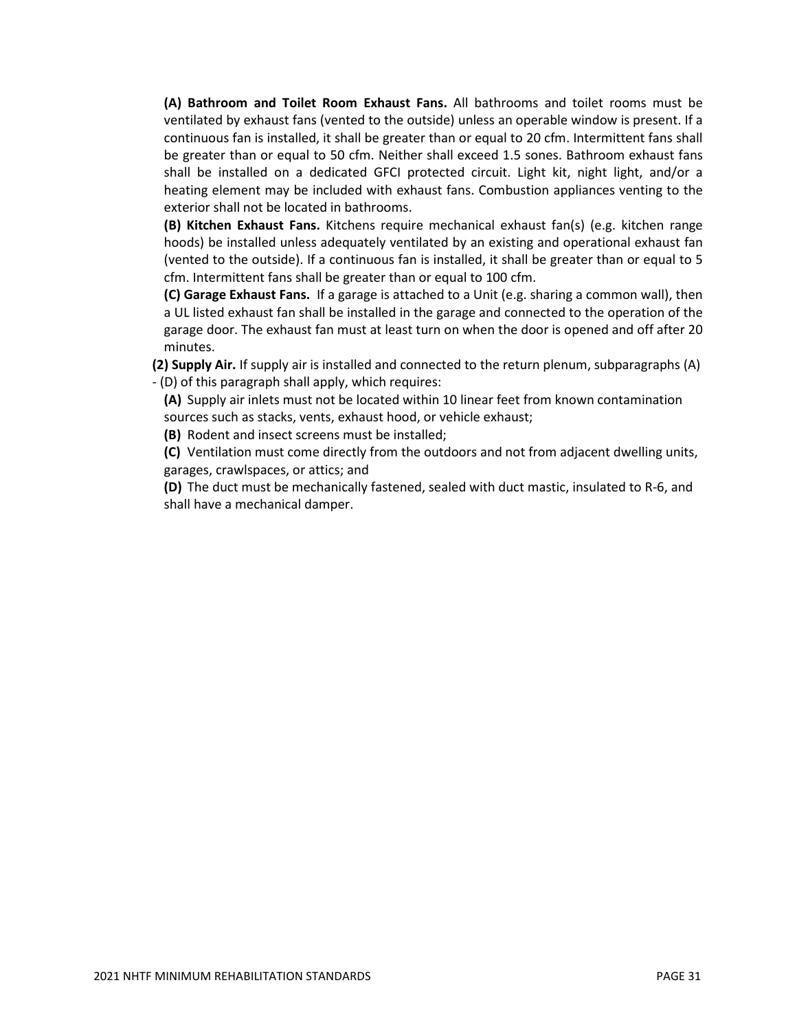**(A) Bathroom and Toilet Room Exhaust Fans.** All bathrooms and toilet rooms must be ventilated by exhaust fans (vented to the outside) unless an operable window is present. If a continuous fan is installed, it shall be greater than or equal to 20 cfm. Intermittent fans shall be greater than or equal to 50 cfm. Neither shall exceed 1.5 sones. Bathroom exhaust fans shall be installed on a dedicated GFCI protected circuit. Light kit, night light, and/or a heating element may be included with exhaust fans. Combustion appliances venting to the exterior shall not be located in bathrooms.

**(B) Kitchen Exhaust Fans.** Kitchens require mechanical exhaust fan(s) (e.g. kitchen range hoods) be installed unless adequately ventilated by an existing and operational exhaust fan (vented to the outside). If a continuous fan is installed, it shall be greater than or equal to 5 cfm. Intermittent fans shall be greater than or equal to 100 cfm.

**(C) Garage Exhaust Fans.** If a garage is attached to a Unit (e.g. sharing a common wall), then a UL listed exhaust fan shall be installed in the garage and connected to the operation of the garage door. The exhaust fan must at least turn on when the door is opened and off after 20 minutes.

**(2) Supply Air.** If supply air is installed and connected to the return plenum, subparagraphs (A) - (D) of this paragraph shall apply, which requires:

**(A)** Supply air inlets must not be located within 10 linear feet from known contamination sources such as stacks, vents, exhaust hood, or vehicle exhaust;

**(B)** Rodent and insect screens must be installed;

**(C)** Ventilation must come directly from the outdoors and not from adjacent dwelling units, garages, crawlspaces, or attics; and

**(D)** The duct must be mechanically fastened, sealed with duct mastic, insulated to R-6, and shall have a mechanical damper.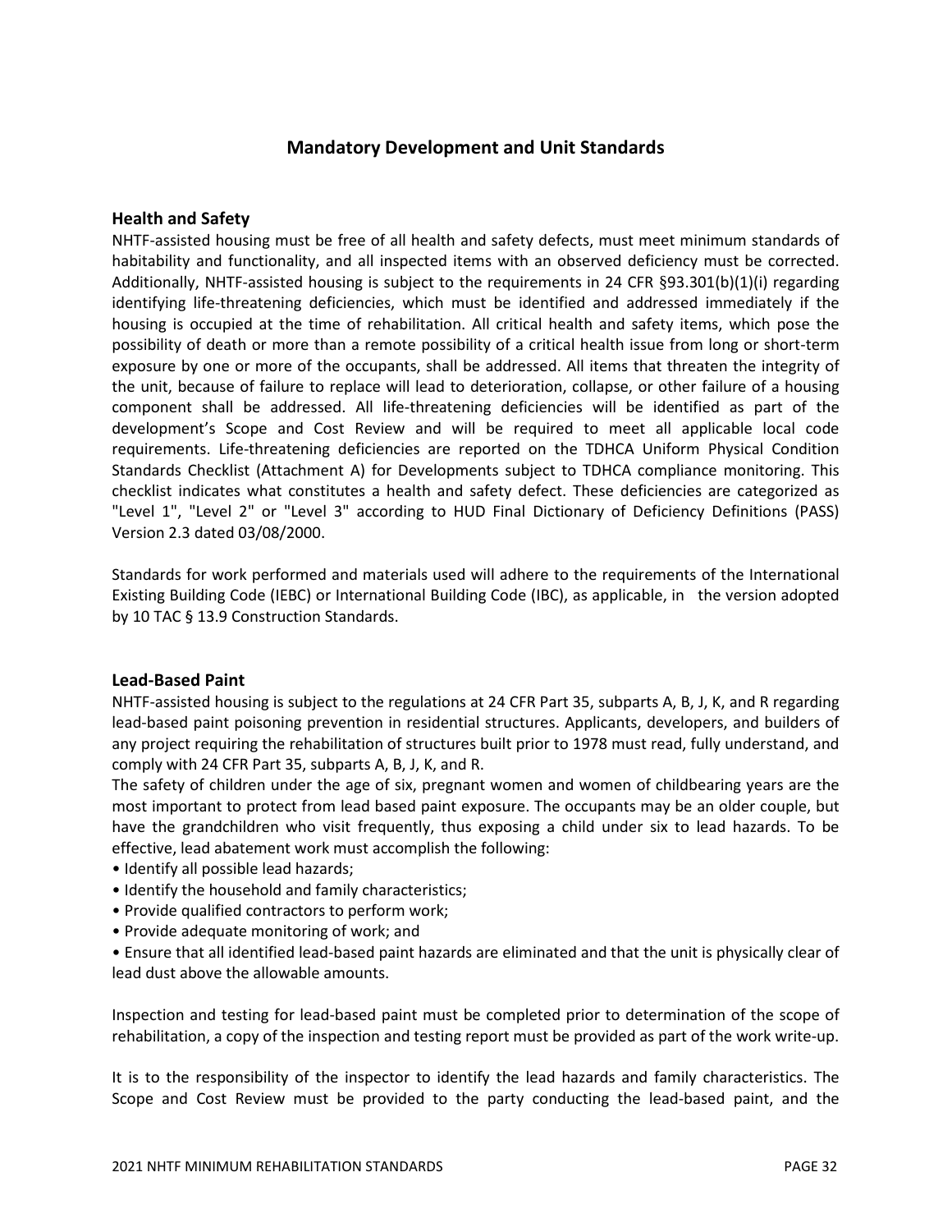## Mandatory Development and Unit Standards

### Health and Safety

NHTF-assisted housing must be free of all health and safety defects, must meet minimum standards of habitability and functionality, and all inspected items with an observed deficiency must be corrected. Additionally, NHTF-assisted housing is subject to the requirements in 24 CFR §93.301(b)(1)(i) regarding identifying life-threatening deficiencies, which must be identified and addressed immediately if the housing is occupied at the time of rehabilitation. All critical health and safety items, which pose the possibility of death or more than a remote possibility of a critical health issue from long or short-term exposure by one or more of the occupants, shall be addressed. All items that threaten the integrity of the unit, because of failure to replace will lead to deterioration, collapse, or other failure of a housing component shall be addressed. All life-threatening deficiencies will be identified as part of the development's Scope and Cost Review and will be required to meet all applicable local code requirements. Life-threatening deficiencies are reported on the TDHCA Uniform Physical Condition Standards Checklist (Attachment A) for Developments subject to TDHCA compliance monitoring. This checklist indicates what constitutes a health and safety defect. These deficiencies are categorized as "Level 1", "Level 2" or "Level 3" according to HUD Final Dictionary of Deficiency Definitions (PASS) Version 2.3 dated 03/08/2000.

Standards for work performed and materials used will adhere to the requirements of the International Existing Building Code (IEBC) or International Building Code (IBC), as applicable, in the version adopted by 10 TAC § 13.9 Construction Standards.

### Lead-Based Paint

NHTF-assisted housing is subject to the regulations at 24 CFR Part 35, subparts A, B, J, K, and R regarding lead-based paint poisoning prevention in residential structures. Applicants, developers, and builders of any project requiring the rehabilitation of structures built prior to 1978 must read, fully understand, and comply with 24 CFR Part 35, subparts A, B, J, K, and R.

The safety of children under the age of six, pregnant women and women of childbearing years are the most important to protect from lead based paint exposure. The occupants may be an older couple, but have the grandchildren who visit frequently, thus exposing a child under six to lead hazards. To be effective, lead abatement work must accomplish the following:

- Identify all possible lead hazards;
- Identify the household and family characteristics;
- Provide qualified contractors to perform work;
- Provide adequate monitoring of work; and
- Ensure that all identified lead-based paint hazards are eliminated and that the unit is physically clear of lead dust above the allowable amounts.

Inspection and testing for lead-based paint must be completed prior to determination of the scope of rehabilitation, a copy of the inspection and testing report must be provided as part of the work write-up.

It is to the responsibility of the inspector to identify the lead hazards and family characteristics. The Scope and Cost Review must be provided to the party conducting the lead-based paint, and the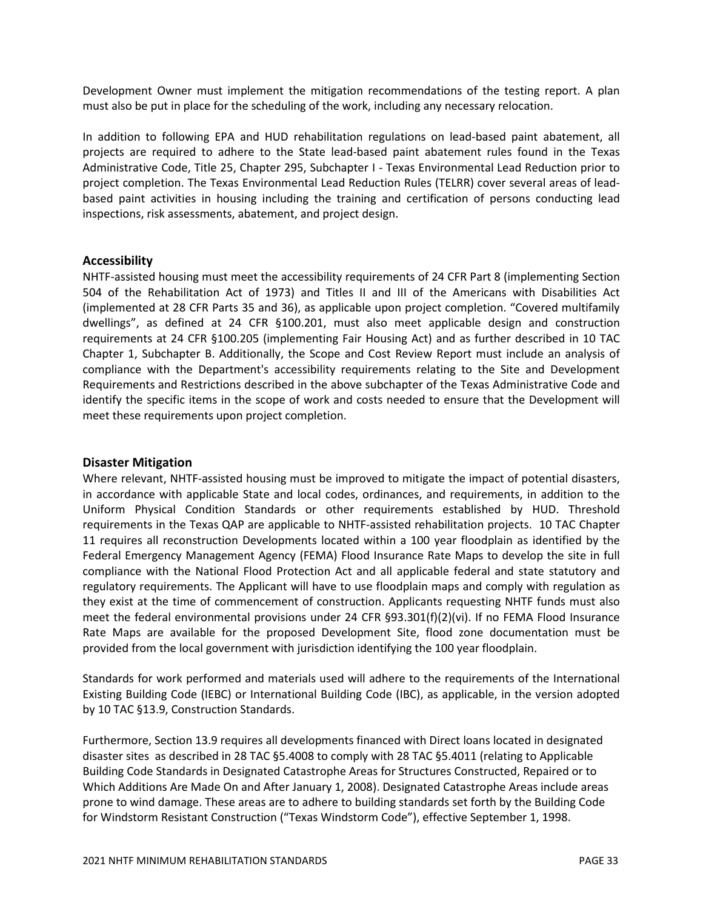Development Owner must implement the mitigation recommendations of the testing report. A plan must also be put in place for the scheduling of the work, including any necessary relocation.

In addition to following EPA and HUD rehabilitation regulations on lead-based paint abatement, all projects are required to adhere to the State lead-based paint abatement rules found in the Texas Administrative Code, Title 25, Chapter 295, Subchapter I - Texas Environmental Lead Reduction prior to project completion. The Texas Environmental Lead Reduction Rules (TELRR) cover several areas of lead-based paint activities in housing including the training and certification of persons conducting lead inspections, risk assessments, abatement, and project design.

## Accessibility

NHTF-assisted housing must meet the accessibility requirements of 24 CFR Part 8 (implementing Section 504 of the Rehabilitation Act of 1973) and Titles II and III of the Americans with Disabilities Act (implemented at 28 CFR Parts 35 and 36), as applicable upon project completion. "Covered multifamily dwellings", as defined at 24 CFR §100.201, must also meet applicable design and construction requirements at 24 CFR §100.205 (implementing Fair Housing Act) and as further described in 10 TAC Chapter 1, Subchapter B. Additionally, the Scope and Cost Review Report must include an analysis of compliance with the Department's accessibility requirements relating to the Site and Development Requirements and Restrictions described in the above subchapter of the Texas Administrative Code and identify the specific items in the scope of work and costs needed to ensure that the Development will meet these requirements upon project completion.

## Disaster Mitigation

Where relevant, NHTF-assisted housing must be improved to mitigate the impact of potential disasters, in accordance with applicable State and local codes, ordinances, and requirements, in addition to the Uniform Physical Condition Standards or other requirements established by HUD. Threshold requirements in the Texas QAP are applicable to NHTF-assisted rehabilitation projects. 10 TAC Chapter 11 requires all reconstruction Developments located within a 100 year floodplain as identified by the Federal Emergency Management Agency (FEMA) Flood Insurance Rate Maps to develop the site in full compliance with the National Flood Protection Act and all applicable federal and state statutory and regulatory requirements. The Applicant will have to use floodplain maps and comply with regulation as they exist at the time of commencement of construction. Applicants requesting NHTF funds must also meet the federal environmental provisions under 24 CFR §93.301(f)(2)(vi). If no FEMA Flood Insurance Rate Maps are available for the proposed Development Site, flood zone documentation must be provided from the local government with jurisdiction identifying the 100 year floodplain.

Standards for work performed and materials used will adhere to the requirements of the International Existing Building Code (IEBC) or International Building Code (IBC), as applicable, in the version adopted by 10 TAC §13.9, Construction Standards.

Furthermore, Section 13.9 requires all developments financed with Direct loans located in designated disaster sites as described in 28 TAC §5.4008 to comply with 28 TAC §5.4011 (relating to Applicable Building Code Standards in Designated Catastrophe Areas for Structures Constructed, Repaired or to Which Additions Are Made On and After January 1, 2008). Designated Catastrophe Areas include areas prone to wind damage. These areas are to adhere to building standards set forth by the Building Code for Windstorm Resistant Construction ("Texas Windstorm Code"), effective September 1, 1998.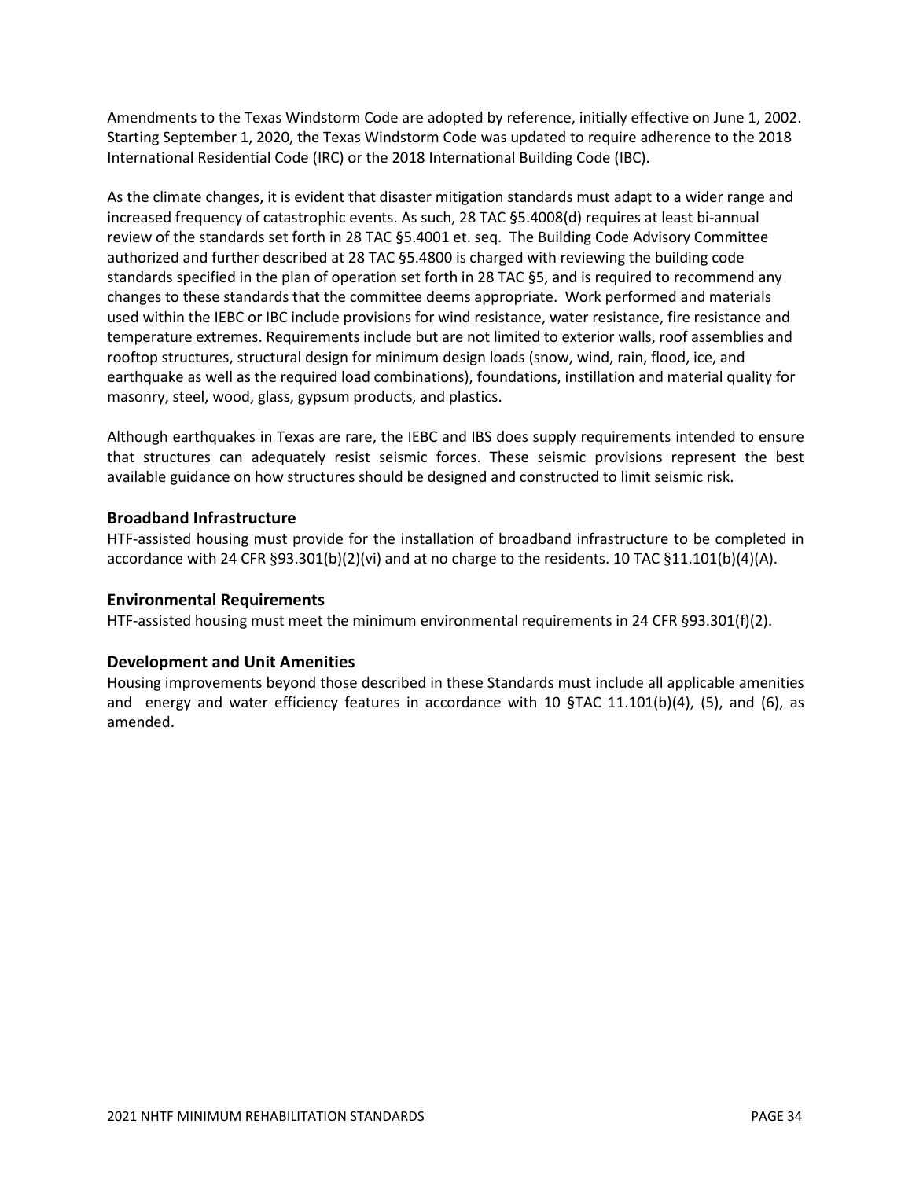Amendments to the Texas Windstorm Code are adopted by reference, initially effective on June 1, 2002. Starting September 1, 2020, the Texas Windstorm Code was updated to require adherence to the 2018 International Residential Code (IRC) or the 2018 International Building Code (IBC).

As the climate changes, it is evident that disaster mitigation standards must adapt to a wider range and increased frequency of catastrophic events. As such, 28 TAC §5.4008(d) requires at least bi-annual review of the standards set forth in 28 TAC §5.4001 et. seq. The Building Code Advisory Committee authorized and further described at 28 TAC §5.4800 is charged with reviewing the building code standards specified in the plan of operation set forth in 28 TAC §5, and is required to recommend any changes to these standards that the committee deems appropriate. Work performed and materials used within the IEBC or IBC include provisions for wind resistance, water resistance, fire resistance and temperature extremes. Requirements include but are not limited to exterior walls, roof assemblies and rooftop structures, structural design for minimum design loads (snow, wind, rain, flood, ice, and earthquake as well as the required load combinations), foundations, instillation and material quality for masonry, steel, wood, glass, gypsum products, and plastics.

Although earthquakes in Texas are rare, the IEBC and IBS does supply requirements intended to ensure that structures can adequately resist seismic forces. These seismic provisions represent the best available guidance on how structures should be designed and constructed to limit seismic risk.

### Broadband Infrastructure

HTF-assisted housing must provide for the installation of broadband infrastructure to be completed in accordance with 24 CFR §93.301(b)(2)(vi) and at no charge to the residents. 10 TAC §11.101(b)(4)(A).

### Environmental Requirements

HTF-assisted housing must meet the minimum environmental requirements in 24 CFR §93.301(f)(2).

### Development and Unit Amenities

Housing improvements beyond those described in these Standards must include all applicable amenities and energy and water efficiency features in accordance with 10 §TAC 11.101(b)(4), (5), and (6), as amended.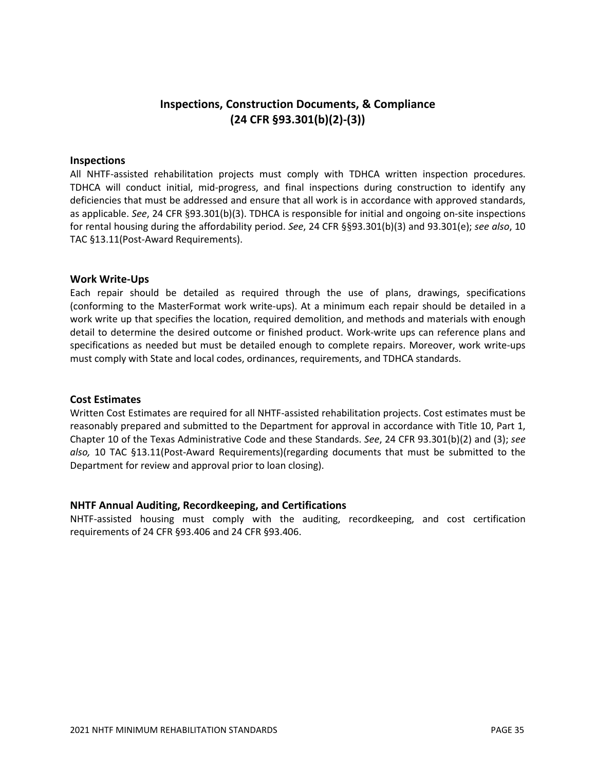# Inspections, Construction Documents, & Compliance (24 CFR §93.301(b)(2)-(3))

### Inspections

All NHTF-assisted rehabilitation projects must comply with TDHCA written inspection procedures. TDHCA will conduct initial, mid-progress, and final inspections during construction to identify any deficiencies that must be addressed and ensure that all work is in accordance with approved standards, as applicable. *See*, 24 CFR §93.301(b)(3). TDHCA is responsible for initial and ongoing on-site inspections for rental housing during the affordability period. *See*, 24 CFR §§93.301(b)(3) and 93.301(e); *see also*, 10 TAC §13.11(Post-Award Requirements).

### Work Write-Ups

Each repair should be detailed as required through the use of plans, drawings, specifications (conforming to the MasterFormat work write-ups). At a minimum each repair should be detailed in a work write up that specifies the location, required demolition, and methods and materials with enough detail to determine the desired outcome or finished product. Work-write ups can reference plans and specifications as needed but must be detailed enough to complete repairs. Moreover, work write-ups must comply with State and local codes, ordinances, requirements, and TDHCA standards.

### Cost Estimates

Written Cost Estimates are required for all NHTF-assisted rehabilitation projects. Cost estimates must be reasonably prepared and submitted to the Department for approval in accordance with Title 10, Part 1, Chapter 10 of the Texas Administrative Code and these Standards. *See*, 24 CFR 93.301(b)(2) and (3); *see also,* 10 TAC §13.11(Post-Award Requirements)(regarding documents that must be submitted to the Department for review and approval prior to loan closing).

### NHTF Annual Auditing, Recordkeeping, and Certifications

NHTF-assisted housing must comply with the auditing, recordkeeping, and cost certification requirements of 24 CFR §93.406 and 24 CFR §93.406.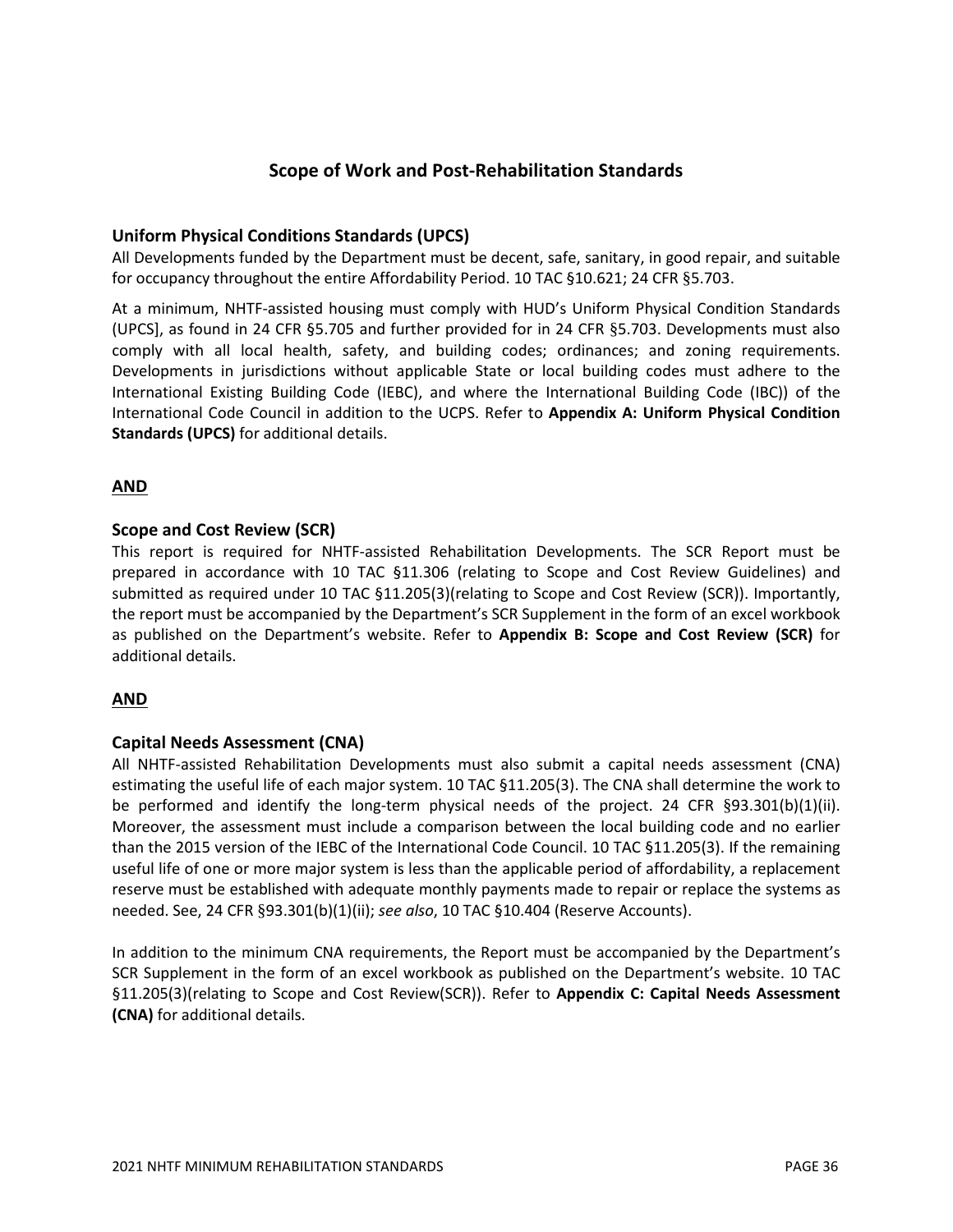## Scope of Work and Post-Rehabilitation Standards

### Uniform Physical Conditions Standards (UPCS)

All Developments funded by the Department must be decent, safe, sanitary, in good repair, and suitable for occupancy throughout the entire Affordability Period. 10 TAC §10.621; 24 CFR §5.703.

At a minimum, NHTF-assisted housing must comply with HUD's Uniform Physical Condition Standards (UPCS], as found in 24 CFR §5.705 and further provided for in 24 CFR §5.703. Developments must also comply with all local health, safety, and building codes; ordinances; and zoning requirements. Developments in jurisdictions without applicable State or local building codes must adhere to the International Existing Building Code (IEBC), and where the International Building Code (IBC)) of the International Code Council in addition to the UCPS. Refer to **Appendix A: Uniform Physical Condition Standards (UPCS)** for additional details.

**AND**

### Scope and Cost Review (SCR)

This report is required for NHTF-assisted Rehabilitation Developments. The SCR Report must be prepared in accordance with 10 TAC §11.306 (relating to Scope and Cost Review Guidelines) and submitted as required under 10 TAC §11.205(3)(relating to Scope and Cost Review (SCR)). Importantly, the report must be accompanied by the Department's SCR Supplement in the form of an excel workbook as published on the Department's website. Refer to **Appendix B: Scope and Cost Review (SCR)** for additional details.

**AND**

### Capital Needs Assessment (CNA)

All NHTF-assisted Rehabilitation Developments must also submit a capital needs assessment (CNA) estimating the useful life of each major system. 10 TAC §11.205(3). The CNA shall determine the work to be performed and identify the long-term physical needs of the project. 24 CFR §93.301(b)(1)(ii). Moreover, the assessment must include a comparison between the local building code and no earlier than the 2015 version of the IEBC of the International Code Council. 10 TAC §11.205(3). If the remaining useful life of one or more major system is less than the applicable period of affordability, a replacement reserve must be established with adequate monthly payments made to repair or replace the systems as needed. See, 24 CFR §93.301(b)(1)(ii); *see also*, 10 TAC §10.404 (Reserve Accounts).

In addition to the minimum CNA requirements, the Report must be accompanied by the Department's SCR Supplement in the form of an excel workbook as published on the Department's website. 10 TAC §11.205(3)(relating to Scope and Cost Review(SCR)). Refer to **Appendix C: Capital Needs Assessment (CNA)** for additional details.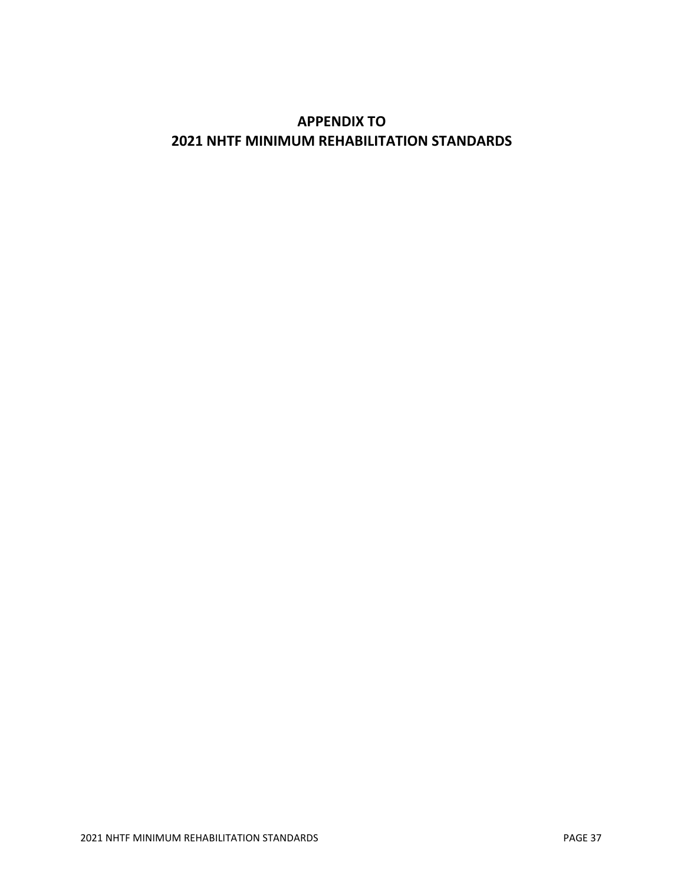# APPENDIX TO
# 2021 NHTF MINIMUM REHABILITATION STANDARDS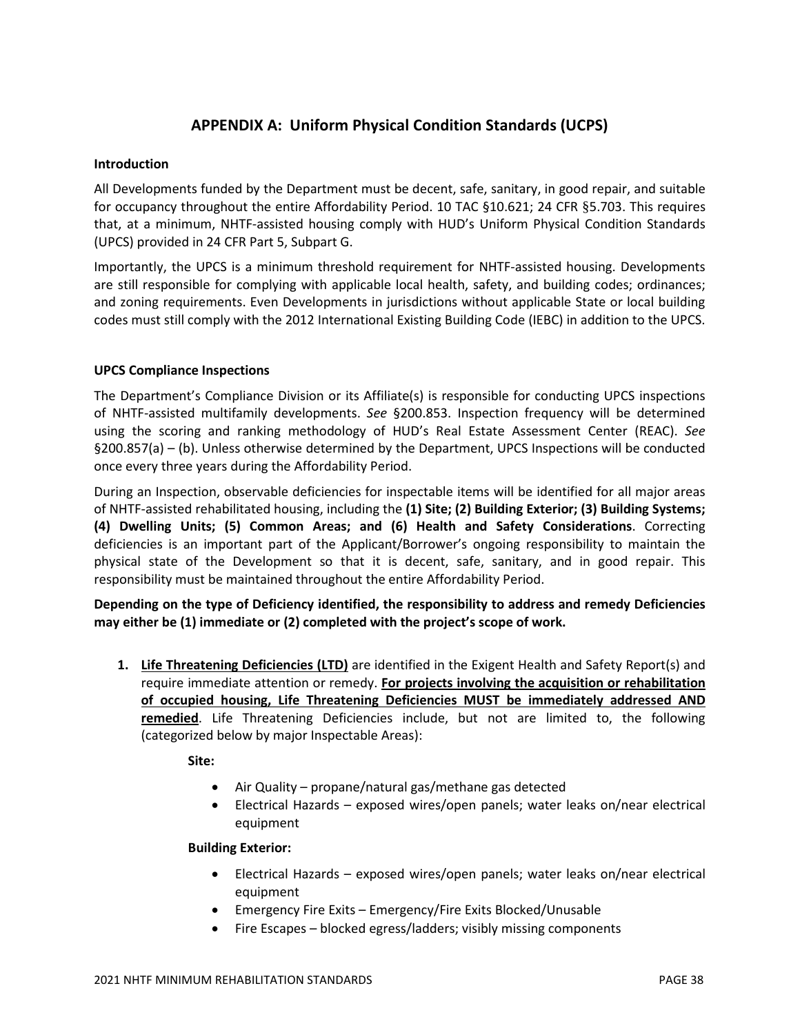## APPENDIX A: Uniform Physical Condition Standards (UCPS)

**Introduction**

All Developments funded by the Department must be decent, safe, sanitary, in good repair, and suitable for occupancy throughout the entire Affordability Period. 10 TAC §10.621; 24 CFR §5.703. This requires that, at a minimum, NHTF-assisted housing comply with HUD's Uniform Physical Condition Standards (UPCS) provided in 24 CFR Part 5, Subpart G.

Importantly, the UPCS is a minimum threshold requirement for NHTF-assisted housing. Developments are still responsible for complying with applicable local health, safety, and building codes; ordinances; and zoning requirements. Even Developments in jurisdictions without applicable State or local building codes must still comply with the 2012 International Existing Building Code (IEBC) in addition to the UPCS.

**UPCS Compliance Inspections**

The Department's Compliance Division or its Affiliate(s) is responsible for conducting UPCS inspections of NHTF-assisted multifamily developments. *See* §200.853. Inspection frequency will be determined using the scoring and ranking methodology of HUD's Real Estate Assessment Center (REAC). *See* §200.857(a) – (b). Unless otherwise determined by the Department, UPCS Inspections will be conducted once every three years during the Affordability Period.

During an Inspection, observable deficiencies for inspectable items will be identified for all major areas of NHTF-assisted rehabilitated housing, including the **(1) Site; (2) Building Exterior; (3) Building Systems; (4) Dwelling Units; (5) Common Areas; and (6) Health and Safety Considerations**. Correcting deficiencies is an important part of the Applicant/Borrower's ongoing responsibility to maintain the physical state of the Development so that it is decent, safe, sanitary, and in good repair. This responsibility must be maintained throughout the entire Affordability Period.

**Depending on the type of Deficiency identified, the responsibility to address and remedy Deficiencies may either be (1) immediate or (2) completed with the project's scope of work.**

1. **Life Threatening Deficiencies (LTD)** are identified in the Exigent Health and Safety Report(s) and require immediate attention or remedy. **For projects involving the acquisition or rehabilitation of occupied housing, Life Threatening Deficiencies MUST be immediately addressed AND remedied**. Life Threatening Deficiencies include, but not are limited to, the following (categorized below by major Inspectable Areas):

   **Site:**

   - Air Quality – propane/natural gas/methane gas detected
   - Electrical Hazards – exposed wires/open panels; water leaks on/near electrical equipment

   **Building Exterior:**

   - Electrical Hazards – exposed wires/open panels; water leaks on/near electrical equipment
   - Emergency Fire Exits – Emergency/Fire Exits Blocked/Unusable
   - Fire Escapes – blocked egress/ladders; visibly missing components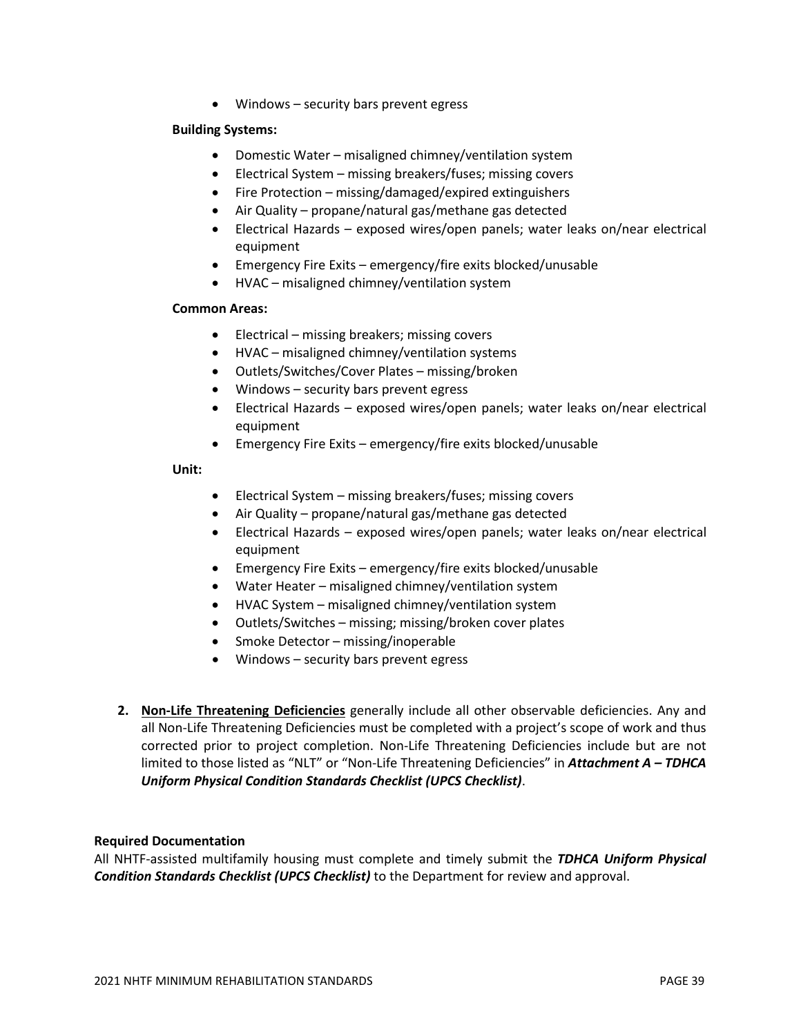- Windows – security bars prevent egress

**Building Systems:**

- Domestic Water – misaligned chimney/ventilation system
- Electrical System – missing breakers/fuses; missing covers
- Fire Protection – missing/damaged/expired extinguishers
- Air Quality – propane/natural gas/methane gas detected
- Electrical Hazards – exposed wires/open panels; water leaks on/near electrical equipment
- Emergency Fire Exits – emergency/fire exits blocked/unusable
- HVAC – misaligned chimney/ventilation system

**Common Areas:**

- Electrical – missing breakers; missing covers
- HVAC – misaligned chimney/ventilation systems
- Outlets/Switches/Cover Plates – missing/broken
- Windows – security bars prevent egress
- Electrical Hazards – exposed wires/open panels; water leaks on/near electrical equipment
- Emergency Fire Exits – emergency/fire exits blocked/unusable

**Unit:**

- Electrical System – missing breakers/fuses; missing covers
- Air Quality – propane/natural gas/methane gas detected
- Electrical Hazards – exposed wires/open panels; water leaks on/near electrical equipment
- Emergency Fire Exits – emergency/fire exits blocked/unusable
- Water Heater – misaligned chimney/ventilation system
- HVAC System – misaligned chimney/ventilation system
- Outlets/Switches – missing; missing/broken cover plates
- Smoke Detector – missing/inoperable
- Windows – security bars prevent egress

2. **Non-Life Threatening Deficiencies** generally include all other observable deficiencies. Any and all Non-Life Threatening Deficiencies must be completed with a project's scope of work and thus corrected prior to project completion. Non-Life Threatening Deficiencies include but are not limited to those listed as "NLT" or "Non-Life Threatening Deficiencies" in ***Attachment A – TDHCA Uniform Physical Condition Standards Checklist (UPCS Checklist)***.

**Required Documentation**

All NHTF-assisted multifamily housing must complete and timely submit the ***TDHCA Uniform Physical Condition Standards Checklist (UPCS Checklist)*** to the Department for review and approval.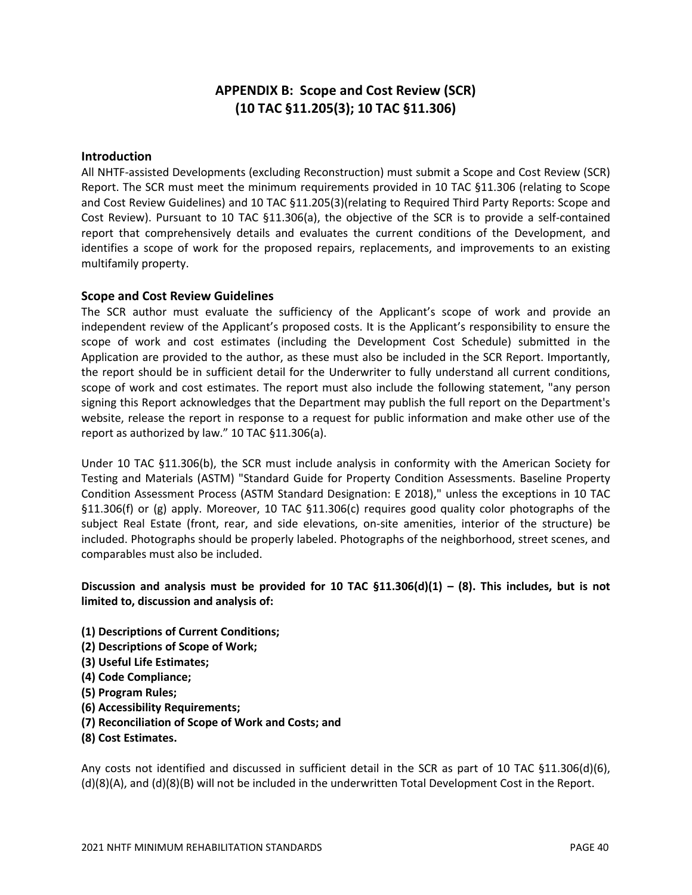# APPENDIX B: Scope and Cost Review (SCR) (10 TAC §11.205(3); 10 TAC §11.306)

## Introduction

All NHTF-assisted Developments (excluding Reconstruction) must submit a Scope and Cost Review (SCR) Report. The SCR must meet the minimum requirements provided in 10 TAC §11.306 (relating to Scope and Cost Review Guidelines) and 10 TAC §11.205(3)(relating to Required Third Party Reports: Scope and Cost Review). Pursuant to 10 TAC §11.306(a), the objective of the SCR is to provide a self-contained report that comprehensively details and evaluates the current conditions of the Development, and identifies a scope of work for the proposed repairs, replacements, and improvements to an existing multifamily property.

## Scope and Cost Review Guidelines

The SCR author must evaluate the sufficiency of the Applicant's scope of work and provide an independent review of the Applicant's proposed costs. It is the Applicant's responsibility to ensure the scope of work and cost estimates (including the Development Cost Schedule) submitted in the Application are provided to the author, as these must also be included in the SCR Report. Importantly, the report should be in sufficient detail for the Underwriter to fully understand all current conditions, scope of work and cost estimates. The report must also include the following statement, "any person signing this Report acknowledges that the Department may publish the full report on the Department's website, release the report in response to a request for public information and make other use of the report as authorized by law." 10 TAC §11.306(a).

Under 10 TAC §11.306(b), the SCR must include analysis in conformity with the American Society for Testing and Materials (ASTM) "Standard Guide for Property Condition Assessments. Baseline Property Condition Assessment Process (ASTM Standard Designation: E 2018)," unless the exceptions in 10 TAC §11.306(f) or (g) apply. Moreover, 10 TAC §11.306(c) requires good quality color photographs of the subject Real Estate (front, rear, and side elevations, on-site amenities, interior of the structure) be included. Photographs should be properly labeled. Photographs of the neighborhood, street scenes, and comparables must also be included.

**Discussion and analysis must be provided for 10 TAC §11.306(d)(1) – (8). This includes, but is not limited to, discussion and analysis of:**

**(1) Descriptions of Current Conditions;**
**(2) Descriptions of Scope of Work;**
**(3) Useful Life Estimates;**
**(4) Code Compliance;**
**(5) Program Rules;**
**(6) Accessibility Requirements;**
**(7) Reconciliation of Scope of Work and Costs; and**
**(8) Cost Estimates.**

Any costs not identified and discussed in sufficient detail in the SCR as part of 10 TAC §11.306(d)(6), (d)(8)(A), and (d)(8)(B) will not be included in the underwritten Total Development Cost in the Report.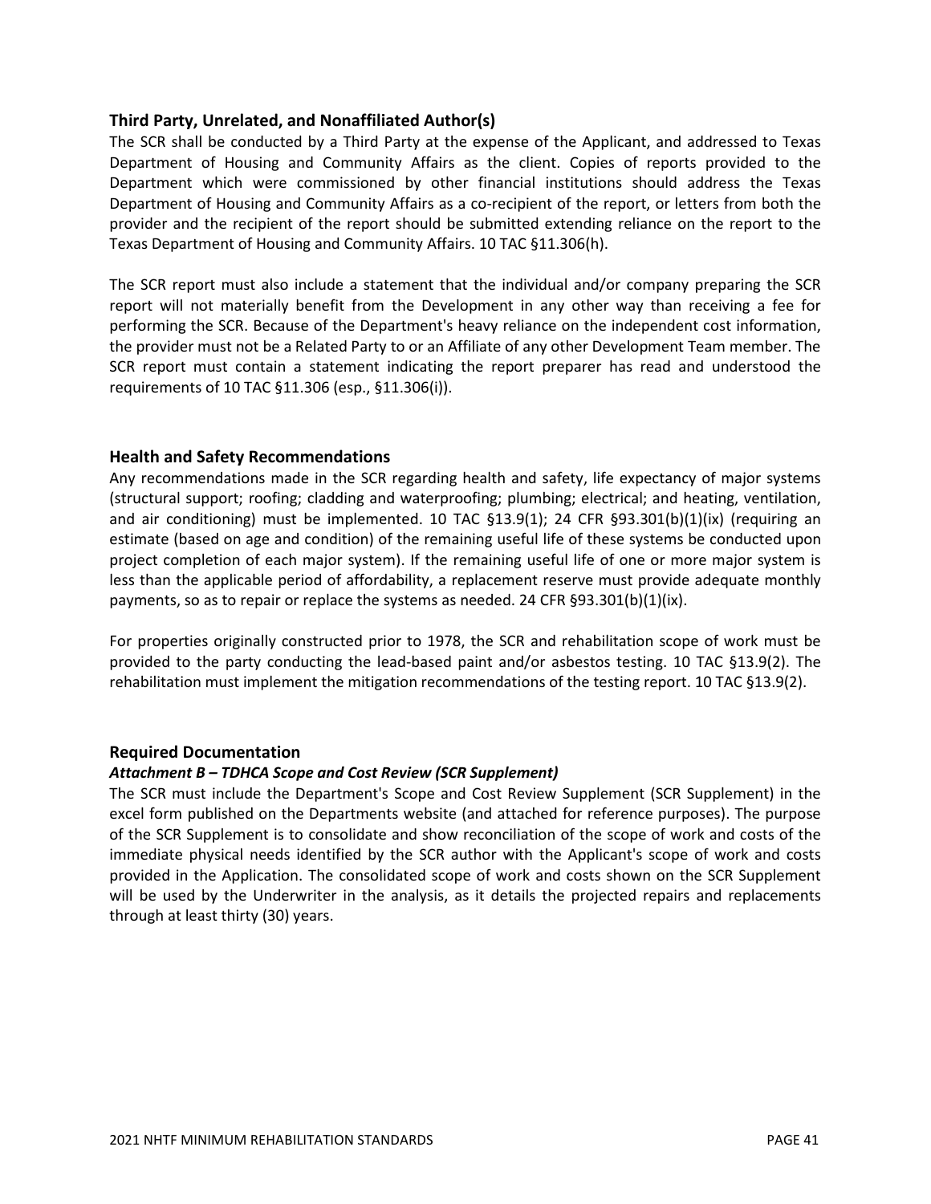### Third Party, Unrelated, and Nonaffiliated Author(s)

The SCR shall be conducted by a Third Party at the expense of the Applicant, and addressed to Texas Department of Housing and Community Affairs as the client. Copies of reports provided to the Department which were commissioned by other financial institutions should address the Texas Department of Housing and Community Affairs as a co-recipient of the report, or letters from both the provider and the recipient of the report should be submitted extending reliance on the report to the Texas Department of Housing and Community Affairs. 10 TAC §11.306(h).

The SCR report must also include a statement that the individual and/or company preparing the SCR report will not materially benefit from the Development in any other way than receiving a fee for performing the SCR. Because of the Department's heavy reliance on the independent cost information, the provider must not be a Related Party to or an Affiliate of any other Development Team member. The SCR report must contain a statement indicating the report preparer has read and understood the requirements of 10 TAC §11.306 (esp., §11.306(i)).

### Health and Safety Recommendations

Any recommendations made in the SCR regarding health and safety, life expectancy of major systems (structural support; roofing; cladding and waterproofing; plumbing; electrical; and heating, ventilation, and air conditioning) must be implemented. 10 TAC §13.9(1); 24 CFR §93.301(b)(1)(ix) (requiring an estimate (based on age and condition) of the remaining useful life of these systems be conducted upon project completion of each major system). If the remaining useful life of one or more major system is less than the applicable period of affordability, a replacement reserve must provide adequate monthly payments, so as to repair or replace the systems as needed. 24 CFR §93.301(b)(1)(ix).

For properties originally constructed prior to 1978, the SCR and rehabilitation scope of work must be provided to the party conducting the lead-based paint and/or asbestos testing. 10 TAC §13.9(2). The rehabilitation must implement the mitigation recommendations of the testing report. 10 TAC §13.9(2).

### Required Documentation

***Attachment B – TDHCA Scope and Cost Review (SCR Supplement)***

The SCR must include the Department's Scope and Cost Review Supplement (SCR Supplement) in the excel form published on the Departments website (and attached for reference purposes). The purpose of the SCR Supplement is to consolidate and show reconciliation of the scope of work and costs of the immediate physical needs identified by the SCR author with the Applicant's scope of work and costs provided in the Application. The consolidated scope of work and costs shown on the SCR Supplement will be used by the Underwriter in the analysis, as it details the projected repairs and replacements through at least thirty (30) years.